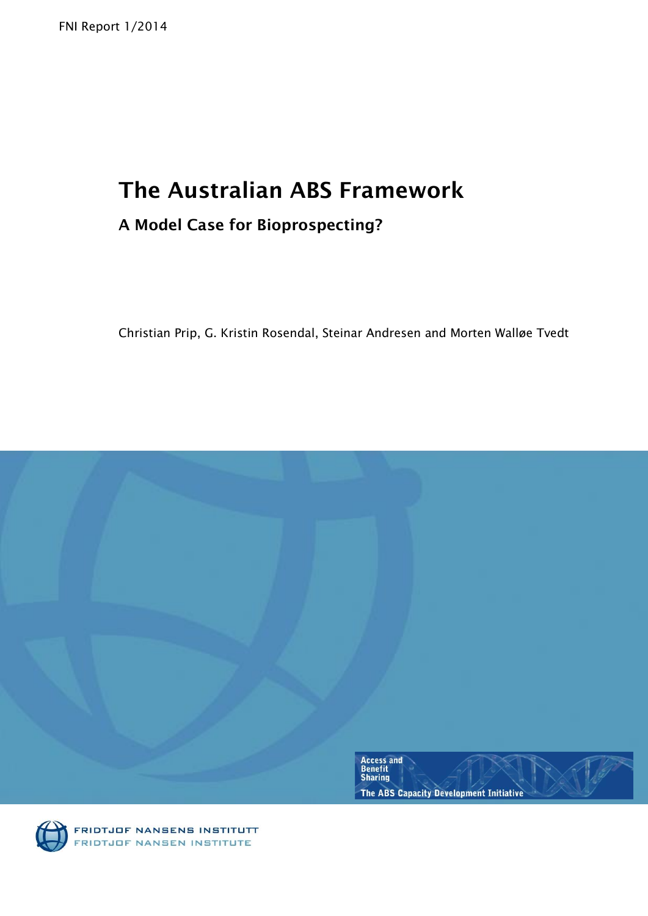FNI Report 1/2014

# The Australian ABS Framework

## A Model Case for Bioprospecting?

Christian Prip, G. Kristin Rosendal, Steinar Andresen and Morten Walløe Tvedt

Access and Benefit Sharing

The ABS Capacity Development Initiative

FRIDTJOF NANSENS INSTITUTT

FRIDTJOF NANSEN INSTITUTE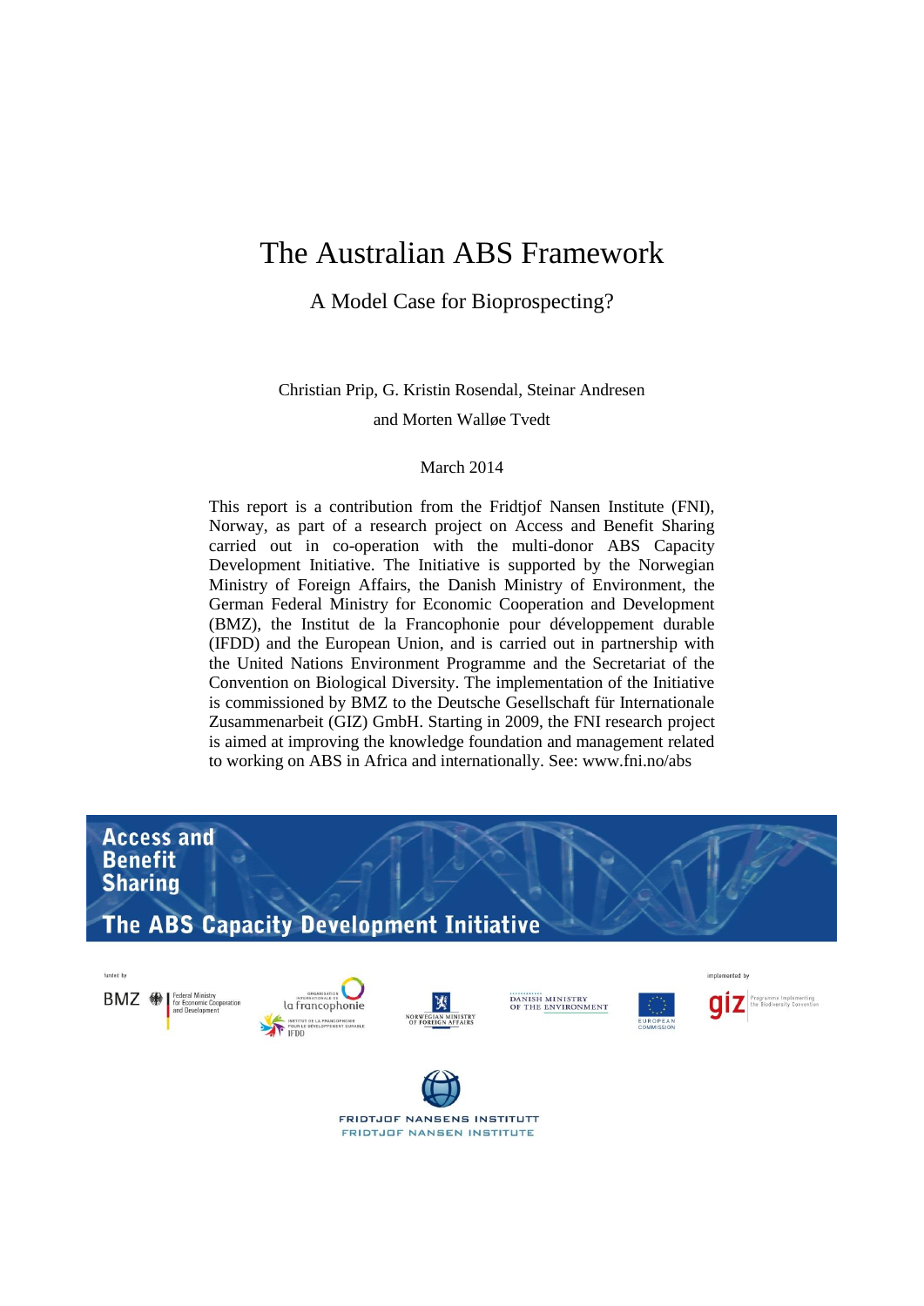# The Australian ABS Framework

## A Model Case for Bioprospecting?

Christian Prip, G. Kristin Rosendal, Steinar Andresen and Morten Walløe Tvedt

March 2014

This report is a contribution from the Fridtjof Nansen Institute (FNI), Norway, as part of a research project on Access and Benefit Sharing carried out in co-operation with the multi-donor ABS Capacity Development Initiative. The Initiative is supported by the Norwegian Ministry of Foreign Affairs, the Danish Ministry of Environment, the German Federal Ministry for Economic Cooperation and Development (BMZ), the Institut de la Francophonie pour développement durable (IFDD) and the European Union, and is carried out in partnership with the United Nations Environment Programme and the Secretariat of the Convention on Biological Diversity. The implementation of the Initiative is commissioned by BMZ to the Deutsche Gesellschaft für Internationale Zusammenarbeit (GIZ) GmbH. Starting in 2009, the FNI research project is aimed at improving the knowledge foundation and management related to working on ABS in Africa and internationally. See: www.fni.no/abs

Access and Benefit Sharing

The ABS Capacity Development Initiative

funded by

BMZ Federal Ministry for Economic Cooperation and Development

la francophonie IFDD

Norwegian Ministry of Foreign Affairs

Danish Ministry of the Environment

European Commission

implemented by

giz

Fridtjof Nansens Institutt
Fridtjof Nansen Institute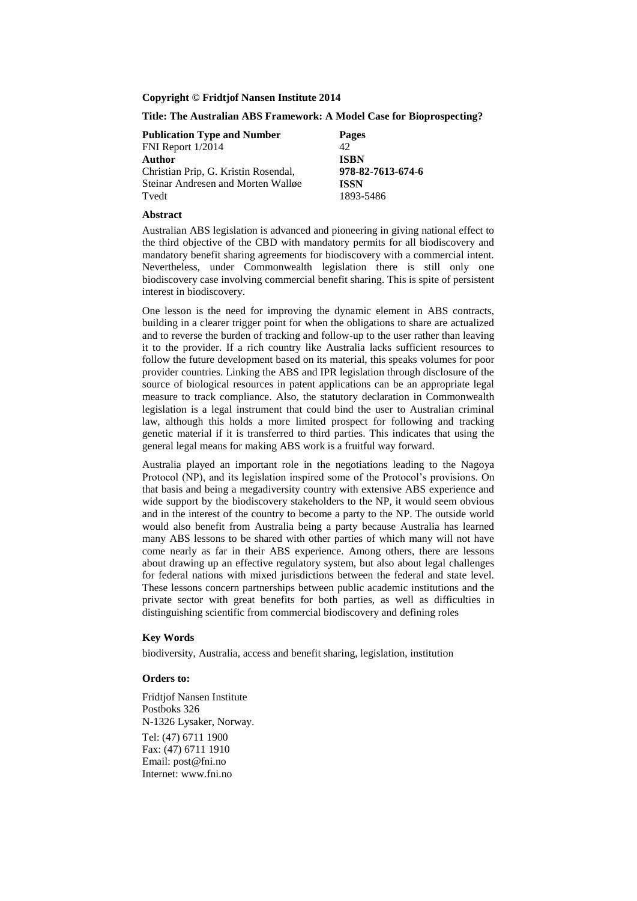**Copyright © Fridtjof Nansen Institute 2014**

**Title: The Australian ABS Framework: A Model Case for Bioprospecting?**

| **Publication Type and Number** | **Pages** |
|---|---|
| FNI Report 1/2014 | 42 |
| **Author** | **ISBN** |
| Christian Prip, G. Kristin Rosendal, Steinar Andresen and Morten Walløe Tvedt | **978-82-7613-674-6** |
| | **ISSN** |
| | 1893-5486 |

**Abstract**

Australian ABS legislation is advanced and pioneering in giving national effect to the third objective of the CBD with mandatory permits for all biodiscovery and mandatory benefit sharing agreements for biodiscovery with a commercial intent. Nevertheless, under Commonwealth legislation there is still only one biodiscovery case involving commercial benefit sharing. This is spite of persistent interest in biodiscovery.

One lesson is the need for improving the dynamic element in ABS contracts, building in a clearer trigger point for when the obligations to share are actualized and to reverse the burden of tracking and follow-up to the user rather than leaving it to the provider. If a rich country like Australia lacks sufficient resources to follow the future development based on its material, this speaks volumes for poor provider countries. Linking the ABS and IPR legislation through disclosure of the source of biological resources in patent applications can be an appropriate legal measure to track compliance. Also, the statutory declaration in Commonwealth legislation is a legal instrument that could bind the user to Australian criminal law, although this holds a more limited prospect for following and tracking genetic material if it is transferred to third parties. This indicates that using the general legal means for making ABS work is a fruitful way forward.

Australia played an important role in the negotiations leading to the Nagoya Protocol (NP), and its legislation inspired some of the Protocol's provisions. On that basis and being a megadiversity country with extensive ABS experience and wide support by the biodiscovery stakeholders to the NP, it would seem obvious and in the interest of the country to become a party to the NP. The outside world would also benefit from Australia being a party because Australia has learned many ABS lessons to be shared with other parties of which many will not have come nearly as far in their ABS experience. Among others, there are lessons about drawing up an effective regulatory system, but also about legal challenges for federal nations with mixed jurisdictions between the federal and state level. These lessons concern partnerships between public academic institutions and the private sector with great benefits for both parties, as well as difficulties in distinguishing scientific from commercial biodiscovery and defining roles

**Key Words**

biodiversity, Australia, access and benefit sharing, legislation, institution

**Orders to:**

Fridtjof Nansen Institute
Postboks 326
N-1326 Lysaker, Norway.

Tel: (47) 6711 1900
Fax: (47) 6711 1910
Email: post@fni.no
Internet: www.fni.no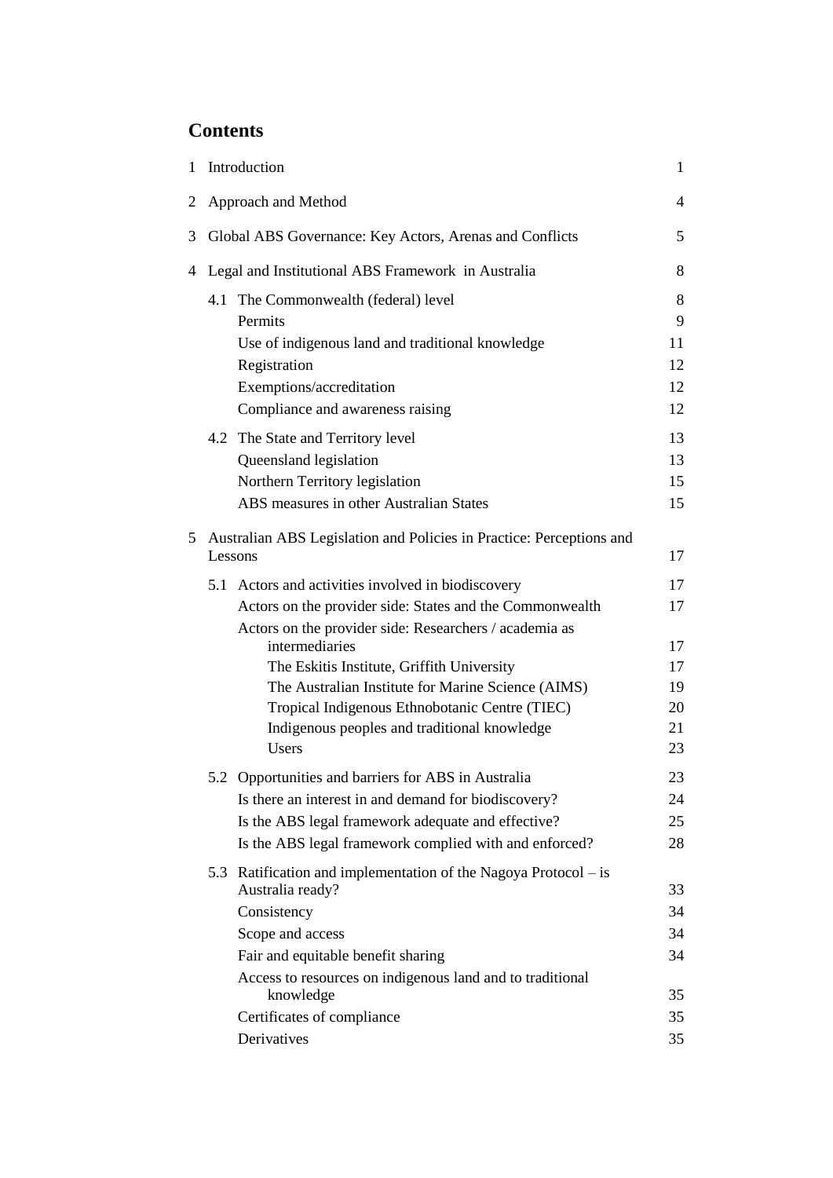# Contents

| | | |
|---|---|---|
| 1 | Introduction | 1 |
| 2 | Approach and Method | 4 |
| 3 | Global ABS Governance: Key Actors, Arenas and Conflicts | 5 |
| 4 | Legal and Institutional ABS Framework in Australia | 8 |
| | 4.1 The Commonwealth (federal) level | 8 |
| | Permits | 9 |
| | Use of indigenous land and traditional knowledge | 11 |
| | Registration | 12 |
| | Exemptions/accreditation | 12 |
| | Compliance and awareness raising | 12 |
| | 4.2 The State and Territory level | 13 |
| | Queensland legislation | 13 |
| | Northern Territory legislation | 15 |
| | ABS measures in other Australian States | 15 |
| 5 | Australian ABS Legislation and Policies in Practice: Perceptions and Lessons | 17 |
| | 5.1 Actors and activities involved in biodiscovery | 17 |
| | Actors on the provider side: States and the Commonwealth | 17 |
| | Actors on the provider side: Researchers / academia as intermediaries | 17 |
| | The Eskitis Institute, Griffith University | 17 |
| | The Australian Institute for Marine Science (AIMS) | 19 |
| | Tropical Indigenous Ethnobotanic Centre (TIEC) | 20 |
| | Indigenous peoples and traditional knowledge | 21 |
| | Users | 23 |
| | 5.2 Opportunities and barriers for ABS in Australia | 23 |
| | Is there an interest in and demand for biodiscovery? | 24 |
| | Is the ABS legal framework adequate and effective? | 25 |
| | Is the ABS legal framework complied with and enforced? | 28 |
| | 5.3 Ratification and implementation of the Nagoya Protocol – is Australia ready? | 33 |
| | Consistency | 34 |
| | Scope and access | 34 |
| | Fair and equitable benefit sharing | 34 |
| | Access to resources on indigenous land and to traditional knowledge | 35 |
| | Certificates of compliance | 35 |
| | Derivatives | 35 |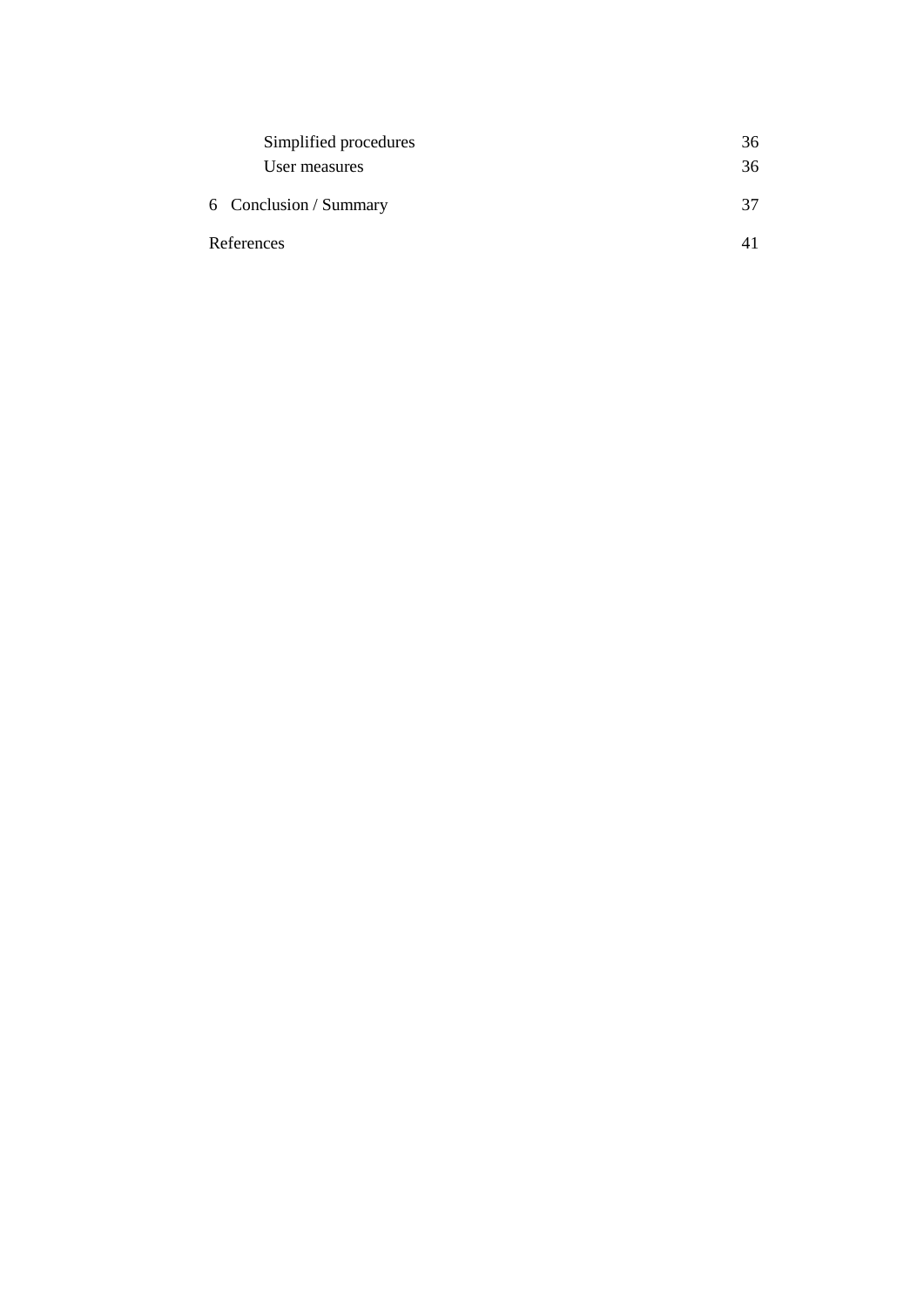Simplified procedures 36

User measures 36

6 Conclusion / Summary 37

References 41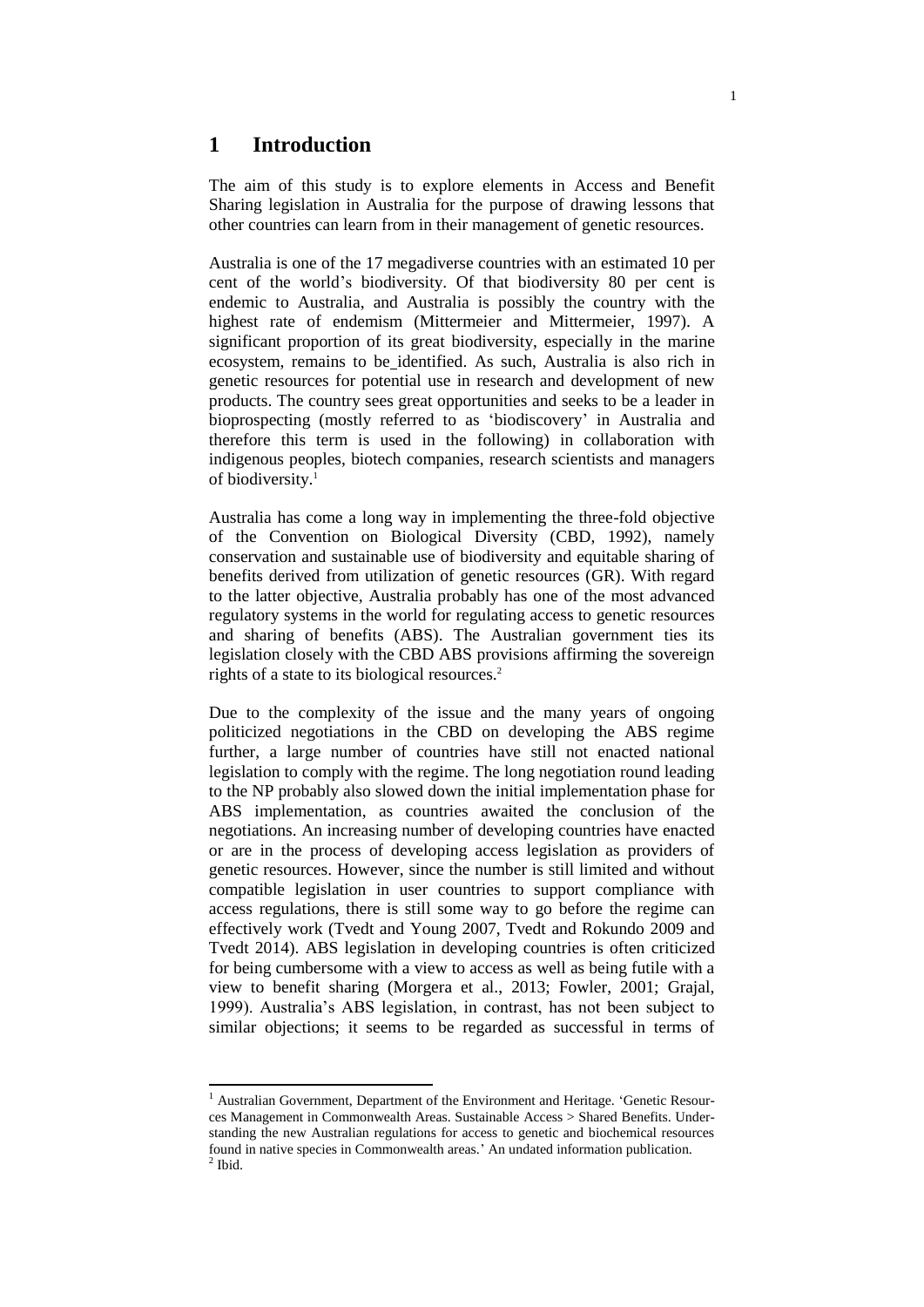# 1 Introduction

The aim of this study is to explore elements in Access and Benefit Sharing legislation in Australia for the purpose of drawing lessons that other countries can learn from in their management of genetic resources.

Australia is one of the 17 megadiverse countries with an estimated 10 per cent of the world's biodiversity. Of that biodiversity 80 per cent is endemic to Australia, and Australia is possibly the country with the highest rate of endemism (Mittermeier and Mittermeier, 1997). A significant proportion of its great biodiversity, especially in the marine ecosystem, remains to be identified. As such, Australia is also rich in genetic resources for potential use in research and development of new products. The country sees great opportunities and seeks to be a leader in bioprospecting (mostly referred to as 'biodiscovery' in Australia and therefore this term is used in the following) in collaboration with indigenous peoples, biotech companies, research scientists and managers of biodiversity.[1]

Australia has come a long way in implementing the three-fold objective of the Convention on Biological Diversity (CBD, 1992), namely conservation and sustainable use of biodiversity and equitable sharing of benefits derived from utilization of genetic resources (GR). With regard to the latter objective, Australia probably has one of the most advanced regulatory systems in the world for regulating access to genetic resources and sharing of benefits (ABS). The Australian government ties its legislation closely with the CBD ABS provisions affirming the sovereign rights of a state to its biological resources.[2]

Due to the complexity of the issue and the many years of ongoing politicized negotiations in the CBD on developing the ABS regime further, a large number of countries have still not enacted national legislation to comply with the regime. The long negotiation round leading to the NP probably also slowed down the initial implementation phase for ABS implementation, as countries awaited the conclusion of the negotiations. An increasing number of developing countries have enacted or are in the process of developing access legislation as providers of genetic resources. However, since the number is still limited and without compatible legislation in user countries to support compliance with access regulations, there is still some way to go before the regime can effectively work (Tvedt and Young 2007, Tvedt and Rokundo 2009 and Tvedt 2014). ABS legislation in developing countries is often criticized for being cumbersome with a view to access as well as being futile with a view to benefit sharing (Morgera et al., 2013; Fowler, 2001; Grajal, 1999). Australia's ABS legislation, in contrast, has not been subject to similar objections; it seems to be regarded as successful in terms of

---

[1] Australian Government, Department of the Environment and Heritage. 'Genetic Resources Management in Commonwealth Areas. Sustainable Access > Shared Benefits. Understanding the new Australian regulations for access to genetic and biochemical resources found in native species in Commonwealth areas.' An undated information publication.

[2] Ibid.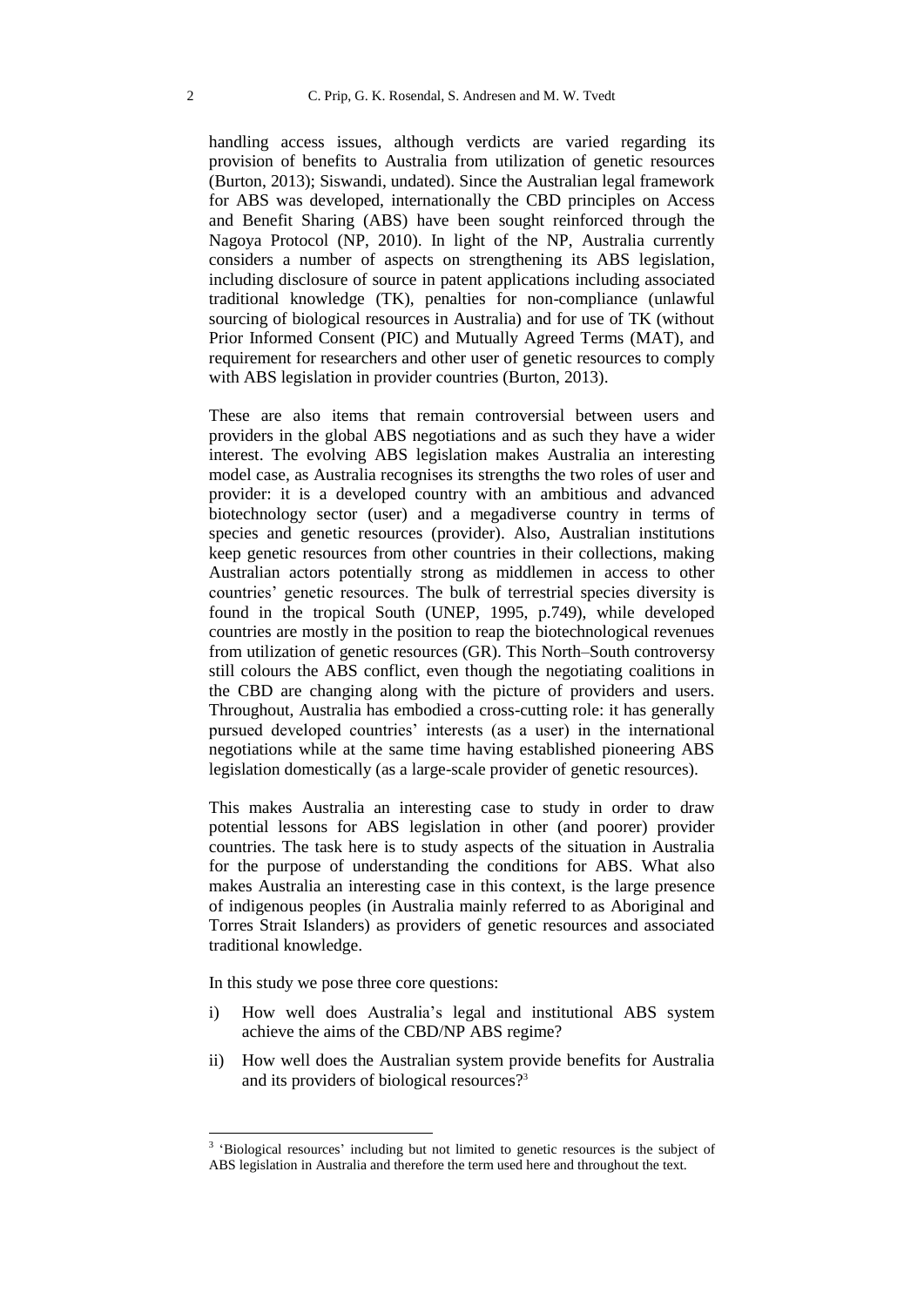handling access issues, although verdicts are varied regarding its provision of benefits to Australia from utilization of genetic resources (Burton, 2013); Siswandi, undated). Since the Australian legal framework for ABS was developed, internationally the CBD principles on Access and Benefit Sharing (ABS) have been sought reinforced through the Nagoya Protocol (NP, 2010). In light of the NP, Australia currently considers a number of aspects on strengthening its ABS legislation, including disclosure of source in patent applications including associated traditional knowledge (TK), penalties for non-compliance (unlawful sourcing of biological resources in Australia) and for use of TK (without Prior Informed Consent (PIC) and Mutually Agreed Terms (MAT), and requirement for researchers and other user of genetic resources to comply with ABS legislation in provider countries (Burton, 2013).

These are also items that remain controversial between users and providers in the global ABS negotiations and as such they have a wider interest. The evolving ABS legislation makes Australia an interesting model case, as Australia recognises its strengths the two roles of user and provider: it is a developed country with an ambitious and advanced biotechnology sector (user) and a megadiverse country in terms of species and genetic resources (provider). Also, Australian institutions keep genetic resources from other countries in their collections, making Australian actors potentially strong as middlemen in access to other countries' genetic resources. The bulk of terrestrial species diversity is found in the tropical South (UNEP, 1995, p.749), while developed countries are mostly in the position to reap the biotechnological revenues from utilization of genetic resources (GR). This North–South controversy still colours the ABS conflict, even though the negotiating coalitions in the CBD are changing along with the picture of providers and users. Throughout, Australia has embodied a cross-cutting role: it has generally pursued developed countries' interests (as a user) in the international negotiations while at the same time having established pioneering ABS legislation domestically (as a large-scale provider of genetic resources).

This makes Australia an interesting case to study in order to draw potential lessons for ABS legislation in other (and poorer) provider countries. The task here is to study aspects of the situation in Australia for the purpose of understanding the conditions for ABS. What also makes Australia an interesting case in this context, is the large presence of indigenous peoples (in Australia mainly referred to as Aboriginal and Torres Strait Islanders) as providers of genetic resources and associated traditional knowledge.

In this study we pose three core questions:

i) How well does Australia's legal and institutional ABS system achieve the aims of the CBD/NP ABS regime?

ii) How well does the Australian system provide benefits for Australia and its providers of biological resources?[3]

[3] 'Biological resources' including but not limited to genetic resources is the subject of ABS legislation in Australia and therefore the term used here and throughout the text.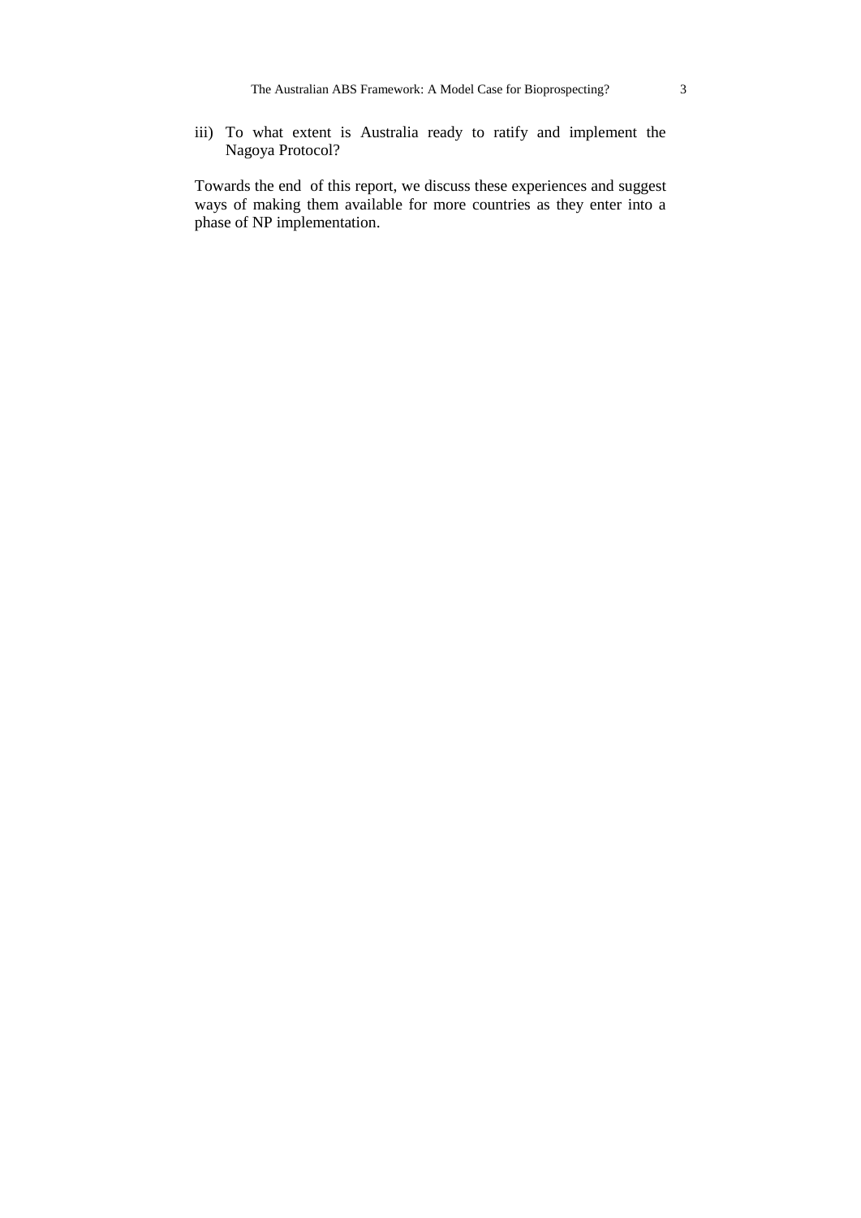iii) To what extent is Australia ready to ratify and implement the Nagoya Protocol?

Towards the end of this report, we discuss these experiences and suggest ways of making them available for more countries as they enter into a phase of NP implementation.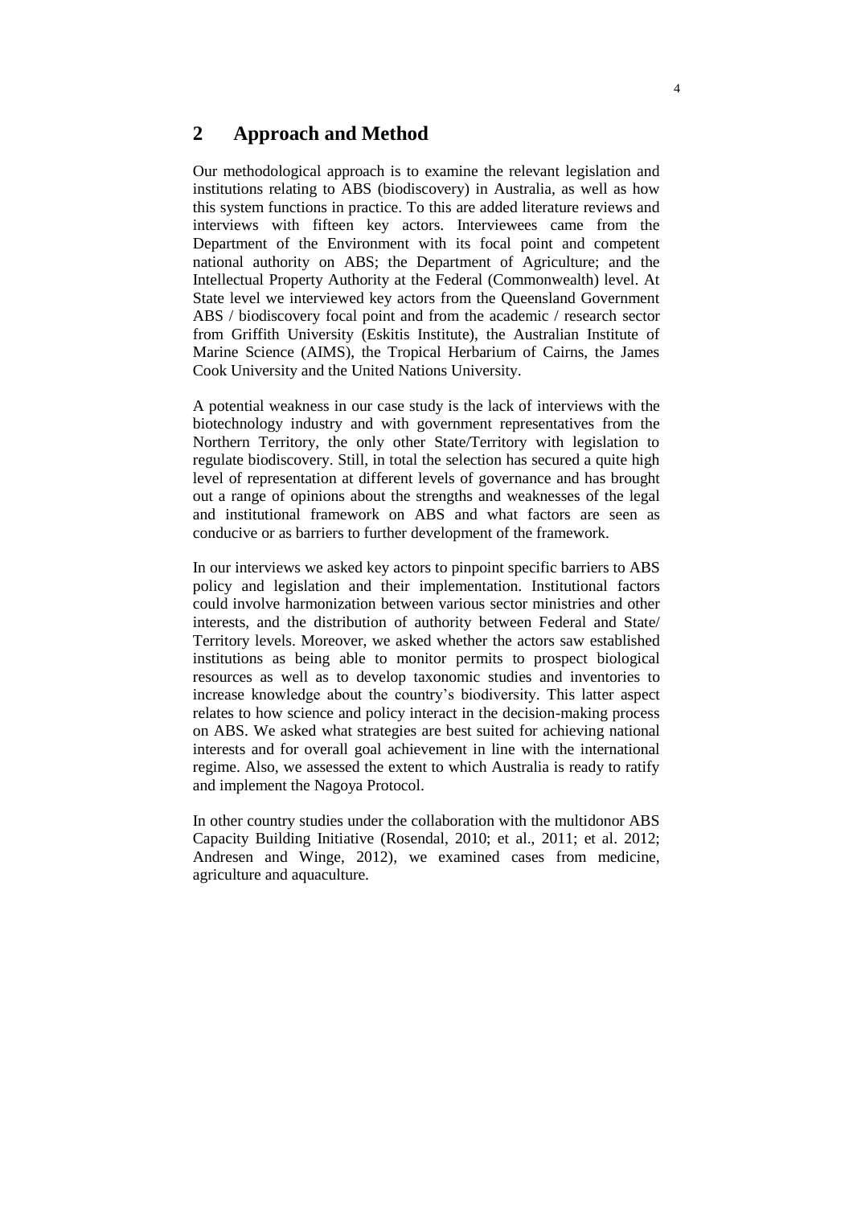## 2 Approach and Method

Our methodological approach is to examine the relevant legislation and institutions relating to ABS (biodiscovery) in Australia, as well as how this system functions in practice. To this are added literature reviews and interviews with fifteen key actors. Interviewees came from the Department of the Environment with its focal point and competent national authority on ABS; the Department of Agriculture; and the Intellectual Property Authority at the Federal (Commonwealth) level. At State level we interviewed key actors from the Queensland Government ABS / biodiscovery focal point and from the academic / research sector from Griffith University (Eskitis Institute), the Australian Institute of Marine Science (AIMS), the Tropical Herbarium of Cairns, the James Cook University and the United Nations University.

A potential weakness in our case study is the lack of interviews with the biotechnology industry and with government representatives from the Northern Territory, the only other State/Territory with legislation to regulate biodiscovery. Still, in total the selection has secured a quite high level of representation at different levels of governance and has brought out a range of opinions about the strengths and weaknesses of the legal and institutional framework on ABS and what factors are seen as conducive or as barriers to further development of the framework.

In our interviews we asked key actors to pinpoint specific barriers to ABS policy and legislation and their implementation. Institutional factors could involve harmonization between various sector ministries and other interests, and the distribution of authority between Federal and State/ Territory levels. Moreover, we asked whether the actors saw established institutions as being able to monitor permits to prospect biological resources as well as to develop taxonomic studies and inventories to increase knowledge about the country's biodiversity. This latter aspect relates to how science and policy interact in the decision-making process on ABS. We asked what strategies are best suited for achieving national interests and for overall goal achievement in line with the international regime. Also, we assessed the extent to which Australia is ready to ratify and implement the Nagoya Protocol.

In other country studies under the collaboration with the multidonor ABS Capacity Building Initiative (Rosendal, 2010; et al., 2011; et al. 2012; Andresen and Winge, 2012), we examined cases from medicine, agriculture and aquaculture.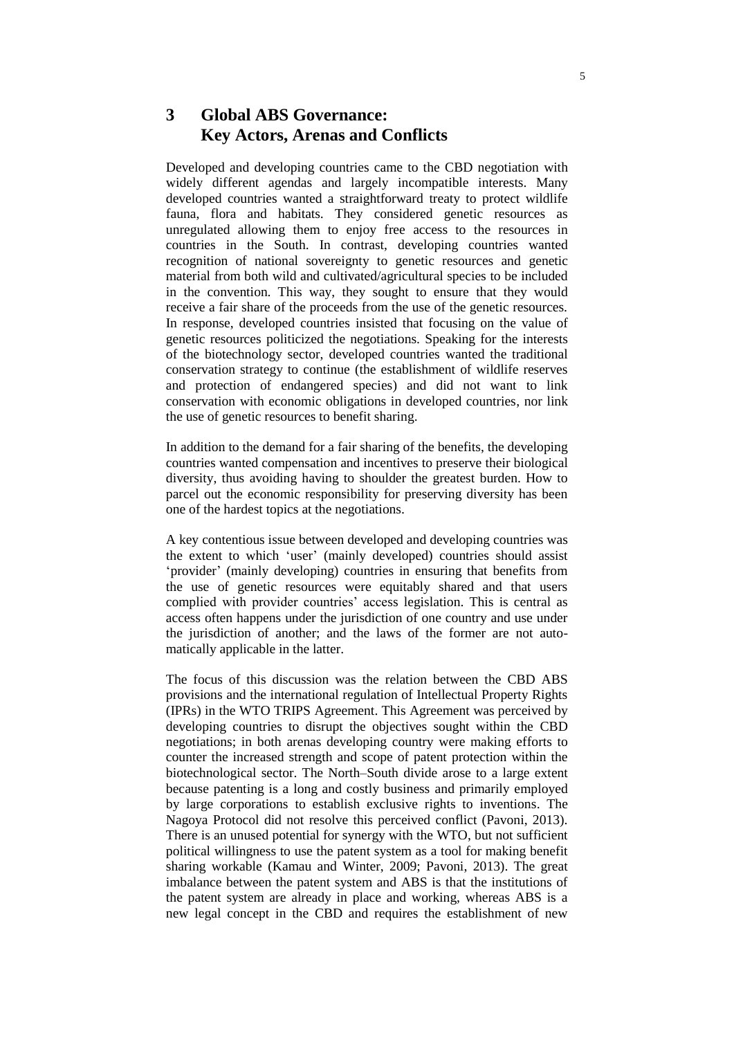# 3 Global ABS Governance: Key Actors, Arenas and Conflicts

Developed and developing countries came to the CBD negotiation with widely different agendas and largely incompatible interests. Many developed countries wanted a straightforward treaty to protect wildlife fauna, flora and habitats. They considered genetic resources as unregulated allowing them to enjoy free access to the resources in countries in the South. In contrast, developing countries wanted recognition of national sovereignty to genetic resources and genetic material from both wild and cultivated/agricultural species to be included in the convention. This way, they sought to ensure that they would receive a fair share of the proceeds from the use of the genetic resources. In response, developed countries insisted that focusing on the value of genetic resources politicized the negotiations. Speaking for the interests of the biotechnology sector, developed countries wanted the traditional conservation strategy to continue (the establishment of wildlife reserves and protection of endangered species) and did not want to link conservation with economic obligations in developed countries, nor link the use of genetic resources to benefit sharing.

In addition to the demand for a fair sharing of the benefits, the developing countries wanted compensation and incentives to preserve their biological diversity, thus avoiding having to shoulder the greatest burden. How to parcel out the economic responsibility for preserving diversity has been one of the hardest topics at the negotiations.

A key contentious issue between developed and developing countries was the extent to which 'user' (mainly developed) countries should assist 'provider' (mainly developing) countries in ensuring that benefits from the use of genetic resources were equitably shared and that users complied with provider countries' access legislation. This is central as access often happens under the jurisdiction of one country and use under the jurisdiction of another; and the laws of the former are not automatically applicable in the latter.

The focus of this discussion was the relation between the CBD ABS provisions and the international regulation of Intellectual Property Rights (IPRs) in the WTO TRIPS Agreement. This Agreement was perceived by developing countries to disrupt the objectives sought within the CBD negotiations; in both arenas developing country were making efforts to counter the increased strength and scope of patent protection within the biotechnological sector. The North–South divide arose to a large extent because patenting is a long and costly business and primarily employed by large corporations to establish exclusive rights to inventions. The Nagoya Protocol did not resolve this perceived conflict (Pavoni, 2013). There is an unused potential for synergy with the WTO, but not sufficient political willingness to use the patent system as a tool for making benefit sharing workable (Kamau and Winter, 2009; Pavoni, 2013). The great imbalance between the patent system and ABS is that the institutions of the patent system are already in place and working, whereas ABS is a new legal concept in the CBD and requires the establishment of new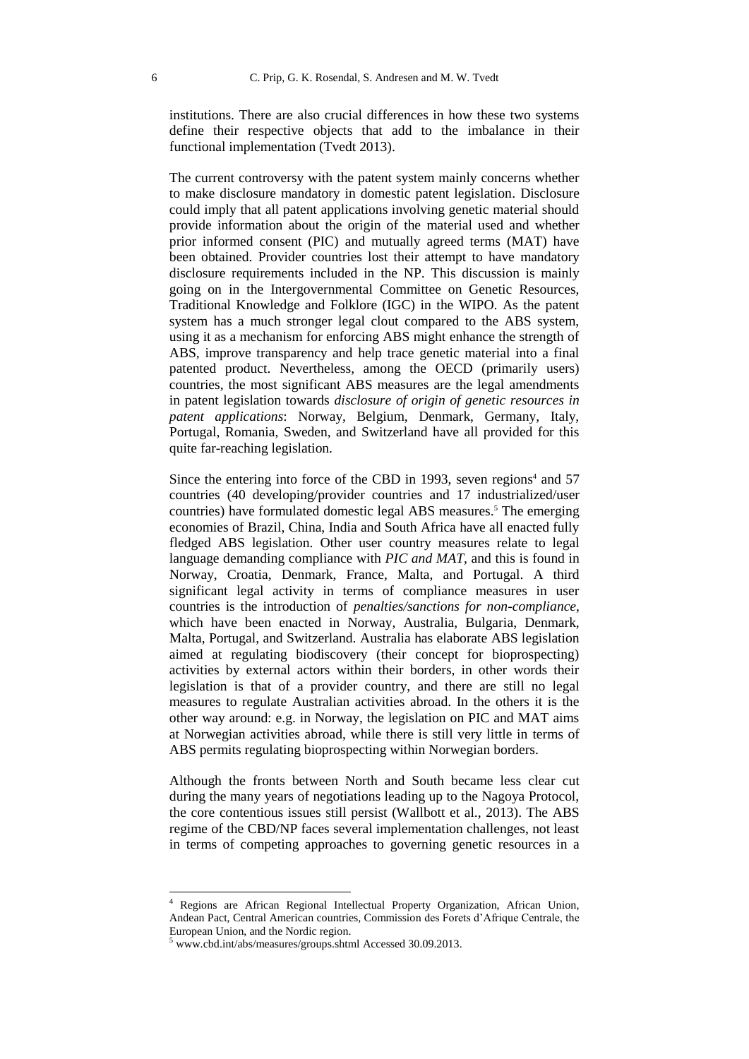institutions. There are also crucial differences in how these two systems define their respective objects that add to the imbalance in their functional implementation (Tvedt 2013).

The current controversy with the patent system mainly concerns whether to make disclosure mandatory in domestic patent legislation. Disclosure could imply that all patent applications involving genetic material should provide information about the origin of the material used and whether prior informed consent (PIC) and mutually agreed terms (MAT) have been obtained. Provider countries lost their attempt to have mandatory disclosure requirements included in the NP. This discussion is mainly going on in the Intergovernmental Committee on Genetic Resources, Traditional Knowledge and Folklore (IGC) in the WIPO. As the patent system has a much stronger legal clout compared to the ABS system, using it as a mechanism for enforcing ABS might enhance the strength of ABS, improve transparency and help trace genetic material into a final patented product. Nevertheless, among the OECD (primarily users) countries, the most significant ABS measures are the legal amendments in patent legislation towards *disclosure of origin of genetic resources in patent applications*: Norway, Belgium, Denmark, Germany, Italy, Portugal, Romania, Sweden, and Switzerland have all provided for this quite far-reaching legislation.

Since the entering into force of the CBD in 1993, seven regions[4] and 57 countries (40 developing/provider countries and 17 industrialized/user countries) have formulated domestic legal ABS measures.[5] The emerging economies of Brazil, China, India and South Africa have all enacted fully fledged ABS legislation. Other user country measures relate to legal language demanding compliance with *PIC and MAT*, and this is found in Norway, Croatia, Denmark, France, Malta, and Portugal. A third significant legal activity in terms of compliance measures in user countries is the introduction of *penalties/sanctions for non-compliance*, which have been enacted in Norway, Australia, Bulgaria, Denmark, Malta, Portugal, and Switzerland. Australia has elaborate ABS legislation aimed at regulating biodiscovery (their concept for bioprospecting) activities by external actors within their borders, in other words their legislation is that of a provider country, and there are still no legal measures to regulate Australian activities abroad. In the others it is the other way around: e.g. in Norway, the legislation on PIC and MAT aims at Norwegian activities abroad, while there is still very little in terms of ABS permits regulating bioprospecting within Norwegian borders.

Although the fronts between North and South became less clear cut during the many years of negotiations leading up to the Nagoya Protocol, the core contentious issues still persist (Wallbott et al., 2013). The ABS regime of the CBD/NP faces several implementation challenges, not least in terms of competing approaches to governing genetic resources in a

---

[4] Regions are African Regional Intellectual Property Organization, African Union, Andean Pact, Central American countries, Commission des Forets d'Afrique Centrale, the European Union, and the Nordic region.

[5] www.cbd.int/abs/measures/groups.shtml Accessed 30.09.2013.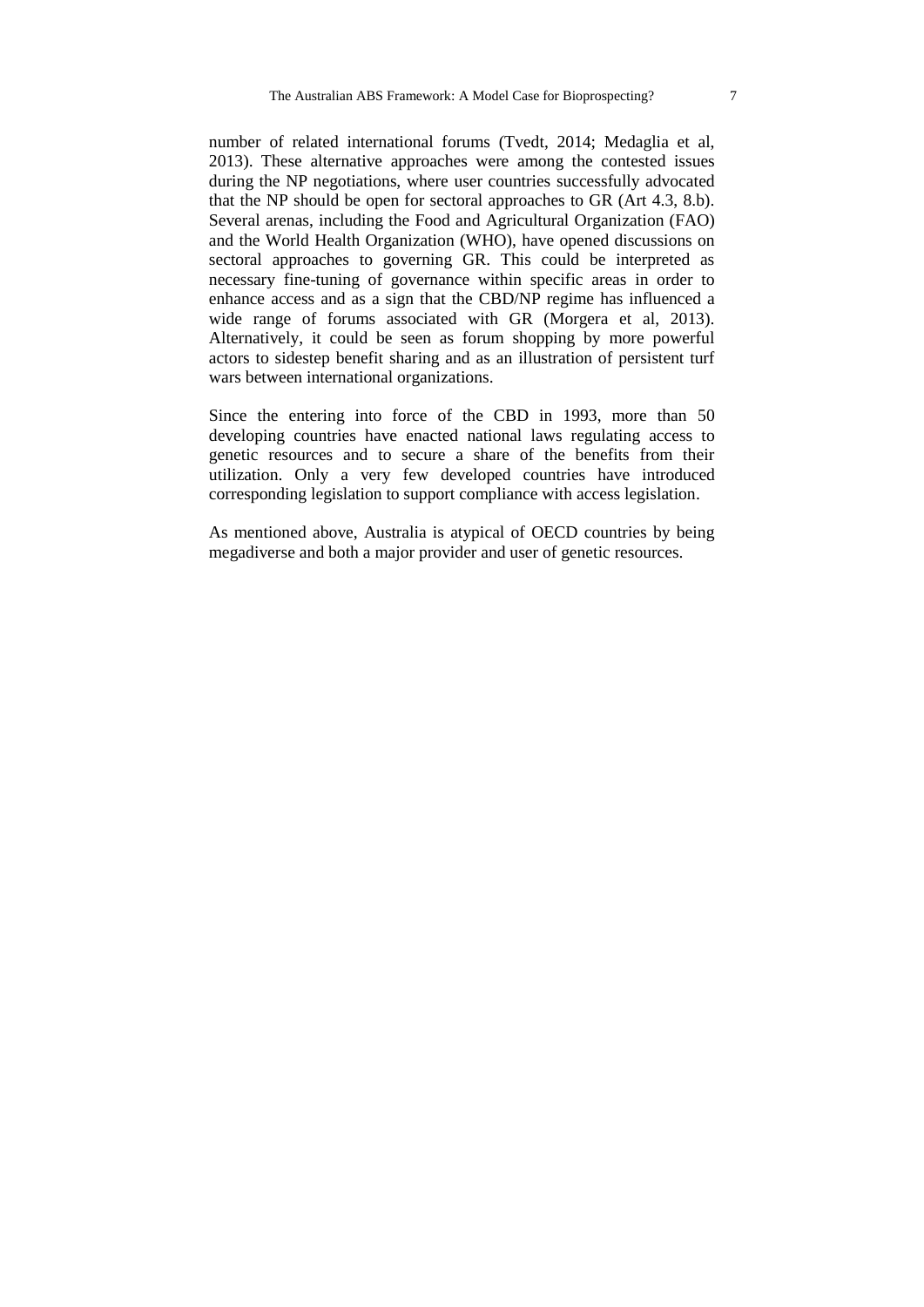number of related international forums (Tvedt, 2014; Medaglia et al, 2013). These alternative approaches were among the contested issues during the NP negotiations, where user countries successfully advocated that the NP should be open for sectoral approaches to GR (Art 4.3, 8.b). Several arenas, including the Food and Agricultural Organization (FAO) and the World Health Organization (WHO), have opened discussions on sectoral approaches to governing GR. This could be interpreted as necessary fine-tuning of governance within specific areas in order to enhance access and as a sign that the CBD/NP regime has influenced a wide range of forums associated with GR (Morgera et al, 2013). Alternatively, it could be seen as forum shopping by more powerful actors to sidestep benefit sharing and as an illustration of persistent turf wars between international organizations.

Since the entering into force of the CBD in 1993, more than 50 developing countries have enacted national laws regulating access to genetic resources and to secure a share of the benefits from their utilization. Only a very few developed countries have introduced corresponding legislation to support compliance with access legislation.

As mentioned above, Australia is atypical of OECD countries by being megadiverse and both a major provider and user of genetic resources.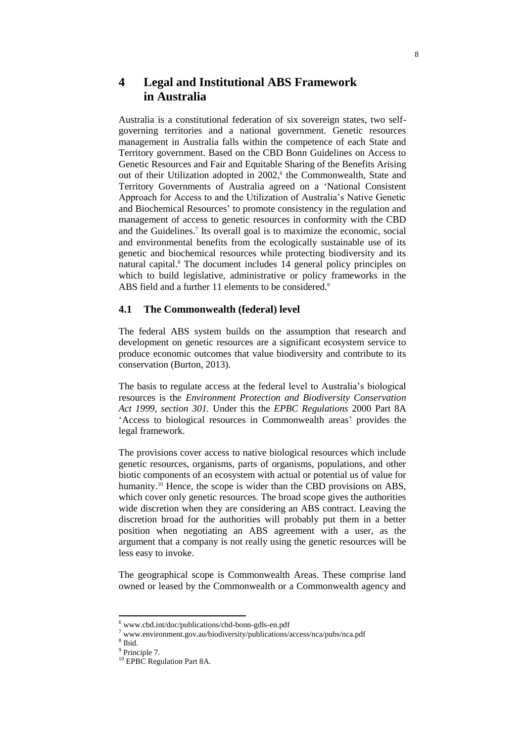# 4 Legal and Institutional ABS Framework in Australia

Australia is a constitutional federation of six sovereign states, two self-governing territories and a national government. Genetic resources management in Australia falls within the competence of each State and Territory government. Based on the CBD Bonn Guidelines on Access to Genetic Resources and Fair and Equitable Sharing of the Benefits Arising out of their Utilization adopted in 2002,[6] the Commonwealth, State and Territory Governments of Australia agreed on a 'National Consistent Approach for Access to and the Utilization of Australia's Native Genetic and Biochemical Resources' to promote consistency in the regulation and management of access to genetic resources in conformity with the CBD and the Guidelines.[7] Its overall goal is to maximize the economic, social and environmental benefits from the ecologically sustainable use of its genetic and biochemical resources while protecting biodiversity and its natural capital.[8] The document includes 14 general policy principles on which to build legislative, administrative or policy frameworks in the ABS field and a further 11 elements to be considered.[9]

## 4.1 The Commonwealth (federal) level

The federal ABS system builds on the assumption that research and development on genetic resources are a significant ecosystem service to produce economic outcomes that value biodiversity and contribute to its conservation (Burton, 2013).

The basis to regulate access at the federal level to Australia's biological resources is the *Environment Protection and Biodiversity Conservation Act 1999, section 301.* Under this the *EPBC Regulations* 2000 Part 8A 'Access to biological resources in Commonwealth areas' provides the legal framework.

The provisions cover access to native biological resources which include genetic resources, organisms, parts of organisms, populations, and other biotic components of an ecosystem with actual or potential us of value for humanity.[10] Hence, the scope is wider than the CBD provisions on ABS, which cover only genetic resources. The broad scope gives the authorities wide discretion when they are considering an ABS contract. Leaving the discretion broad for the authorities will probably put them in a better position when negotiating an ABS agreement with a user, as the argument that a company is not really using the genetic resources will be less easy to invoke.

The geographical scope is Commonwealth Areas. These comprise land owned or leased by the Commonwealth or a Commonwealth agency and

---

[6] www.cbd.int/doc/publications/cbd-bonn-gdls-en.pdf

[7] www.environment.gov.au/biodiversity/publications/access/nca/pubs/nca.pdf

[8] Ibid.

[9] Principle 7.

[10] EPBC Regulation Part 8A.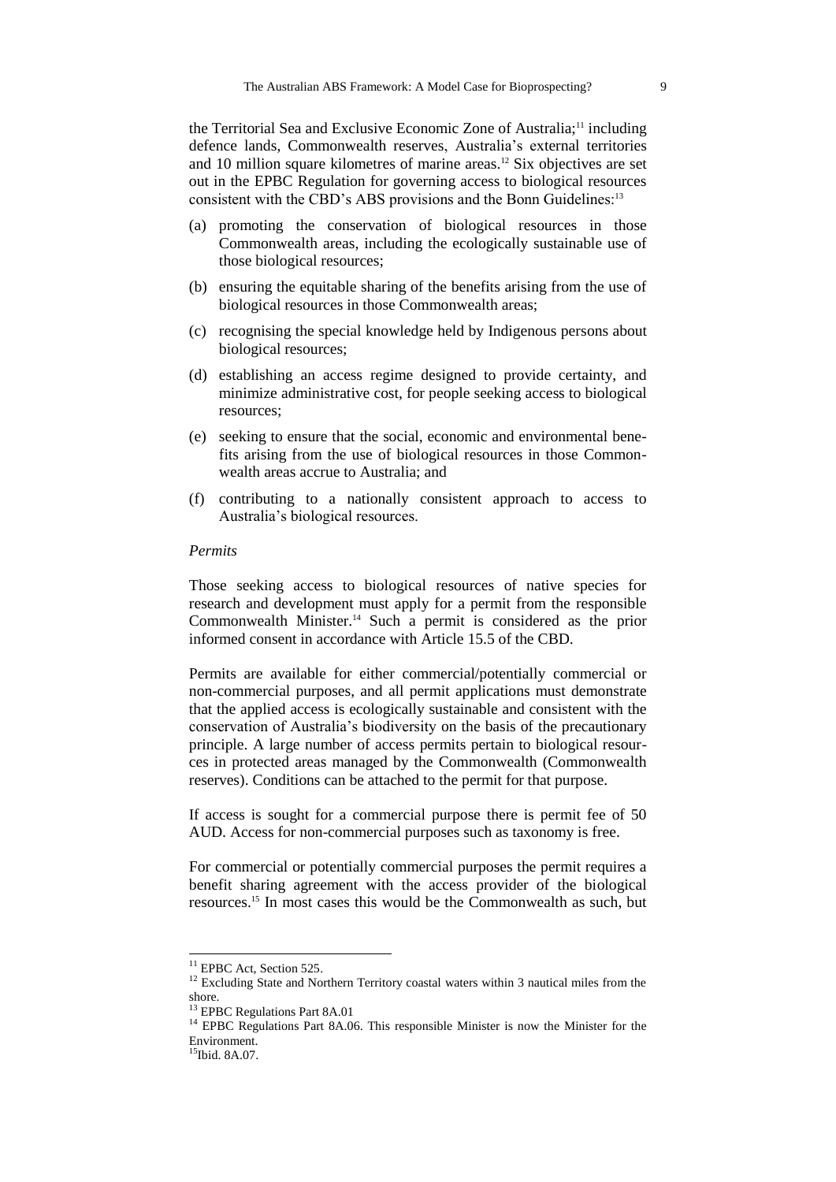the Territorial Sea and Exclusive Economic Zone of Australia;[11] including defence lands, Commonwealth reserves, Australia's external territories and 10 million square kilometres of marine areas.[12] Six objectives are set out in the EPBC Regulation for governing access to biological resources consistent with the CBD's ABS provisions and the Bonn Guidelines:[13]

(a) promoting the conservation of biological resources in those Commonwealth areas, including the ecologically sustainable use of those biological resources;

(b) ensuring the equitable sharing of the benefits arising from the use of biological resources in those Commonwealth areas;

(c) recognising the special knowledge held by Indigenous persons about biological resources;

(d) establishing an access regime designed to provide certainty, and minimize administrative cost, for people seeking access to biological resources;

(e) seeking to ensure that the social, economic and environmental benefits arising from the use of biological resources in those Commonwealth areas accrue to Australia; and

(f) contributing to a nationally consistent approach to access to Australia's biological resources.

*Permits*

Those seeking access to biological resources of native species for research and development must apply for a permit from the responsible Commonwealth Minister.[14] Such a permit is considered as the prior informed consent in accordance with Article 15.5 of the CBD.

Permits are available for either commercial/potentially commercial or non-commercial purposes, and all permit applications must demonstrate that the applied access is ecologically sustainable and consistent with the conservation of Australia's biodiversity on the basis of the precautionary principle. A large number of access permits pertain to biological resources in protected areas managed by the Commonwealth (Commonwealth reserves). Conditions can be attached to the permit for that purpose.

If access is sought for a commercial purpose there is permit fee of 50 AUD. Access for non-commercial purposes such as taxonomy is free.

For commercial or potentially commercial purposes the permit requires a benefit sharing agreement with the access provider of the biological resources.[15] In most cases this would be the Commonwealth as such, but

---

[11] EPBC Act, Section 525.

[12] Excluding State and Northern Territory coastal waters within 3 nautical miles from the shore.

[13] EPBC Regulations Part 8A.01

[14] EPBC Regulations Part 8A.06. This responsible Minister is now the Minister for the Environment.

[15] Ibid. 8A.07.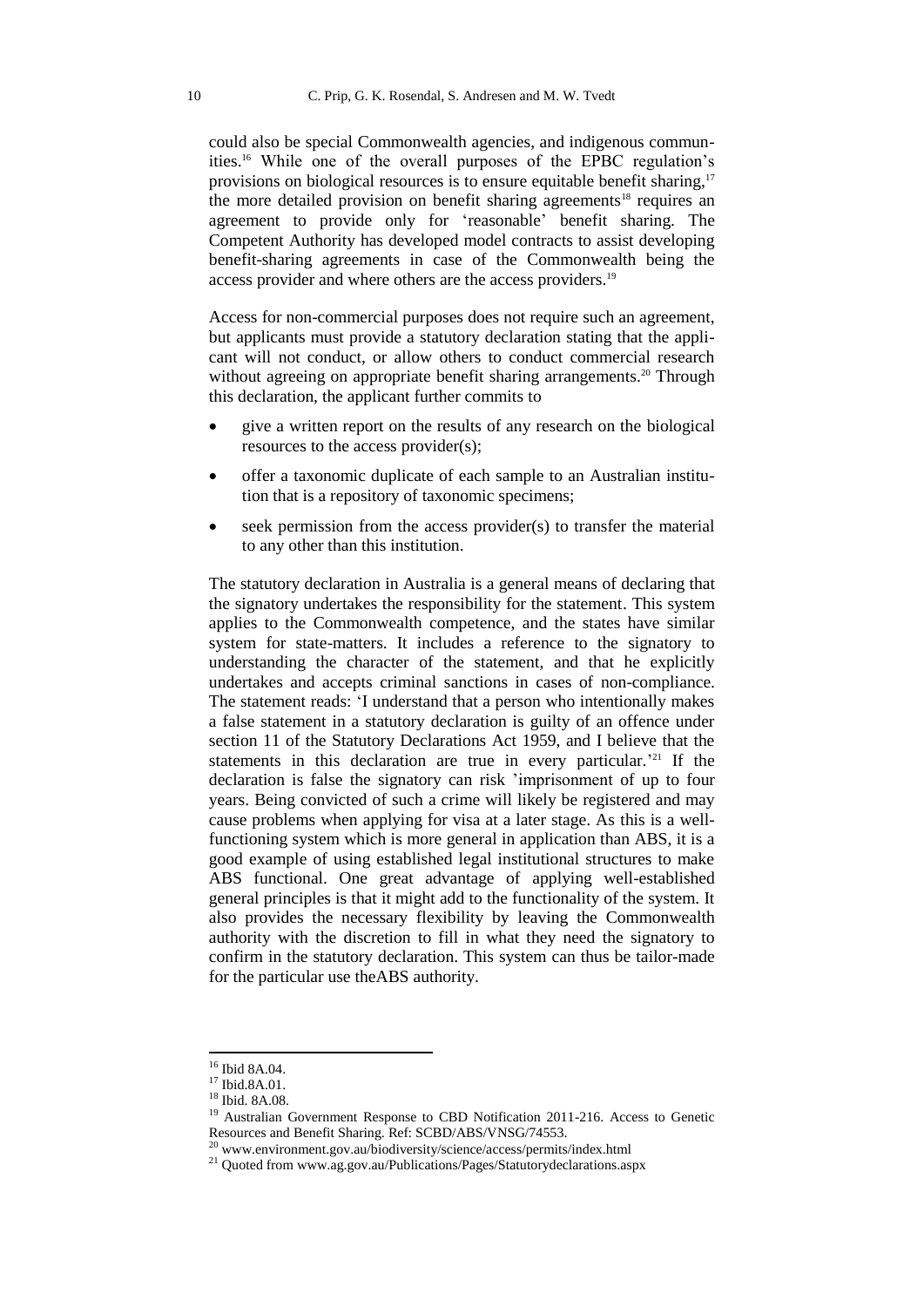could also be special Commonwealth agencies, and indigenous communities.[16] While one of the overall purposes of the EPBC regulation's provisions on biological resources is to ensure equitable benefit sharing,[17] the more detailed provision on benefit sharing agreements[18] requires an agreement to provide only for 'reasonable' benefit sharing. The Competent Authority has developed model contracts to assist developing benefit-sharing agreements in case of the Commonwealth being the access provider and where others are the access providers.[19]

Access for non-commercial purposes does not require such an agreement, but applicants must provide a statutory declaration stating that the applicant will not conduct, or allow others to conduct commercial research without agreeing on appropriate benefit sharing arrangements.[20] Through this declaration, the applicant further commits to

- give a written report on the results of any research on the biological resources to the access provider(s);
- offer a taxonomic duplicate of each sample to an Australian institution that is a repository of taxonomic specimens;
- seek permission from the access provider(s) to transfer the material to any other than this institution.

The statutory declaration in Australia is a general means of declaring that the signatory undertakes the responsibility for the statement. This system applies to the Commonwealth competence, and the states have similar system for state-matters. It includes a reference to the signatory to understanding the character of the statement, and that he explicitly undertakes and accepts criminal sanctions in cases of non-compliance. The statement reads: 'I understand that a person who intentionally makes a false statement in a statutory declaration is guilty of an offence under section 11 of the Statutory Declarations Act 1959, and I believe that the statements in this declaration are true in every particular.'[21] If the declaration is false the signatory can risk 'imprisonment of up to four years. Being convicted of such a crime will likely be registered and may cause problems when applying for visa at a later stage. As this is a well-functioning system which is more general in application than ABS, it is a good example of using established legal institutional structures to make ABS functional. One great advantage of applying well-established general principles is that it might add to the functionality of the system. It also provides the necessary flexibility by leaving the Commonwealth authority with the discretion to fill in what they need the signatory to confirm in the statutory declaration. This system can thus be tailor-made for the particular use theABS authority.

---

[16] Ibid 8A.04.

[17] Ibid.8A.01.

[18] Ibid. 8A.08.

[19] Australian Government Response to CBD Notification 2011-216. Access to Genetic Resources and Benefit Sharing. Ref: SCBD/ABS/VNSG/74553.

[20] www.environment.gov.au/biodiversity/science/access/permits/index.html

[21] Quoted from www.ag.gov.au/Publications/Pages/Statutorydeclarations.aspx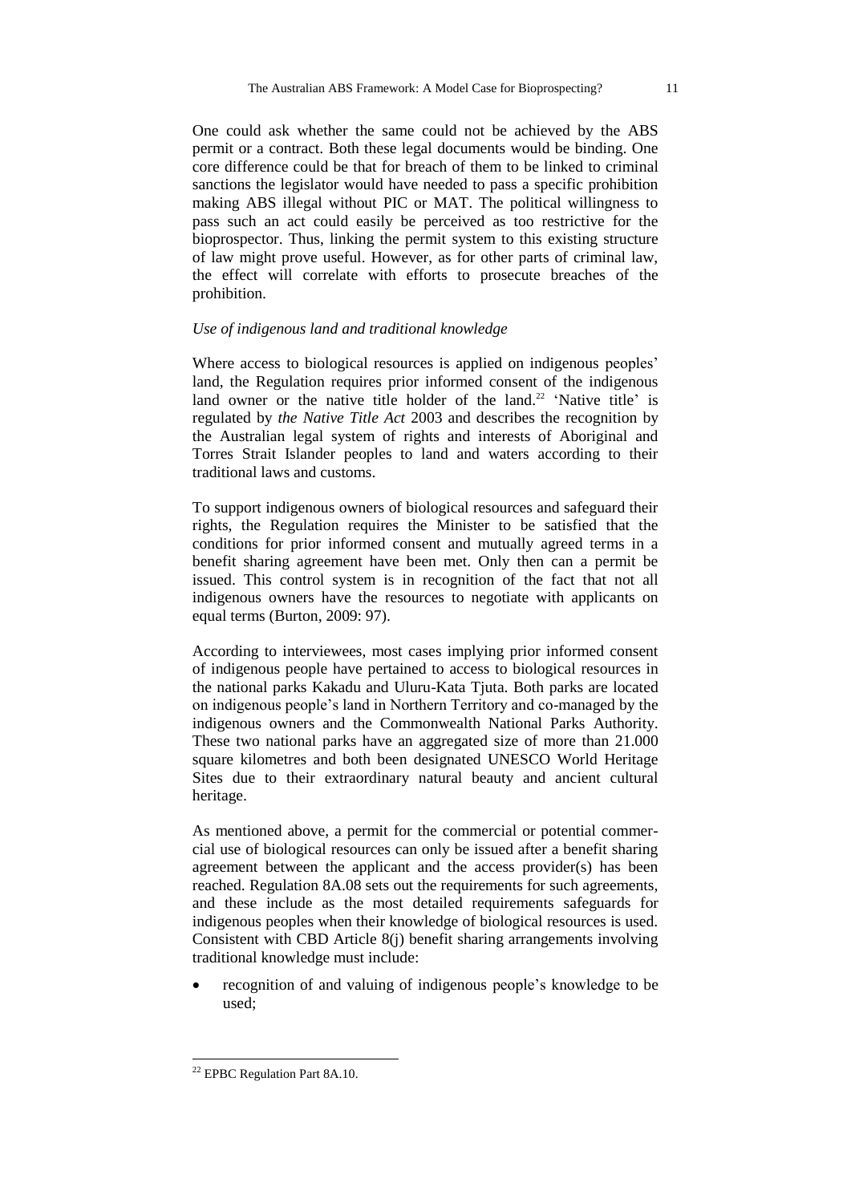One could ask whether the same could not be achieved by the ABS permit or a contract. Both these legal documents would be binding. One core difference could be that for breach of them to be linked to criminal sanctions the legislator would have needed to pass a specific prohibition making ABS illegal without PIC or MAT. The political willingness to pass such an act could easily be perceived as too restrictive for the bioprospector. Thus, linking the permit system to this existing structure of law might prove useful. However, as for other parts of criminal law, the effect will correlate with efforts to prosecute breaches of the prohibition.

*Use of indigenous land and traditional knowledge*

Where access to biological resources is applied on indigenous peoples' land, the Regulation requires prior informed consent of the indigenous land owner or the native title holder of the land.[22] 'Native title' is regulated by *the Native Title Act* 2003 and describes the recognition by the Australian legal system of rights and interests of Aboriginal and Torres Strait Islander peoples to land and waters according to their traditional laws and customs.

To support indigenous owners of biological resources and safeguard their rights, the Regulation requires the Minister to be satisfied that the conditions for prior informed consent and mutually agreed terms in a benefit sharing agreement have been met. Only then can a permit be issued. This control system is in recognition of the fact that not all indigenous owners have the resources to negotiate with applicants on equal terms (Burton, 2009: 97).

According to interviewees, most cases implying prior informed consent of indigenous people have pertained to access to biological resources in the national parks Kakadu and Uluru-Kata Tjuta. Both parks are located on indigenous people's land in Northern Territory and co-managed by the indigenous owners and the Commonwealth National Parks Authority. These two national parks have an aggregated size of more than 21.000 square kilometres and both been designated UNESCO World Heritage Sites due to their extraordinary natural beauty and ancient cultural heritage.

As mentioned above, a permit for the commercial or potential commercial use of biological resources can only be issued after a benefit sharing agreement between the applicant and the access provider(s) has been reached. Regulation 8A.08 sets out the requirements for such agreements, and these include as the most detailed requirements safeguards for indigenous peoples when their knowledge of biological resources is used. Consistent with CBD Article 8(j) benefit sharing arrangements involving traditional knowledge must include:

- recognition of and valuing of indigenous people's knowledge to be used;

[22] EPBC Regulation Part 8A.10.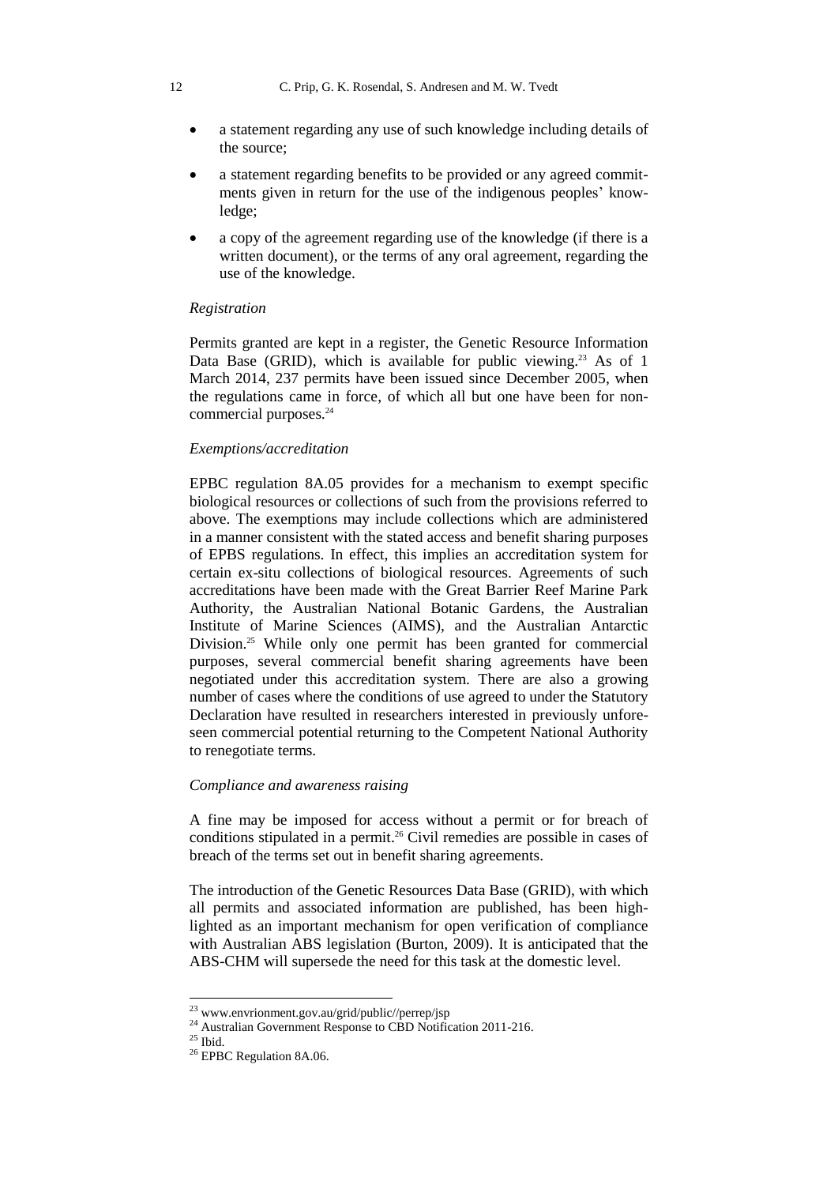- a statement regarding any use of such knowledge including details of the source;
- a statement regarding benefits to be provided or any agreed commitments given in return for the use of the indigenous peoples' knowledge;
- a copy of the agreement regarding use of the knowledge (if there is a written document), or the terms of any oral agreement, regarding the use of the knowledge.

*Registration*

Permits granted are kept in a register, the Genetic Resource Information Data Base (GRID), which is available for public viewing.[23] As of 1 March 2014, 237 permits have been issued since December 2005, when the regulations came in force, of which all but one have been for non-commercial purposes.[24]

*Exemptions/accreditation*

EPBC regulation 8A.05 provides for a mechanism to exempt specific biological resources or collections of such from the provisions referred to above. The exemptions may include collections which are administered in a manner consistent with the stated access and benefit sharing purposes of EPBS regulations. In effect, this implies an accreditation system for certain ex-situ collections of biological resources. Agreements of such accreditations have been made with the Great Barrier Reef Marine Park Authority, the Australian National Botanic Gardens, the Australian Institute of Marine Sciences (AIMS), and the Australian Antarctic Division.[25] While only one permit has been granted for commercial purposes, several commercial benefit sharing agreements have been negotiated under this accreditation system. There are also a growing number of cases where the conditions of use agreed to under the Statutory Declaration have resulted in researchers interested in previously unforeseen commercial potential returning to the Competent National Authority to renegotiate terms.

*Compliance and awareness raising*

A fine may be imposed for access without a permit or for breach of conditions stipulated in a permit.[26] Civil remedies are possible in cases of breach of the terms set out in benefit sharing agreements.

The introduction of the Genetic Resources Data Base (GRID), with which all permits and associated information are published, has been highlighted as an important mechanism for open verification of compliance with Australian ABS legislation (Burton, 2009). It is anticipated that the ABS-CHM will supersede the need for this task at the domestic level.

---

[23] www.envrionment.gov.au/grid/public//perrep/jsp

[24] Australian Government Response to CBD Notification 2011-216.

[25] Ibid.

[26] EPBC Regulation 8A.06.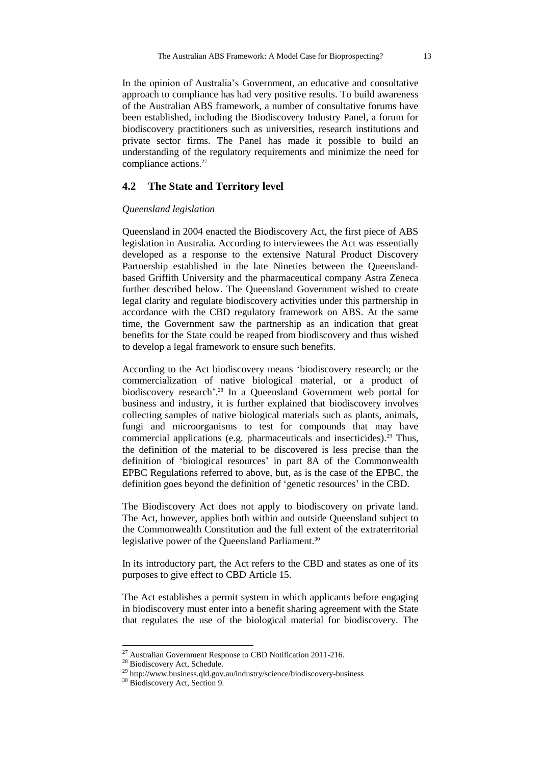In the opinion of Australia's Government, an educative and consultative approach to compliance has had very positive results. To build awareness of the Australian ABS framework, a number of consultative forums have been established, including the Biodiscovery Industry Panel, a forum for biodiscovery practitioners such as universities, research institutions and private sector firms. The Panel has made it possible to build an understanding of the regulatory requirements and minimize the need for compliance actions.[27]

## 4.2 The State and Territory level

*Queensland legislation*

Queensland in 2004 enacted the Biodiscovery Act, the first piece of ABS legislation in Australia. According to interviewees the Act was essentially developed as a response to the extensive Natural Product Discovery Partnership established in the late Nineties between the Queensland-based Griffith University and the pharmaceutical company Astra Zeneca further described below. The Queensland Government wished to create legal clarity and regulate biodiscovery activities under this partnership in accordance with the CBD regulatory framework on ABS. At the same time, the Government saw the partnership as an indication that great benefits for the State could be reaped from biodiscovery and thus wished to develop a legal framework to ensure such benefits.

According to the Act biodiscovery means 'biodiscovery research; or the commercialization of native biological material, or a product of biodiscovery research'.[28] In a Queensland Government web portal for business and industry, it is further explained that biodiscovery involves collecting samples of native biological materials such as plants, animals, fungi and microorganisms to test for compounds that may have commercial applications (e.g. pharmaceuticals and insecticides).[29] Thus, the definition of the material to be discovered is less precise than the definition of 'biological resources' in part 8A of the Commonwealth EPBC Regulations referred to above, but, as is the case of the EPBC, the definition goes beyond the definition of 'genetic resources' in the CBD.

The Biodiscovery Act does not apply to biodiscovery on private land. The Act, however, applies both within and outside Queensland subject to the Commonwealth Constitution and the full extent of the extraterritorial legislative power of the Queensland Parliament.[30]

In its introductory part, the Act refers to the CBD and states as one of its purposes to give effect to CBD Article 15.

The Act establishes a permit system in which applicants before engaging in biodiscovery must enter into a benefit sharing agreement with the State that regulates the use of the biological material for biodiscovery. The

---

[27] Australian Government Response to CBD Notification 2011-216.

[28] Biodiscovery Act, Schedule.

[29] http://www.business.qld.gov.au/industry/science/biodiscovery-business

[30] Biodiscovery Act, Section 9.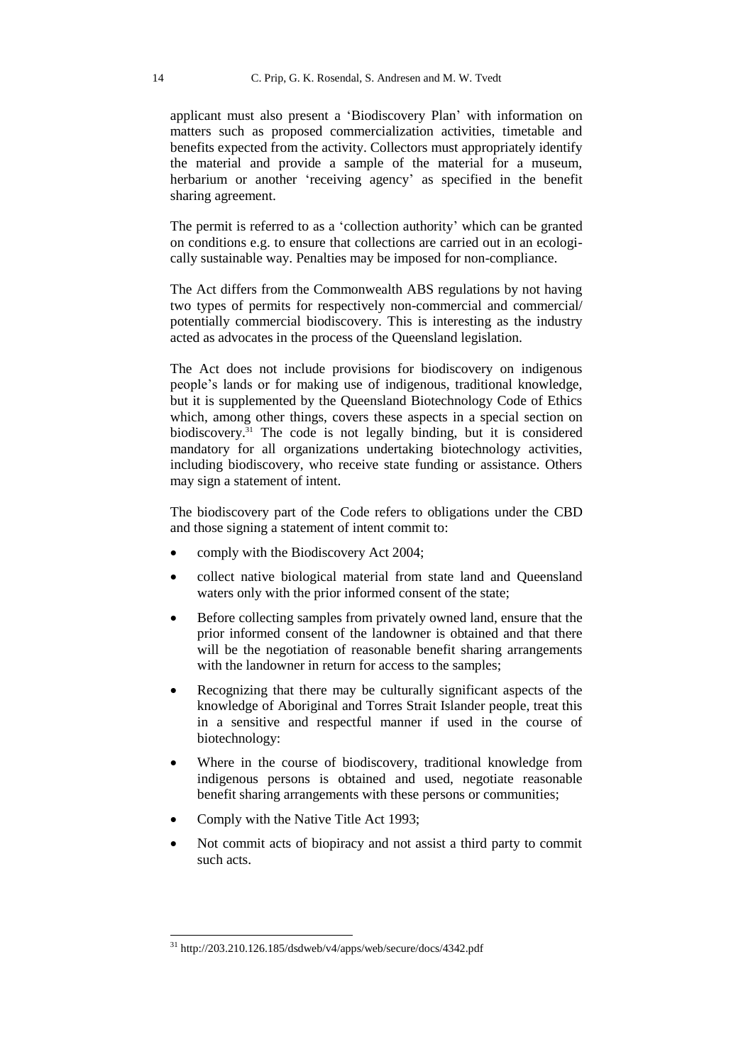applicant must also present a 'Biodiscovery Plan' with information on matters such as proposed commercialization activities, timetable and benefits expected from the activity. Collectors must appropriately identify the material and provide a sample of the material for a museum, herbarium or another 'receiving agency' as specified in the benefit sharing agreement.

The permit is referred to as a 'collection authority' which can be granted on conditions e.g. to ensure that collections are carried out in an ecologically sustainable way. Penalties may be imposed for non-compliance.

The Act differs from the Commonwealth ABS regulations by not having two types of permits for respectively non-commercial and commercial/ potentially commercial biodiscovery. This is interesting as the industry acted as advocates in the process of the Queensland legislation.

The Act does not include provisions for biodiscovery on indigenous people's lands or for making use of indigenous, traditional knowledge, but it is supplemented by the Queensland Biotechnology Code of Ethics which, among other things, covers these aspects in a special section on biodiscovery.[31] The code is not legally binding, but it is considered mandatory for all organizations undertaking biotechnology activities, including biodiscovery, who receive state funding or assistance. Others may sign a statement of intent.

The biodiscovery part of the Code refers to obligations under the CBD and those signing a statement of intent commit to:

- comply with the Biodiscovery Act 2004;
- collect native biological material from state land and Queensland waters only with the prior informed consent of the state;
- Before collecting samples from privately owned land, ensure that the prior informed consent of the landowner is obtained and that there will be the negotiation of reasonable benefit sharing arrangements with the landowner in return for access to the samples;
- Recognizing that there may be culturally significant aspects of the knowledge of Aboriginal and Torres Strait Islander people, treat this in a sensitive and respectful manner if used in the course of biotechnology:
- Where in the course of biodiscovery, traditional knowledge from indigenous persons is obtained and used, negotiate reasonable benefit sharing arrangements with these persons or communities;
- Comply with the Native Title Act 1993;
- Not commit acts of biopiracy and not assist a third party to commit such acts.

[31] http://203.210.126.185/dsdweb/v4/apps/web/secure/docs/4342.pdf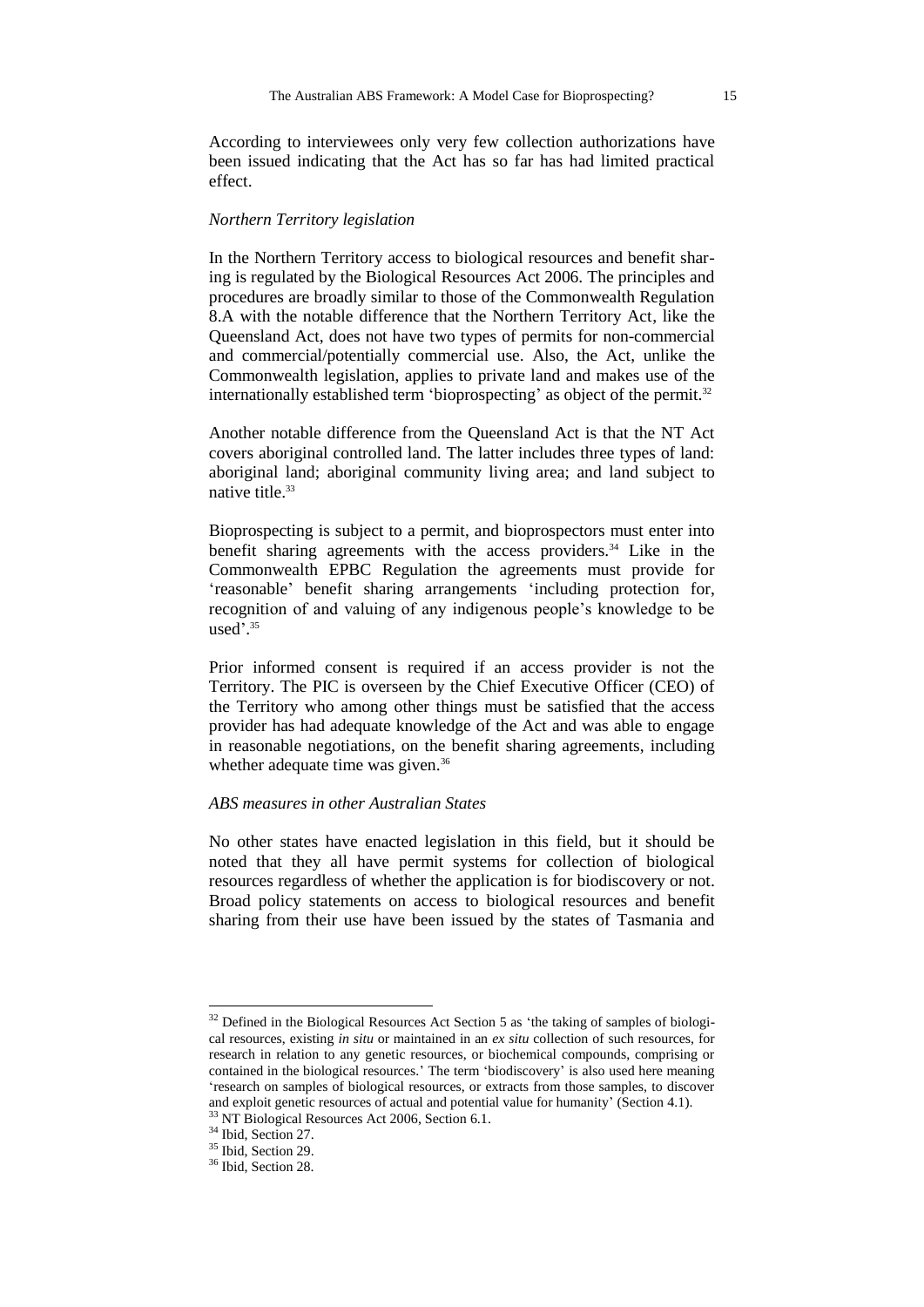According to interviewees only very few collection authorizations have been issued indicating that the Act has so far has had limited practical effect.

*Northern Territory legislation*

In the Northern Territory access to biological resources and benefit sharing is regulated by the Biological Resources Act 2006. The principles and procedures are broadly similar to those of the Commonwealth Regulation 8.A with the notable difference that the Northern Territory Act, like the Queensland Act, does not have two types of permits for non-commercial and commercial/potentially commercial use. Also, the Act, unlike the Commonwealth legislation, applies to private land and makes use of the internationally established term 'bioprospecting' as object of the permit.[32]

Another notable difference from the Queensland Act is that the NT Act covers aboriginal controlled land. The latter includes three types of land: aboriginal land; aboriginal community living area; and land subject to native title.[33]

Bioprospecting is subject to a permit, and bioprospectors must enter into benefit sharing agreements with the access providers.[34] Like in the Commonwealth EPBC Regulation the agreements must provide for 'reasonable' benefit sharing arrangements 'including protection for, recognition of and valuing of any indigenous people's knowledge to be used'.[35]

Prior informed consent is required if an access provider is not the Territory. The PIC is overseen by the Chief Executive Officer (CEO) of the Territory who among other things must be satisfied that the access provider has had adequate knowledge of the Act and was able to engage in reasonable negotiations, on the benefit sharing agreements, including whether adequate time was given.[36]

*ABS measures in other Australian States*

No other states have enacted legislation in this field, but it should be noted that they all have permit systems for collection of biological resources regardless of whether the application is for biodiscovery or not. Broad policy statements on access to biological resources and benefit sharing from their use have been issued by the states of Tasmania and

---

[32] Defined in the Biological Resources Act Section 5 as 'the taking of samples of biological resources, existing *in situ* or maintained in an *ex situ* collection of such resources, for research in relation to any genetic resources, or biochemical compounds, comprising or contained in the biological resources.' The term 'biodiscovery' is also used here meaning 'research on samples of biological resources, or extracts from those samples, to discover and exploit genetic resources of actual and potential value for humanity' (Section 4.1).

[33] NT Biological Resources Act 2006, Section 6.1.

[34] Ibid, Section 27.

[35] Ibid, Section 29.

[36] Ibid, Section 28.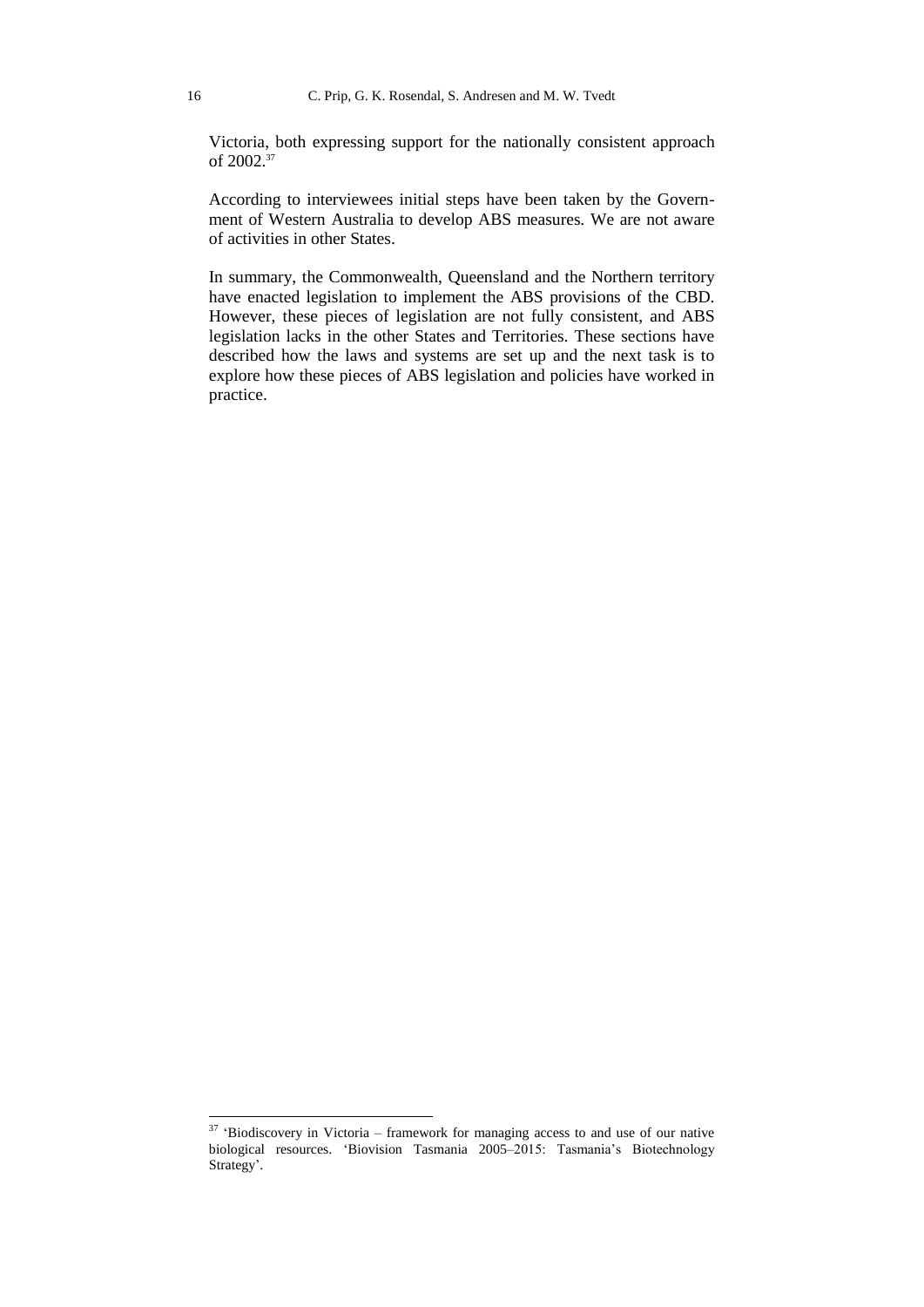Victoria, both expressing support for the nationally consistent approach of 2002.[37]

According to interviewees initial steps have been taken by the Government of Western Australia to develop ABS measures. We are not aware of activities in other States.

In summary, the Commonwealth, Queensland and the Northern territory have enacted legislation to implement the ABS provisions of the CBD. However, these pieces of legislation are not fully consistent, and ABS legislation lacks in the other States and Territories. These sections have described how the laws and systems are set up and the next task is to explore how these pieces of ABS legislation and policies have worked in practice.

---

[37] 'Biodiscovery in Victoria – framework for managing access to and use of our native biological resources. 'Biovision Tasmania 2005–2015: Tasmania's Biotechnology Strategy'.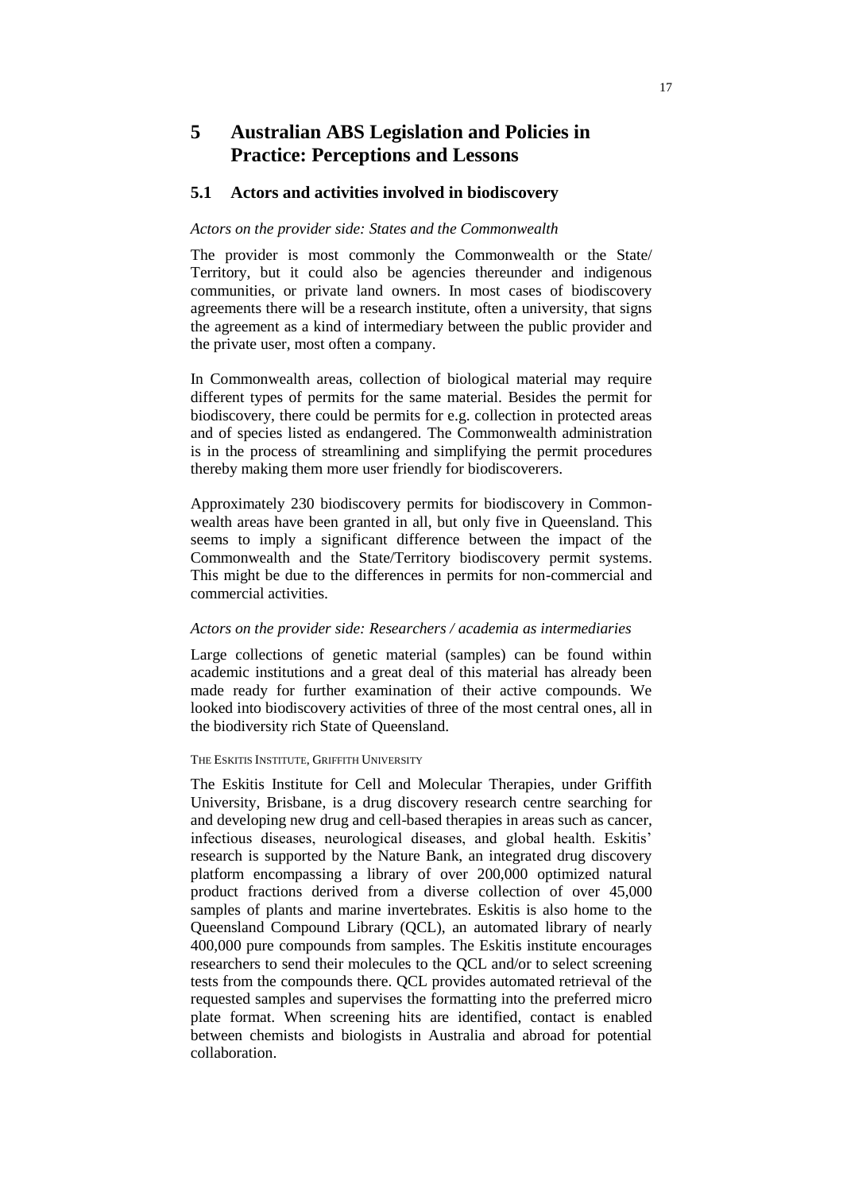# 5 Australian ABS Legislation and Policies in Practice: Perceptions and Lessons

## 5.1 Actors and activities involved in biodiscovery

*Actors on the provider side: States and the Commonwealth*

The provider is most commonly the Commonwealth or the State/ Territory, but it could also be agencies thereunder and indigenous communities, or private land owners. In most cases of biodiscovery agreements there will be a research institute, often a university, that signs the agreement as a kind of intermediary between the public provider and the private user, most often a company.

In Commonwealth areas, collection of biological material may require different types of permits for the same material. Besides the permit for biodiscovery, there could be permits for e.g. collection in protected areas and of species listed as endangered. The Commonwealth administration is in the process of streamlining and simplifying the permit procedures thereby making them more user friendly for biodiscoverers.

Approximately 230 biodiscovery permits for biodiscovery in Commonwealth areas have been granted in all, but only five in Queensland. This seems to imply a significant difference between the impact of the Commonwealth and the State/Territory biodiscovery permit systems. This might be due to the differences in permits for non-commercial and commercial activities.

*Actors on the provider side: Researchers / academia as intermediaries*

Large collections of genetic material (samples) can be found within academic institutions and a great deal of this material has already been made ready for further examination of their active compounds. We looked into biodiscovery activities of three of the most central ones, all in the biodiversity rich State of Queensland.

THE ESKITIS INSTITUTE, GRIFFITH UNIVERSITY

The Eskitis Institute for Cell and Molecular Therapies, under Griffith University, Brisbane, is a drug discovery research centre searching for and developing new drug and cell-based therapies in areas such as cancer, infectious diseases, neurological diseases, and global health. Eskitis' research is supported by the Nature Bank, an integrated drug discovery platform encompassing a library of over 200,000 optimized natural product fractions derived from a diverse collection of over 45,000 samples of plants and marine invertebrates. Eskitis is also home to the Queensland Compound Library (QCL), an automated library of nearly 400,000 pure compounds from samples. The Eskitis institute encourages researchers to send their molecules to the QCL and/or to select screening tests from the compounds there. QCL provides automated retrieval of the requested samples and supervises the formatting into the preferred micro plate format. When screening hits are identified, contact is enabled between chemists and biologists in Australia and abroad for potential collaboration.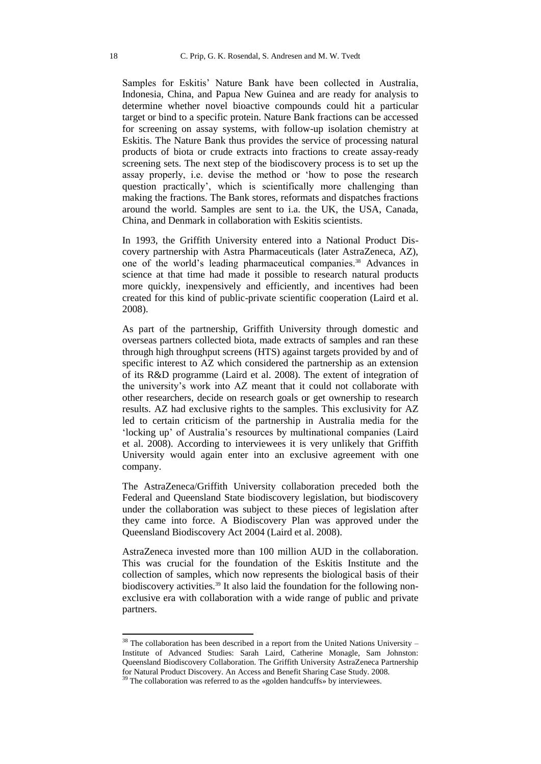Samples for Eskitis' Nature Bank have been collected in Australia, Indonesia, China, and Papua New Guinea and are ready for analysis to determine whether novel bioactive compounds could hit a particular target or bind to a specific protein. Nature Bank fractions can be accessed for screening on assay systems, with follow-up isolation chemistry at Eskitis. The Nature Bank thus provides the service of processing natural products of biota or crude extracts into fractions to create assay-ready screening sets. The next step of the biodiscovery process is to set up the assay properly, i.e. devise the method or 'how to pose the research question practically', which is scientifically more challenging than making the fractions. The Bank stores, reformats and dispatches fractions around the world. Samples are sent to i.a. the UK, the USA, Canada, China, and Denmark in collaboration with Eskitis scientists.

In 1993, the Griffith University entered into a National Product Discovery partnership with Astra Pharmaceuticals (later AstraZeneca, AZ), one of the world's leading pharmaceutical companies.[38] Advances in science at that time had made it possible to research natural products more quickly, inexpensively and efficiently, and incentives had been created for this kind of public-private scientific cooperation (Laird et al. 2008).

As part of the partnership, Griffith University through domestic and overseas partners collected biota, made extracts of samples and ran these through high throughput screens (HTS) against targets provided by and of specific interest to AZ which considered the partnership as an extension of its R&D programme (Laird et al. 2008). The extent of integration of the university's work into AZ meant that it could not collaborate with other researchers, decide on research goals or get ownership to research results. AZ had exclusive rights to the samples. This exclusivity for AZ led to certain criticism of the partnership in Australia media for the 'locking up' of Australia's resources by multinational companies (Laird et al. 2008). According to interviewees it is very unlikely that Griffith University would again enter into an exclusive agreement with one company.

The AstraZeneca/Griffith University collaboration preceded both the Federal and Queensland State biodiscovery legislation, but biodiscovery under the collaboration was subject to these pieces of legislation after they came into force. A Biodiscovery Plan was approved under the Queensland Biodiscovery Act 2004 (Laird et al. 2008).

AstraZeneca invested more than 100 million AUD in the collaboration. This was crucial for the foundation of the Eskitis Institute and the collection of samples, which now represents the biological basis of their biodiscovery activities.[39] It also laid the foundation for the following non-exclusive era with collaboration with a wide range of public and private partners.

[38] The collaboration has been described in a report from the United Nations University – Institute of Advanced Studies: Sarah Laird, Catherine Monagle, Sam Johnston: Queensland Biodiscovery Collaboration. The Griffith University AstraZeneca Partnership for Natural Product Discovery. An Access and Benefit Sharing Case Study. 2008.

[39] The collaboration was referred to as the «golden handcuffs» by interviewees.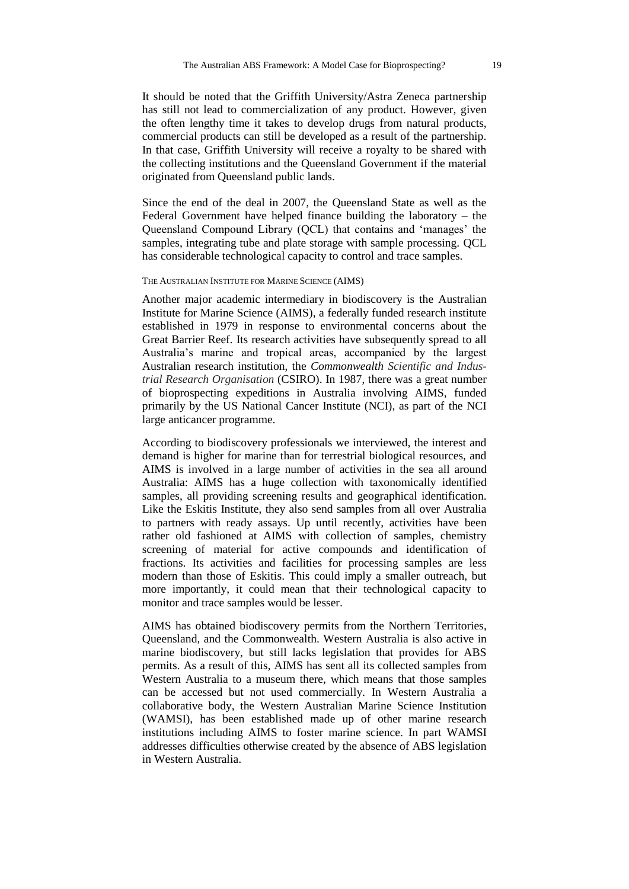It should be noted that the Griffith University/Astra Zeneca partnership has still not lead to commercialization of any product. However, given the often lengthy time it takes to develop drugs from natural products, commercial products can still be developed as a result of the partnership. In that case, Griffith University will receive a royalty to be shared with the collecting institutions and the Queensland Government if the material originated from Queensland public lands.

Since the end of the deal in 2007, the Queensland State as well as the Federal Government have helped finance building the laboratory – the Queensland Compound Library (QCL) that contains and 'manages' the samples, integrating tube and plate storage with sample processing. QCL has considerable technological capacity to control and trace samples.

### THE AUSTRALIAN INSTITUTE FOR MARINE SCIENCE (AIMS)

Another major academic intermediary in biodiscovery is the Australian Institute for Marine Science (AIMS), a federally funded research institute established in 1979 in response to environmental concerns about the Great Barrier Reef. Its research activities have subsequently spread to all Australia's marine and tropical areas, accompanied by the largest Australian research institution, the *Commonwealth Scientific and Industrial Research Organisation* (CSIRO). In 1987, there was a great number of bioprospecting expeditions in Australia involving AIMS, funded primarily by the US National Cancer Institute (NCI), as part of the NCI large anticancer programme.

According to biodiscovery professionals we interviewed, the interest and demand is higher for marine than for terrestrial biological resources, and AIMS is involved in a large number of activities in the sea all around Australia: AIMS has a huge collection with taxonomically identified samples, all providing screening results and geographical identification. Like the Eskitis Institute, they also send samples from all over Australia to partners with ready assays. Up until recently, activities have been rather old fashioned at AIMS with collection of samples, chemistry screening of material for active compounds and identification of fractions. Its activities and facilities for processing samples are less modern than those of Eskitis. This could imply a smaller outreach, but more importantly, it could mean that their technological capacity to monitor and trace samples would be lesser.

AIMS has obtained biodiscovery permits from the Northern Territories, Queensland, and the Commonwealth. Western Australia is also active in marine biodiscovery, but still lacks legislation that provides for ABS permits. As a result of this, AIMS has sent all its collected samples from Western Australia to a museum there, which means that those samples can be accessed but not used commercially. In Western Australia a collaborative body, the Western Australian Marine Science Institution (WAMSI), has been established made up of other marine research institutions including AIMS to foster marine science. In part WAMSI addresses difficulties otherwise created by the absence of ABS legislation in Western Australia.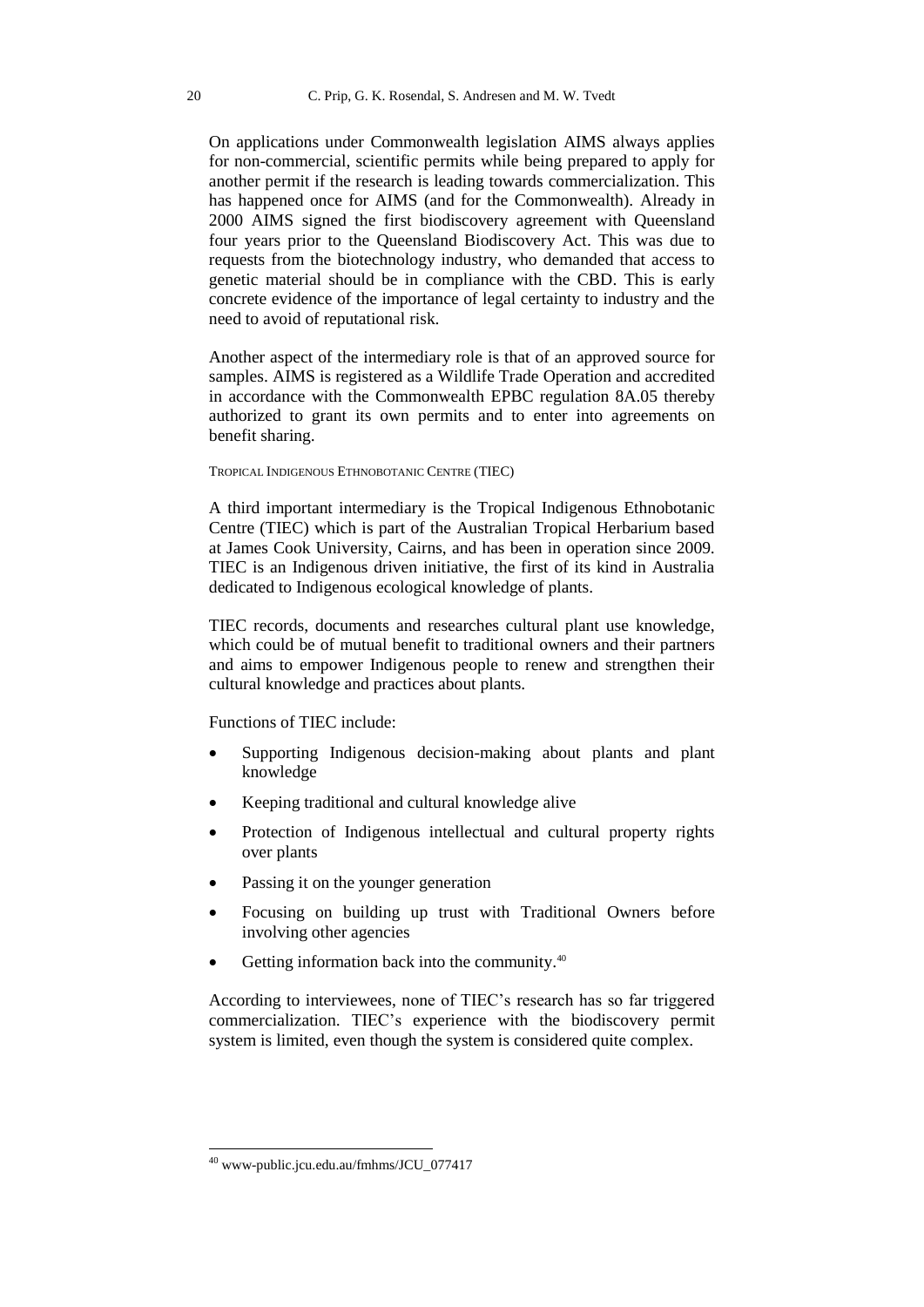On applications under Commonwealth legislation AIMS always applies for non-commercial, scientific permits while being prepared to apply for another permit if the research is leading towards commercialization. This has happened once for AIMS (and for the Commonwealth). Already in 2000 AIMS signed the first biodiscovery agreement with Queensland four years prior to the Queensland Biodiscovery Act. This was due to requests from the biotechnology industry, who demanded that access to genetic material should be in compliance with the CBD. This is early concrete evidence of the importance of legal certainty to industry and the need to avoid of reputational risk.

Another aspect of the intermediary role is that of an approved source for samples. AIMS is registered as a Wildlife Trade Operation and accredited in accordance with the Commonwealth EPBC regulation 8A.05 thereby authorized to grant its own permits and to enter into agreements on benefit sharing.

#### Tropical Indigenous Ethnobotanic Centre (TIEC)

A third important intermediary is the Tropical Indigenous Ethnobotanic Centre (TIEC) which is part of the Australian Tropical Herbarium based at James Cook University, Cairns, and has been in operation since 2009. TIEC is an Indigenous driven initiative, the first of its kind in Australia dedicated to Indigenous ecological knowledge of plants.

TIEC records, documents and researches cultural plant use knowledge, which could be of mutual benefit to traditional owners and their partners and aims to empower Indigenous people to renew and strengthen their cultural knowledge and practices about plants.

Functions of TIEC include:

- Supporting Indigenous decision-making about plants and plant knowledge
- Keeping traditional and cultural knowledge alive
- Protection of Indigenous intellectual and cultural property rights over plants
- Passing it on the younger generation
- Focusing on building up trust with Traditional Owners before involving other agencies
- Getting information back into the community.[40]

According to interviewees, none of TIEC's research has so far triggered commercialization. TIEC's experience with the biodiscovery permit system is limited, even though the system is considered quite complex.

[40] www-public.jcu.edu.au/fmhms/JCU_077417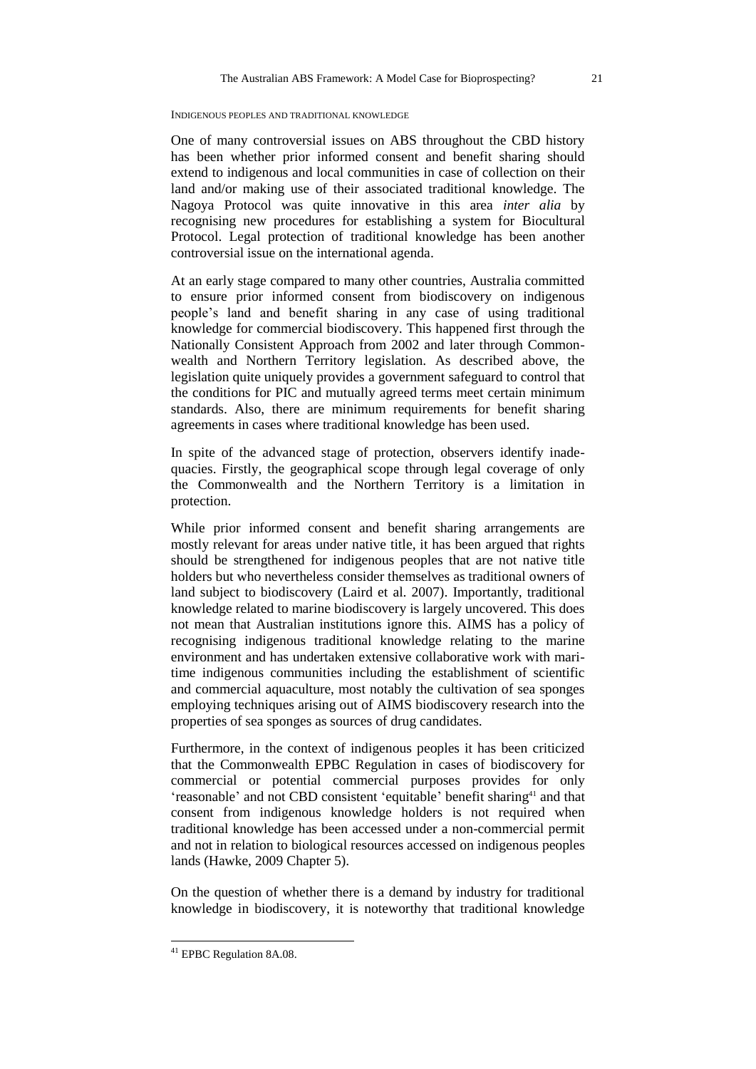#### Indigenous peoples and traditional knowledge

One of many controversial issues on ABS throughout the CBD history has been whether prior informed consent and benefit sharing should extend to indigenous and local communities in case of collection on their land and/or making use of their associated traditional knowledge. The Nagoya Protocol was quite innovative in this area *inter alia* by recognising new procedures for establishing a system for Biocultural Protocol. Legal protection of traditional knowledge has been another controversial issue on the international agenda.

At an early stage compared to many other countries, Australia committed to ensure prior informed consent from biodiscovery on indigenous people's land and benefit sharing in any case of using traditional knowledge for commercial biodiscovery. This happened first through the Nationally Consistent Approach from 2002 and later through Commonwealth and Northern Territory legislation. As described above, the legislation quite uniquely provides a government safeguard to control that the conditions for PIC and mutually agreed terms meet certain minimum standards. Also, there are minimum requirements for benefit sharing agreements in cases where traditional knowledge has been used.

In spite of the advanced stage of protection, observers identify inadequacies. Firstly, the geographical scope through legal coverage of only the Commonwealth and the Northern Territory is a limitation in protection.

While prior informed consent and benefit sharing arrangements are mostly relevant for areas under native title, it has been argued that rights should be strengthened for indigenous peoples that are not native title holders but who nevertheless consider themselves as traditional owners of land subject to biodiscovery (Laird et al. 2007). Importantly, traditional knowledge related to marine biodiscovery is largely uncovered. This does not mean that Australian institutions ignore this. AIMS has a policy of recognising indigenous traditional knowledge relating to the marine environment and has undertaken extensive collaborative work with maritime indigenous communities including the establishment of scientific and commercial aquaculture, most notably the cultivation of sea sponges employing techniques arising out of AIMS biodiscovery research into the properties of sea sponges as sources of drug candidates.

Furthermore, in the context of indigenous peoples it has been criticized that the Commonwealth EPBC Regulation in cases of biodiscovery for commercial or potential commercial purposes provides for only 'reasonable' and not CBD consistent 'equitable' benefit sharing[41] and that consent from indigenous knowledge holders is not required when traditional knowledge has been accessed under a non-commercial permit and not in relation to biological resources accessed on indigenous peoples lands (Hawke, 2009 Chapter 5).

On the question of whether there is a demand by industry for traditional knowledge in biodiscovery, it is noteworthy that traditional knowledge

---

[41] EPBC Regulation 8A.08.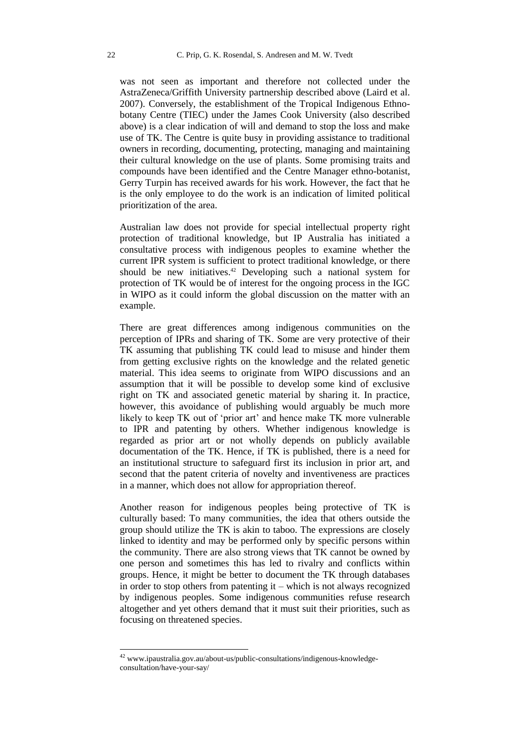was not seen as important and therefore not collected under the AstraZeneca/Griffith University partnership described above (Laird et al. 2007). Conversely, the establishment of the Tropical Indigenous Ethnobotany Centre (TIEC) under the James Cook University (also described above) is a clear indication of will and demand to stop the loss and make use of TK. The Centre is quite busy in providing assistance to traditional owners in recording, documenting, protecting, managing and maintaining their cultural knowledge on the use of plants. Some promising traits and compounds have been identified and the Centre Manager ethno-botanist, Gerry Turpin has received awards for his work. However, the fact that he is the only employee to do the work is an indication of limited political prioritization of the area.

Australian law does not provide for special intellectual property right protection of traditional knowledge, but IP Australia has initiated a consultative process with indigenous peoples to examine whether the current IPR system is sufficient to protect traditional knowledge, or there should be new initiatives.[42] Developing such a national system for protection of TK would be of interest for the ongoing process in the IGC in WIPO as it could inform the global discussion on the matter with an example.

There are great differences among indigenous communities on the perception of IPRs and sharing of TK. Some are very protective of their TK assuming that publishing TK could lead to misuse and hinder them from getting exclusive rights on the knowledge and the related genetic material. This idea seems to originate from WIPO discussions and an assumption that it will be possible to develop some kind of exclusive right on TK and associated genetic material by sharing it. In practice, however, this avoidance of publishing would arguably be much more likely to keep TK out of 'prior art' and hence make TK more vulnerable to IPR and patenting by others. Whether indigenous knowledge is regarded as prior art or not wholly depends on publicly available documentation of the TK. Hence, if TK is published, there is a need for an institutional structure to safeguard first its inclusion in prior art, and second that the patent criteria of novelty and inventiveness are practices in a manner, which does not allow for appropriation thereof.

Another reason for indigenous peoples being protective of TK is culturally based: To many communities, the idea that others outside the group should utilize the TK is akin to taboo. The expressions are closely linked to identity and may be performed only by specific persons within the community. There are also strong views that TK cannot be owned by one person and sometimes this has led to rivalry and conflicts within groups. Hence, it might be better to document the TK through databases in order to stop others from patenting it – which is not always recognized by indigenous peoples. Some indigenous communities refuse research altogether and yet others demand that it must suit their priorities, such as focusing on threatened species.

---

[42] www.ipaustralia.gov.au/about-us/public-consultations/indigenous-knowledge-consultation/have-your-say/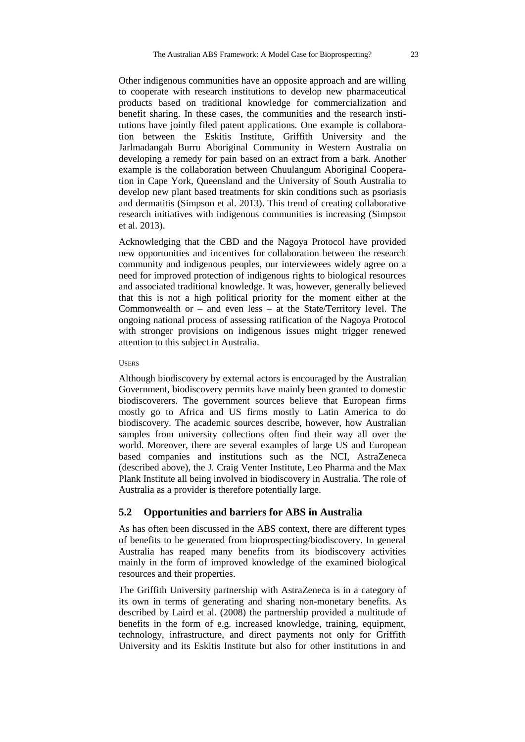Other indigenous communities have an opposite approach and are willing to cooperate with research institutions to develop new pharmaceutical products based on traditional knowledge for commercialization and benefit sharing. In these cases, the communities and the research institutions have jointly filed patent applications. One example is collaboration between the Eskitis Institute, Griffith University and the Jarlmadangah Burru Aboriginal Community in Western Australia on developing a remedy for pain based on an extract from a bark. Another example is the collaboration between Chuulangum Aboriginal Cooperation in Cape York, Queensland and the University of South Australia to develop new plant based treatments for skin conditions such as psoriasis and dermatitis (Simpson et al. 2013). This trend of creating collaborative research initiatives with indigenous communities is increasing (Simpson et al. 2013).

Acknowledging that the CBD and the Nagoya Protocol have provided new opportunities and incentives for collaboration between the research community and indigenous peoples, our interviewees widely agree on a need for improved protection of indigenous rights to biological resources and associated traditional knowledge. It was, however, generally believed that this is not a high political priority for the moment either at the Commonwealth or – and even less – at the State/Territory level. The ongoing national process of assessing ratification of the Nagoya Protocol with stronger provisions on indigenous issues might trigger renewed attention to this subject in Australia.

USERS

Although biodiscovery by external actors is encouraged by the Australian Government, biodiscovery permits have mainly been granted to domestic biodiscoverers. The government sources believe that European firms mostly go to Africa and US firms mostly to Latin America to do biodiscovery. The academic sources describe, however, how Australian samples from university collections often find their way all over the world. Moreover, there are several examples of large US and European based companies and institutions such as the NCI, AstraZeneca (described above), the J. Craig Venter Institute, Leo Pharma and the Max Plank Institute all being involved in biodiscovery in Australia. The role of Australia as a provider is therefore potentially large.

## 5.2 Opportunities and barriers for ABS in Australia

As has often been discussed in the ABS context, there are different types of benefits to be generated from bioprospecting/biodiscovery. In general Australia has reaped many benefits from its biodiscovery activities mainly in the form of improved knowledge of the examined biological resources and their properties.

The Griffith University partnership with AstraZeneca is in a category of its own in terms of generating and sharing non-monetary benefits. As described by Laird et al. (2008) the partnership provided a multitude of benefits in the form of e.g. increased knowledge, training, equipment, technology, infrastructure, and direct payments not only for Griffith University and its Eskitis Institute but also for other institutions in and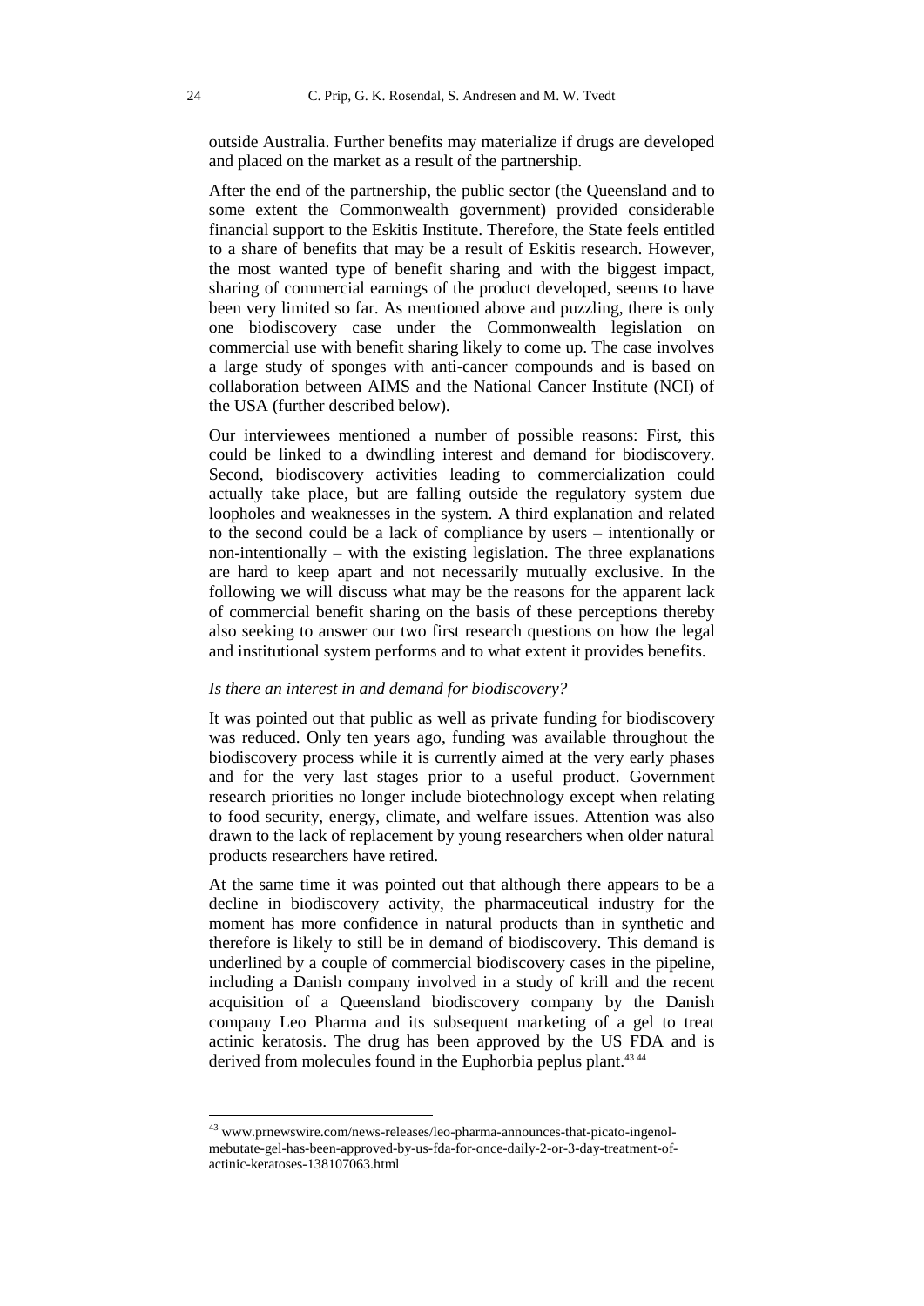outside Australia. Further benefits may materialize if drugs are developed and placed on the market as a result of the partnership.

After the end of the partnership, the public sector (the Queensland and to some extent the Commonwealth government) provided considerable financial support to the Eskitis Institute. Therefore, the State feels entitled to a share of benefits that may be a result of Eskitis research. However, the most wanted type of benefit sharing and with the biggest impact, sharing of commercial earnings of the product developed, seems to have been very limited so far. As mentioned above and puzzling, there is only one biodiscovery case under the Commonwealth legislation on commercial use with benefit sharing likely to come up. The case involves a large study of sponges with anti-cancer compounds and is based on collaboration between AIMS and the National Cancer Institute (NCI) of the USA (further described below).

Our interviewees mentioned a number of possible reasons: First, this could be linked to a dwindling interest and demand for biodiscovery. Second, biodiscovery activities leading to commercialization could actually take place, but are falling outside the regulatory system due loopholes and weaknesses in the system. A third explanation and related to the second could be a lack of compliance by users – intentionally or non-intentionally – with the existing legislation. The three explanations are hard to keep apart and not necessarily mutually exclusive. In the following we will discuss what may be the reasons for the apparent lack of commercial benefit sharing on the basis of these perceptions thereby also seeking to answer our two first research questions on how the legal and institutional system performs and to what extent it provides benefits.

*Is there an interest in and demand for biodiscovery?*

It was pointed out that public as well as private funding for biodiscovery was reduced. Only ten years ago, funding was available throughout the biodiscovery process while it is currently aimed at the very early phases and for the very last stages prior to a useful product. Government research priorities no longer include biotechnology except when relating to food security, energy, climate, and welfare issues. Attention was also drawn to the lack of replacement by young researchers when older natural products researchers have retired.

At the same time it was pointed out that although there appears to be a decline in biodiscovery activity, the pharmaceutical industry for the moment has more confidence in natural products than in synthetic and therefore is likely to still be in demand of biodiscovery. This demand is underlined by a couple of commercial biodiscovery cases in the pipeline, including a Danish company involved in a study of krill and the recent acquisition of a Queensland biodiscovery company by the Danish company Leo Pharma and its subsequent marketing of a gel to treat actinic keratosis. The drug has been approved by the US FDA and is derived from molecules found in the Euphorbia peplus plant.[43 44]

[43] www.prnewswire.com/news-releases/leo-pharma-announces-that-picato-ingenol-mebutate-gel-has-been-approved-by-us-fda-for-once-daily-2-or-3-day-treatment-of-actinic-keratoses-138107063.html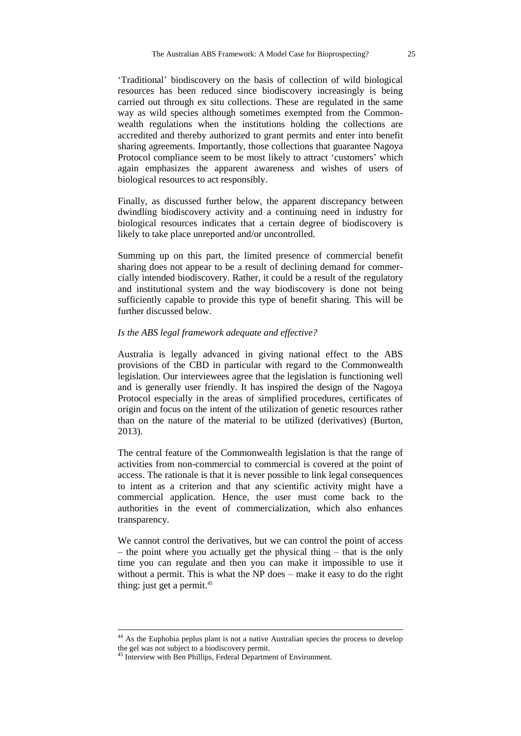'Traditional' biodiscovery on the basis of collection of wild biological resources has been reduced since biodiscovery increasingly is being carried out through ex situ collections. These are regulated in the same way as wild species although sometimes exempted from the Commonwealth regulations when the institutions holding the collections are accredited and thereby authorized to grant permits and enter into benefit sharing agreements. Importantly, those collections that guarantee Nagoya Protocol compliance seem to be most likely to attract 'customers' which again emphasizes the apparent awareness and wishes of users of biological resources to act responsibly.

Finally, as discussed further below, the apparent discrepancy between dwindling biodiscovery activity and a continuing need in industry for biological resources indicates that a certain degree of biodiscovery is likely to take place unreported and/or uncontrolled.

Summing up on this part, the limited presence of commercial benefit sharing does not appear to be a result of declining demand for commercially intended biodiscovery. Rather, it could be a result of the regulatory and institutional system and the way biodiscovery is done not being sufficiently capable to provide this type of benefit sharing. This will be further discussed below.

*Is the ABS legal framework adequate and effective?*

Australia is legally advanced in giving national effect to the ABS provisions of the CBD in particular with regard to the Commonwealth legislation. Our interviewees agree that the legislation is functioning well and is generally user friendly. It has inspired the design of the Nagoya Protocol especially in the areas of simplified procedures, certificates of origin and focus on the intent of the utilization of genetic resources rather than on the nature of the material to be utilized (derivatives) (Burton, 2013).

The central feature of the Commonwealth legislation is that the range of activities from non-commercial to commercial is covered at the point of access. The rationale is that it is never possible to link legal consequences to intent as a criterion and that any scientific activity might have a commercial application. Hence, the user must come back to the authorities in the event of commercialization, which also enhances transparency.

We cannot control the derivatives, but we can control the point of access – the point where you actually get the physical thing – that is the only time you can regulate and then you can make it impossible to use it without a permit. This is what the NP does – make it easy to do the right thing: just get a permit.[45]

---

[44] As the Euphobia peplus plant is not a native Australian species the process to develop the gel was not subject to a biodiscovery permit.

[45] Interview with Ben Phillips, Federal Department of Environment.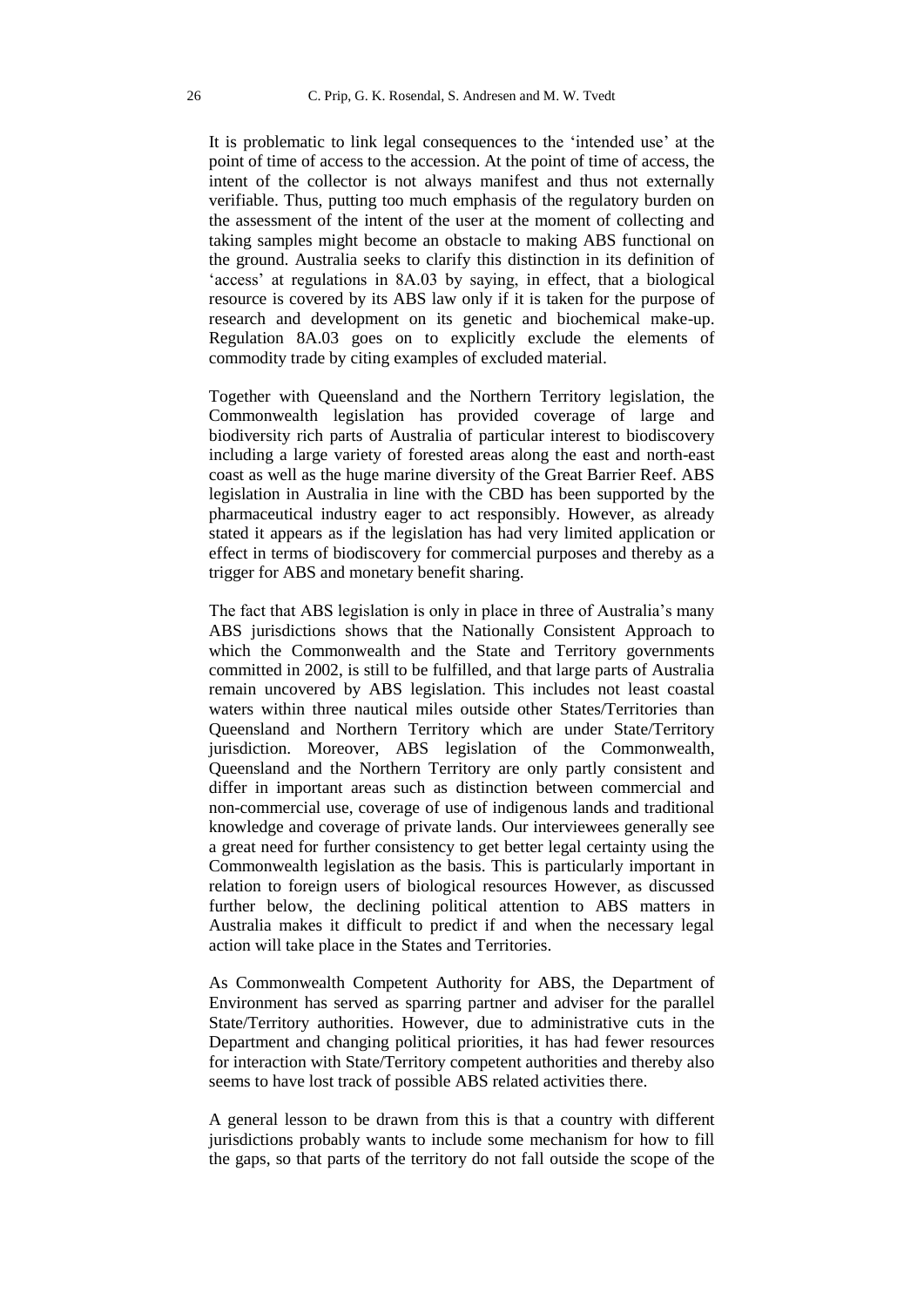It is problematic to link legal consequences to the 'intended use' at the point of time of access to the accession. At the point of time of access, the intent of the collector is not always manifest and thus not externally verifiable. Thus, putting too much emphasis of the regulatory burden on the assessment of the intent of the user at the moment of collecting and taking samples might become an obstacle to making ABS functional on the ground. Australia seeks to clarify this distinction in its definition of 'access' at regulations in 8A.03 by saying, in effect, that a biological resource is covered by its ABS law only if it is taken for the purpose of research and development on its genetic and biochemical make-up. Regulation 8A.03 goes on to explicitly exclude the elements of commodity trade by citing examples of excluded material.

Together with Queensland and the Northern Territory legislation, the Commonwealth legislation has provided coverage of large and biodiversity rich parts of Australia of particular interest to biodiscovery including a large variety of forested areas along the east and north-east coast as well as the huge marine diversity of the Great Barrier Reef. ABS legislation in Australia in line with the CBD has been supported by the pharmaceutical industry eager to act responsibly. However, as already stated it appears as if the legislation has had very limited application or effect in terms of biodiscovery for commercial purposes and thereby as a trigger for ABS and monetary benefit sharing.

The fact that ABS legislation is only in place in three of Australia's many ABS jurisdictions shows that the Nationally Consistent Approach to which the Commonwealth and the State and Territory governments committed in 2002, is still to be fulfilled, and that large parts of Australia remain uncovered by ABS legislation. This includes not least coastal waters within three nautical miles outside other States/Territories than Queensland and Northern Territory which are under State/Territory jurisdiction. Moreover, ABS legislation of the Commonwealth, Queensland and the Northern Territory are only partly consistent and differ in important areas such as distinction between commercial and non-commercial use, coverage of use of indigenous lands and traditional knowledge and coverage of private lands. Our interviewees generally see a great need for further consistency to get better legal certainty using the Commonwealth legislation as the basis. This is particularly important in relation to foreign users of biological resources However, as discussed further below, the declining political attention to ABS matters in Australia makes it difficult to predict if and when the necessary legal action will take place in the States and Territories.

As Commonwealth Competent Authority for ABS, the Department of Environment has served as sparring partner and adviser for the parallel State/Territory authorities. However, due to administrative cuts in the Department and changing political priorities, it has had fewer resources for interaction with State/Territory competent authorities and thereby also seems to have lost track of possible ABS related activities there.

A general lesson to be drawn from this is that a country with different jurisdictions probably wants to include some mechanism for how to fill the gaps, so that parts of the territory do not fall outside the scope of the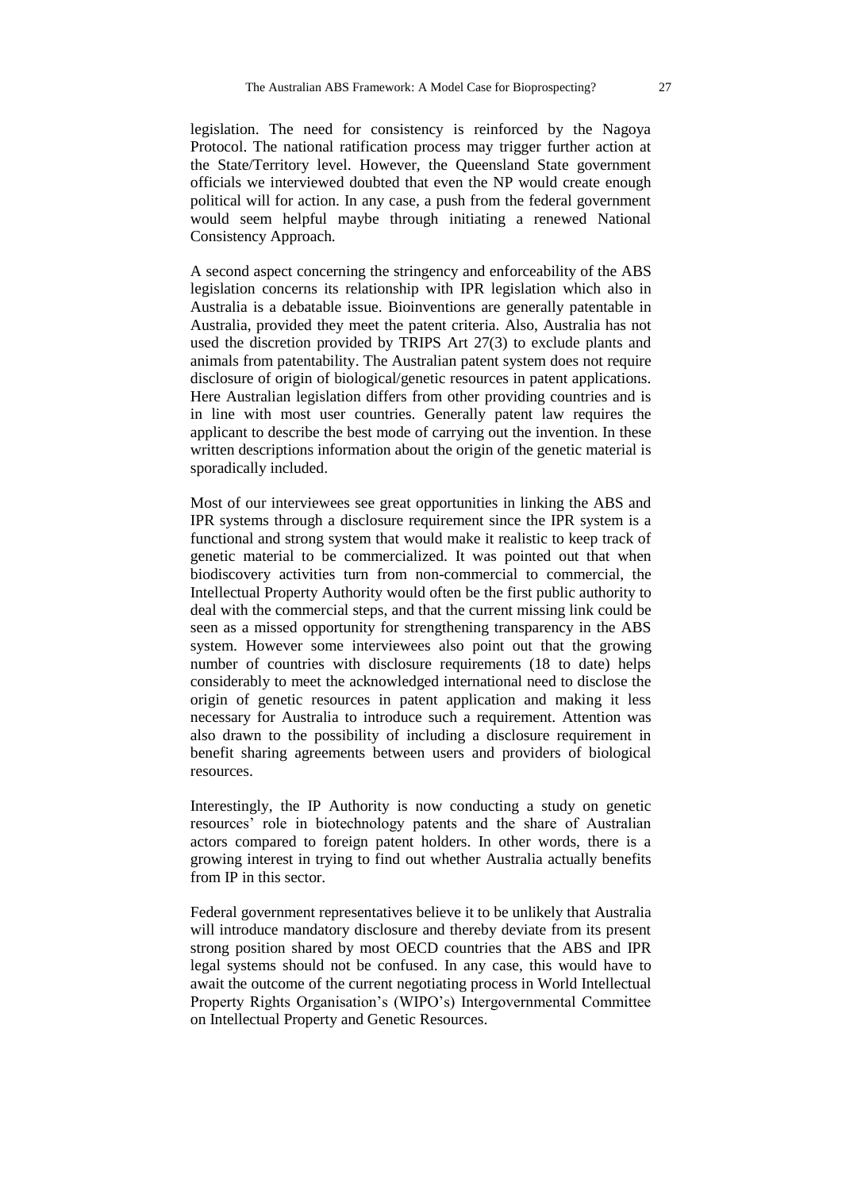legislation. The need for consistency is reinforced by the Nagoya Protocol. The national ratification process may trigger further action at the State/Territory level. However, the Queensland State government officials we interviewed doubted that even the NP would create enough political will for action. In any case, a push from the federal government would seem helpful maybe through initiating a renewed National Consistency Approach.

A second aspect concerning the stringency and enforceability of the ABS legislation concerns its relationship with IPR legislation which also in Australia is a debatable issue. Bioinventions are generally patentable in Australia, provided they meet the patent criteria. Also, Australia has not used the discretion provided by TRIPS Art 27(3) to exclude plants and animals from patentability. The Australian patent system does not require disclosure of origin of biological/genetic resources in patent applications. Here Australian legislation differs from other providing countries and is in line with most user countries. Generally patent law requires the applicant to describe the best mode of carrying out the invention. In these written descriptions information about the origin of the genetic material is sporadically included.

Most of our interviewees see great opportunities in linking the ABS and IPR systems through a disclosure requirement since the IPR system is a functional and strong system that would make it realistic to keep track of genetic material to be commercialized. It was pointed out that when biodiscovery activities turn from non-commercial to commercial, the Intellectual Property Authority would often be the first public authority to deal with the commercial steps, and that the current missing link could be seen as a missed opportunity for strengthening transparency in the ABS system. However some interviewees also point out that the growing number of countries with disclosure requirements (18 to date) helps considerably to meet the acknowledged international need to disclose the origin of genetic resources in patent application and making it less necessary for Australia to introduce such a requirement. Attention was also drawn to the possibility of including a disclosure requirement in benefit sharing agreements between users and providers of biological resources.

Interestingly, the IP Authority is now conducting a study on genetic resources' role in biotechnology patents and the share of Australian actors compared to foreign patent holders. In other words, there is a growing interest in trying to find out whether Australia actually benefits from IP in this sector.

Federal government representatives believe it to be unlikely that Australia will introduce mandatory disclosure and thereby deviate from its present strong position shared by most OECD countries that the ABS and IPR legal systems should not be confused. In any case, this would have to await the outcome of the current negotiating process in World Intellectual Property Rights Organisation's (WIPO's) Intergovernmental Committee on Intellectual Property and Genetic Resources.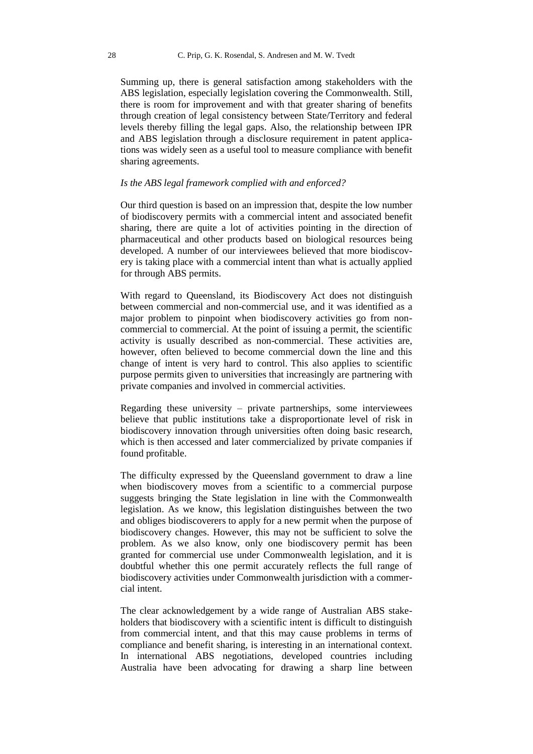Summing up, there is general satisfaction among stakeholders with the ABS legislation, especially legislation covering the Commonwealth. Still, there is room for improvement and with that greater sharing of benefits through creation of legal consistency between State/Territory and federal levels thereby filling the legal gaps. Also, the relationship between IPR and ABS legislation through a disclosure requirement in patent applications was widely seen as a useful tool to measure compliance with benefit sharing agreements.

*Is the ABS legal framework complied with and enforced?*

Our third question is based on an impression that, despite the low number of biodiscovery permits with a commercial intent and associated benefit sharing, there are quite a lot of activities pointing in the direction of pharmaceutical and other products based on biological resources being developed. A number of our interviewees believed that more biodiscovery is taking place with a commercial intent than what is actually applied for through ABS permits.

With regard to Queensland, its Biodiscovery Act does not distinguish between commercial and non-commercial use, and it was identified as a major problem to pinpoint when biodiscovery activities go from non-commercial to commercial. At the point of issuing a permit, the scientific activity is usually described as non-commercial. These activities are, however, often believed to become commercial down the line and this change of intent is very hard to control. This also applies to scientific purpose permits given to universities that increasingly are partnering with private companies and involved in commercial activities.

Regarding these university – private partnerships, some interviewees believe that public institutions take a disproportionate level of risk in biodiscovery innovation through universities often doing basic research, which is then accessed and later commercialized by private companies if found profitable.

The difficulty expressed by the Queensland government to draw a line when biodiscovery moves from a scientific to a commercial purpose suggests bringing the State legislation in line with the Commonwealth legislation. As we know, this legislation distinguishes between the two and obliges biodiscoverers to apply for a new permit when the purpose of biodiscovery changes. However, this may not be sufficient to solve the problem. As we also know, only one biodiscovery permit has been granted for commercial use under Commonwealth legislation, and it is doubtful whether this one permit accurately reflects the full range of biodiscovery activities under Commonwealth jurisdiction with a commercial intent.

The clear acknowledgement by a wide range of Australian ABS stakeholders that biodiscovery with a scientific intent is difficult to distinguish from commercial intent, and that this may cause problems in terms of compliance and benefit sharing, is interesting in an international context. In international ABS negotiations, developed countries including Australia have been advocating for drawing a sharp line between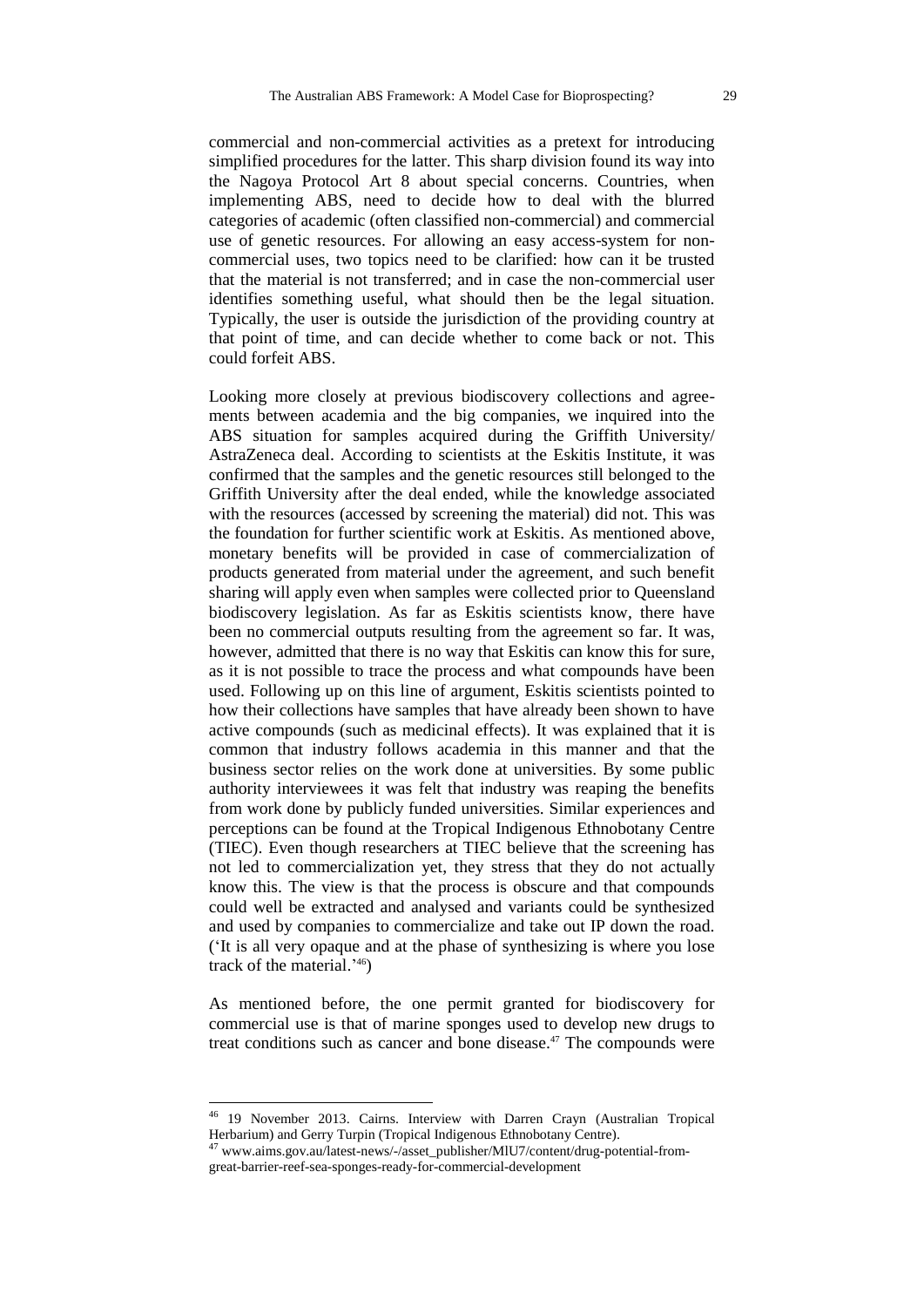commercial and non-commercial activities as a pretext for introducing simplified procedures for the latter. This sharp division found its way into the Nagoya Protocol Art 8 about special concerns. Countries, when implementing ABS, need to decide how to deal with the blurred categories of academic (often classified non-commercial) and commercial use of genetic resources. For allowing an easy access-system for non-commercial uses, two topics need to be clarified: how can it be trusted that the material is not transferred; and in case the non-commercial user identifies something useful, what should then be the legal situation. Typically, the user is outside the jurisdiction of the providing country at that point of time, and can decide whether to come back or not. This could forfeit ABS.

Looking more closely at previous biodiscovery collections and agreements between academia and the big companies, we inquired into the ABS situation for samples acquired during the Griffith University/ AstraZeneca deal. According to scientists at the Eskitis Institute, it was confirmed that the samples and the genetic resources still belonged to the Griffith University after the deal ended, while the knowledge associated with the resources (accessed by screening the material) did not. This was the foundation for further scientific work at Eskitis. As mentioned above, monetary benefits will be provided in case of commercialization of products generated from material under the agreement, and such benefit sharing will apply even when samples were collected prior to Queensland biodiscovery legislation. As far as Eskitis scientists know, there have been no commercial outputs resulting from the agreement so far. It was, however, admitted that there is no way that Eskitis can know this for sure, as it is not possible to trace the process and what compounds have been used. Following up on this line of argument, Eskitis scientists pointed to how their collections have samples that have already been shown to have active compounds (such as medicinal effects). It was explained that it is common that industry follows academia in this manner and that the business sector relies on the work done at universities. By some public authority interviewees it was felt that industry was reaping the benefits from work done by publicly funded universities. Similar experiences and perceptions can be found at the Tropical Indigenous Ethnobotany Centre (TIEC). Even though researchers at TIEC believe that the screening has not led to commercialization yet, they stress that they do not actually know this. The view is that the process is obscure and that compounds could well be extracted and analysed and variants could be synthesized and used by companies to commercialize and take out IP down the road. ('It is all very opaque and at the phase of synthesizing is where you lose track of the material.'[46])

As mentioned before, the one permit granted for biodiscovery for commercial use is that of marine sponges used to develop new drugs to treat conditions such as cancer and bone disease.[47] The compounds were

[46] 19 November 2013. Cairns. Interview with Darren Crayn (Australian Tropical Herbarium) and Gerry Turpin (Tropical Indigenous Ethnobotany Centre).

[47] www.aims.gov.au/latest-news/-/asset_publisher/MlU7/content/drug-potential-from-great-barrier-reef-sea-sponges-ready-for-commercial-development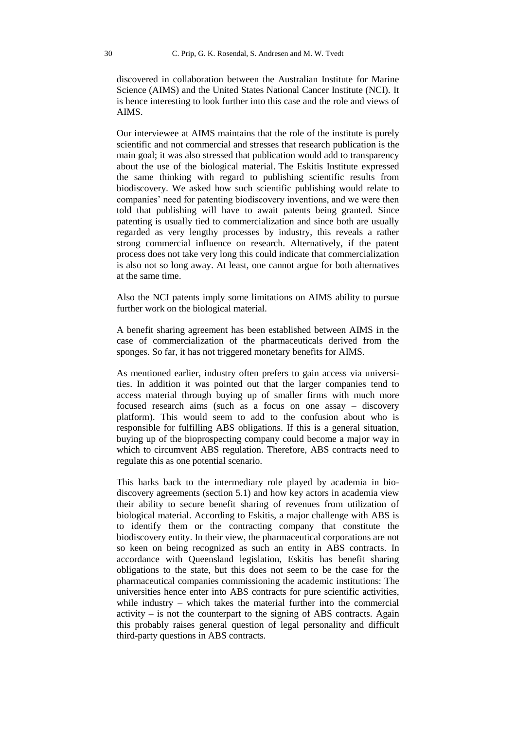discovered in collaboration between the Australian Institute for Marine Science (AIMS) and the United States National Cancer Institute (NCI). It is hence interesting to look further into this case and the role and views of AIMS.

Our interviewee at AIMS maintains that the role of the institute is purely scientific and not commercial and stresses that research publication is the main goal; it was also stressed that publication would add to transparency about the use of the biological material. The Eskitis Institute expressed the same thinking with regard to publishing scientific results from biodiscovery. We asked how such scientific publishing would relate to companies' need for patenting biodiscovery inventions, and we were then told that publishing will have to await patents being granted. Since patenting is usually tied to commercialization and since both are usually regarded as very lengthy processes by industry, this reveals a rather strong commercial influence on research. Alternatively, if the patent process does not take very long this could indicate that commercialization is also not so long away. At least, one cannot argue for both alternatives at the same time.

Also the NCI patents imply some limitations on AIMS ability to pursue further work on the biological material.

A benefit sharing agreement has been established between AIMS in the case of commercialization of the pharmaceuticals derived from the sponges. So far, it has not triggered monetary benefits for AIMS.

As mentioned earlier, industry often prefers to gain access via universities. In addition it was pointed out that the larger companies tend to access material through buying up of smaller firms with much more focused research aims (such as a focus on one assay – discovery platform). This would seem to add to the confusion about who is responsible for fulfilling ABS obligations. If this is a general situation, buying up of the bioprospecting company could become a major way in which to circumvent ABS regulation. Therefore, ABS contracts need to regulate this as one potential scenario.

This harks back to the intermediary role played by academia in biodiscovery agreements (section 5.1) and how key actors in academia view their ability to secure benefit sharing of revenues from utilization of biological material. According to Eskitis, a major challenge with ABS is to identify them or the contracting company that constitute the biodiscovery entity. In their view, the pharmaceutical corporations are not so keen on being recognized as such an entity in ABS contracts. In accordance with Queensland legislation, Eskitis has benefit sharing obligations to the state, but this does not seem to be the case for the pharmaceutical companies commissioning the academic institutions: The universities hence enter into ABS contracts for pure scientific activities, while industry – which takes the material further into the commercial activity – is not the counterpart to the signing of ABS contracts. Again this probably raises general question of legal personality and difficult third-party questions in ABS contracts.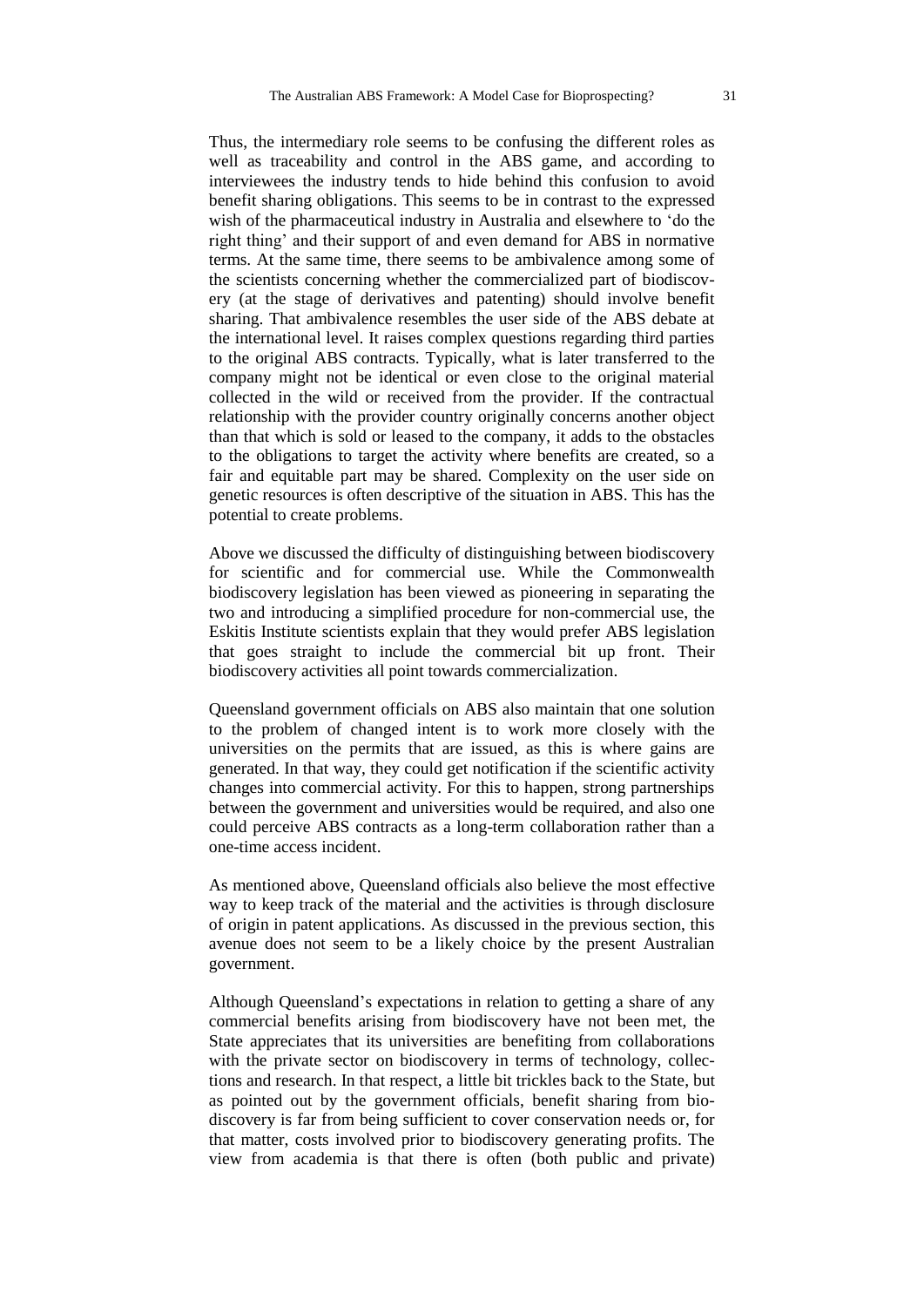Thus, the intermediary role seems to be confusing the different roles as well as traceability and control in the ABS game, and according to interviewees the industry tends to hide behind this confusion to avoid benefit sharing obligations. This seems to be in contrast to the expressed wish of the pharmaceutical industry in Australia and elsewhere to 'do the right thing' and their support of and even demand for ABS in normative terms. At the same time, there seems to be ambivalence among some of the scientists concerning whether the commercialized part of biodiscovery (at the stage of derivatives and patenting) should involve benefit sharing. That ambivalence resembles the user side of the ABS debate at the international level. It raises complex questions regarding third parties to the original ABS contracts. Typically, what is later transferred to the company might not be identical or even close to the original material collected in the wild or received from the provider. If the contractual relationship with the provider country originally concerns another object than that which is sold or leased to the company, it adds to the obstacles to the obligations to target the activity where benefits are created, so a fair and equitable part may be shared. Complexity on the user side on genetic resources is often descriptive of the situation in ABS. This has the potential to create problems.

Above we discussed the difficulty of distinguishing between biodiscovery for scientific and for commercial use. While the Commonwealth biodiscovery legislation has been viewed as pioneering in separating the two and introducing a simplified procedure for non-commercial use, the Eskitis Institute scientists explain that they would prefer ABS legislation that goes straight to include the commercial bit up front. Their biodiscovery activities all point towards commercialization.

Queensland government officials on ABS also maintain that one solution to the problem of changed intent is to work more closely with the universities on the permits that are issued, as this is where gains are generated. In that way, they could get notification if the scientific activity changes into commercial activity. For this to happen, strong partnerships between the government and universities would be required, and also one could perceive ABS contracts as a long-term collaboration rather than a one-time access incident.

As mentioned above, Queensland officials also believe the most effective way to keep track of the material and the activities is through disclosure of origin in patent applications. As discussed in the previous section, this avenue does not seem to be a likely choice by the present Australian government.

Although Queensland's expectations in relation to getting a share of any commercial benefits arising from biodiscovery have not been met, the State appreciates that its universities are benefiting from collaborations with the private sector on biodiscovery in terms of technology, collections and research. In that respect, a little bit trickles back to the State, but as pointed out by the government officials, benefit sharing from biodiscovery is far from being sufficient to cover conservation needs or, for that matter, costs involved prior to biodiscovery generating profits. The view from academia is that there is often (both public and private)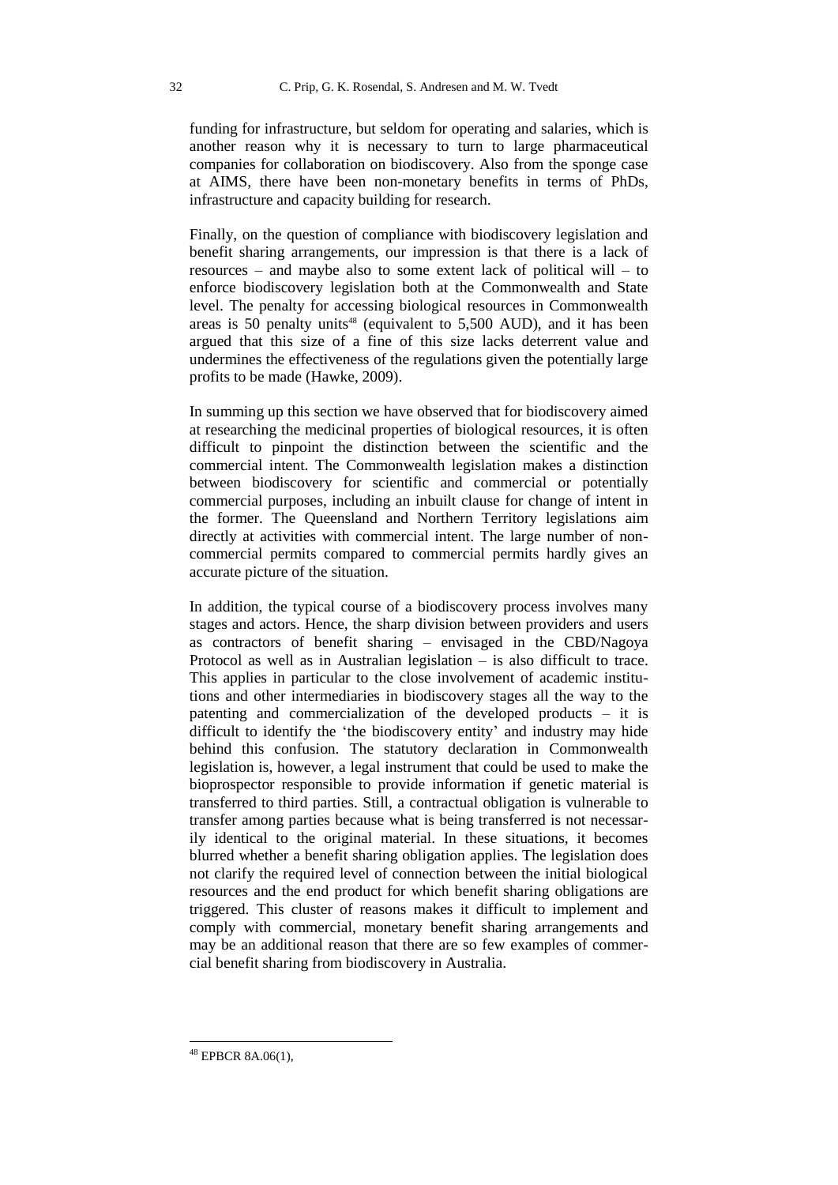funding for infrastructure, but seldom for operating and salaries, which is another reason why it is necessary to turn to large pharmaceutical companies for collaboration on biodiscovery. Also from the sponge case at AIMS, there have been non-monetary benefits in terms of PhDs, infrastructure and capacity building for research.

Finally, on the question of compliance with biodiscovery legislation and benefit sharing arrangements, our impression is that there is a lack of resources – and maybe also to some extent lack of political will – to enforce biodiscovery legislation both at the Commonwealth and State level. The penalty for accessing biological resources in Commonwealth areas is 50 penalty units[48] (equivalent to 5,500 AUD), and it has been argued that this size of a fine of this size lacks deterrent value and undermines the effectiveness of the regulations given the potentially large profits to be made (Hawke, 2009).

In summing up this section we have observed that for biodiscovery aimed at researching the medicinal properties of biological resources, it is often difficult to pinpoint the distinction between the scientific and the commercial intent. The Commonwealth legislation makes a distinction between biodiscovery for scientific and commercial or potentially commercial purposes, including an inbuilt clause for change of intent in the former. The Queensland and Northern Territory legislations aim directly at activities with commercial intent. The large number of non-commercial permits compared to commercial permits hardly gives an accurate picture of the situation.

In addition, the typical course of a biodiscovery process involves many stages and actors. Hence, the sharp division between providers and users as contractors of benefit sharing – envisaged in the CBD/Nagoya Protocol as well as in Australian legislation – is also difficult to trace. This applies in particular to the close involvement of academic institutions and other intermediaries in biodiscovery stages all the way to the patenting and commercialization of the developed products – it is difficult to identify the 'the biodiscovery entity' and industry may hide behind this confusion. The statutory declaration in Commonwealth legislation is, however, a legal instrument that could be used to make the bioprospector responsible to provide information if genetic material is transferred to third parties. Still, a contractual obligation is vulnerable to transfer among parties because what is being transferred is not necessarily identical to the original material. In these situations, it becomes blurred whether a benefit sharing obligation applies. The legislation does not clarify the required level of connection between the initial biological resources and the end product for which benefit sharing obligations are triggered. This cluster of reasons makes it difficult to implement and comply with commercial, monetary benefit sharing arrangements and may be an additional reason that there are so few examples of commercial benefit sharing from biodiscovery in Australia.

[48] EPBCR 8A.06(1),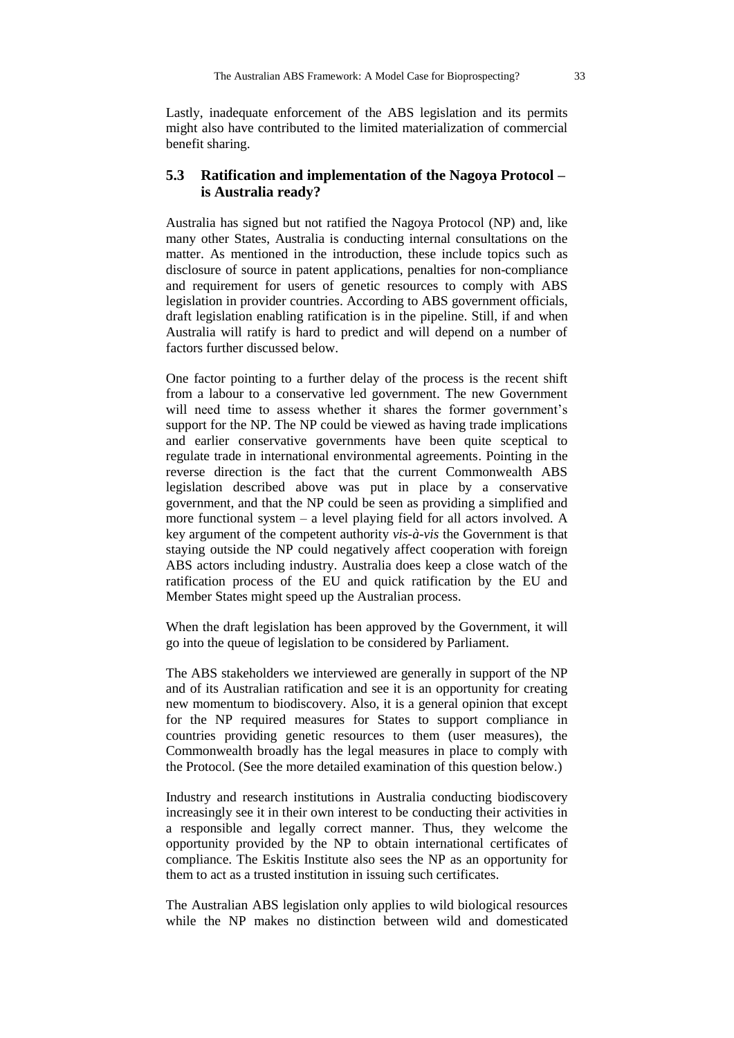Lastly, inadequate enforcement of the ABS legislation and its permits might also have contributed to the limited materialization of commercial benefit sharing.

## 5.3 Ratification and implementation of the Nagoya Protocol – is Australia ready?

Australia has signed but not ratified the Nagoya Protocol (NP) and, like many other States, Australia is conducting internal consultations on the matter. As mentioned in the introduction, these include topics such as disclosure of source in patent applications, penalties for non-compliance and requirement for users of genetic resources to comply with ABS legislation in provider countries. According to ABS government officials, draft legislation enabling ratification is in the pipeline. Still, if and when Australia will ratify is hard to predict and will depend on a number of factors further discussed below.

One factor pointing to a further delay of the process is the recent shift from a labour to a conservative led government. The new Government will need time to assess whether it shares the former government's support for the NP. The NP could be viewed as having trade implications and earlier conservative governments have been quite sceptical to regulate trade in international environmental agreements. Pointing in the reverse direction is the fact that the current Commonwealth ABS legislation described above was put in place by a conservative government, and that the NP could be seen as providing a simplified and more functional system – a level playing field for all actors involved. A key argument of the competent authority *vis-à-vis* the Government is that staying outside the NP could negatively affect cooperation with foreign ABS actors including industry. Australia does keep a close watch of the ratification process of the EU and quick ratification by the EU and Member States might speed up the Australian process.

When the draft legislation has been approved by the Government, it will go into the queue of legislation to be considered by Parliament.

The ABS stakeholders we interviewed are generally in support of the NP and of its Australian ratification and see it is an opportunity for creating new momentum to biodiscovery. Also, it is a general opinion that except for the NP required measures for States to support compliance in countries providing genetic resources to them (user measures), the Commonwealth broadly has the legal measures in place to comply with the Protocol. (See the more detailed examination of this question below.)

Industry and research institutions in Australia conducting biodiscovery increasingly see it in their own interest to be conducting their activities in a responsible and legally correct manner. Thus, they welcome the opportunity provided by the NP to obtain international certificates of compliance. The Eskitis Institute also sees the NP as an opportunity for them to act as a trusted institution in issuing such certificates.

The Australian ABS legislation only applies to wild biological resources while the NP makes no distinction between wild and domesticated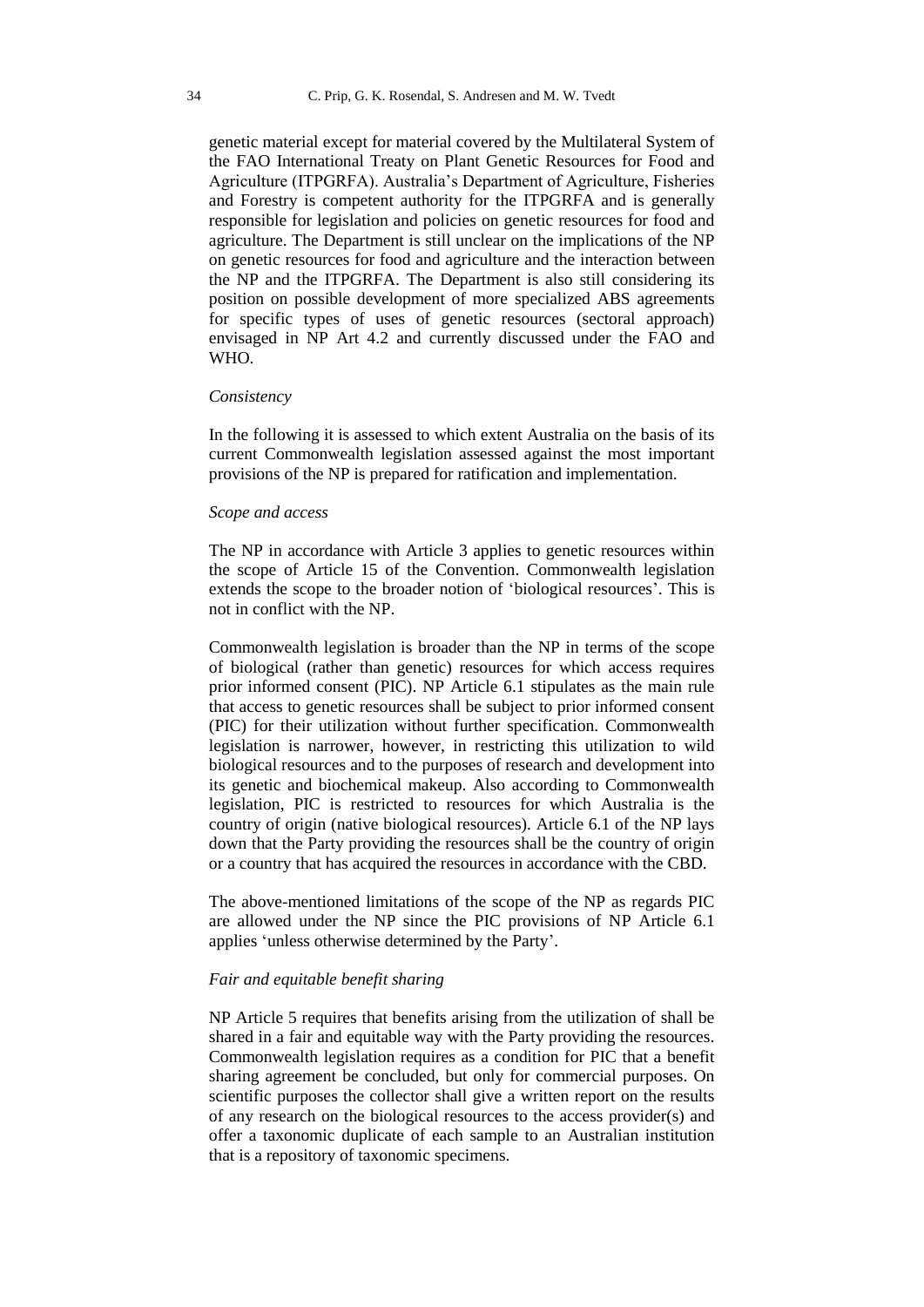genetic material except for material covered by the Multilateral System of the FAO International Treaty on Plant Genetic Resources for Food and Agriculture (ITPGRFA). Australia's Department of Agriculture, Fisheries and Forestry is competent authority for the ITPGRFA and is generally responsible for legislation and policies on genetic resources for food and agriculture. The Department is still unclear on the implications of the NP on genetic resources for food and agriculture and the interaction between the NP and the ITPGRFA. The Department is also still considering its position on possible development of more specialized ABS agreements for specific types of uses of genetic resources (sectoral approach) envisaged in NP Art 4.2 and currently discussed under the FAO and WHO.

*Consistency*

In the following it is assessed to which extent Australia on the basis of its current Commonwealth legislation assessed against the most important provisions of the NP is prepared for ratification and implementation.

*Scope and access*

The NP in accordance with Article 3 applies to genetic resources within the scope of Article 15 of the Convention. Commonwealth legislation extends the scope to the broader notion of 'biological resources'. This is not in conflict with the NP.

Commonwealth legislation is broader than the NP in terms of the scope of biological (rather than genetic) resources for which access requires prior informed consent (PIC). NP Article 6.1 stipulates as the main rule that access to genetic resources shall be subject to prior informed consent (PIC) for their utilization without further specification. Commonwealth legislation is narrower, however, in restricting this utilization to wild biological resources and to the purposes of research and development into its genetic and biochemical makeup. Also according to Commonwealth legislation, PIC is restricted to resources for which Australia is the country of origin (native biological resources). Article 6.1 of the NP lays down that the Party providing the resources shall be the country of origin or a country that has acquired the resources in accordance with the CBD.

The above-mentioned limitations of the scope of the NP as regards PIC are allowed under the NP since the PIC provisions of NP Article 6.1 applies 'unless otherwise determined by the Party'.

*Fair and equitable benefit sharing*

NP Article 5 requires that benefits arising from the utilization of shall be shared in a fair and equitable way with the Party providing the resources. Commonwealth legislation requires as a condition for PIC that a benefit sharing agreement be concluded, but only for commercial purposes. On scientific purposes the collector shall give a written report on the results of any research on the biological resources to the access provider(s) and offer a taxonomic duplicate of each sample to an Australian institution that is a repository of taxonomic specimens.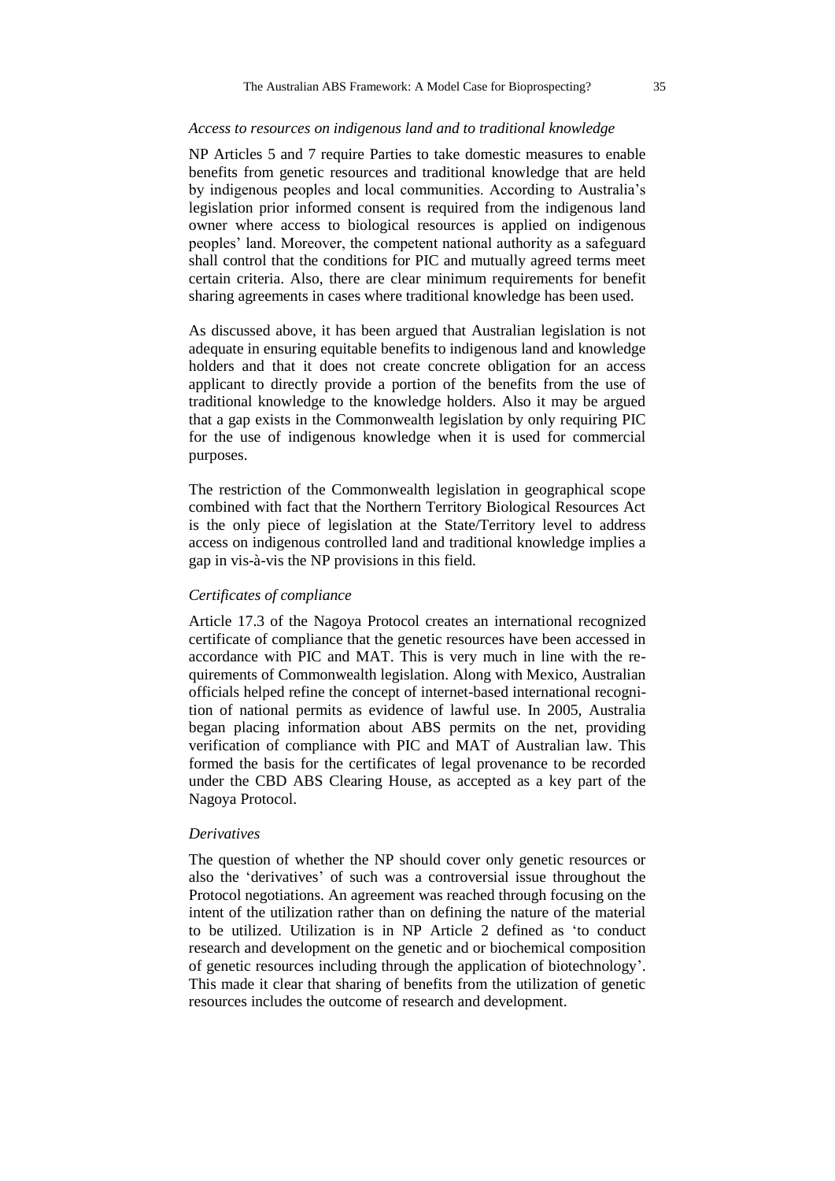*Access to resources on indigenous land and to traditional knowledge*

NP Articles 5 and 7 require Parties to take domestic measures to enable benefits from genetic resources and traditional knowledge that are held by indigenous peoples and local communities. According to Australia's legislation prior informed consent is required from the indigenous land owner where access to biological resources is applied on indigenous peoples' land. Moreover, the competent national authority as a safeguard shall control that the conditions for PIC and mutually agreed terms meet certain criteria. Also, there are clear minimum requirements for benefit sharing agreements in cases where traditional knowledge has been used.

As discussed above, it has been argued that Australian legislation is not adequate in ensuring equitable benefits to indigenous land and knowledge holders and that it does not create concrete obligation for an access applicant to directly provide a portion of the benefits from the use of traditional knowledge to the knowledge holders. Also it may be argued that a gap exists in the Commonwealth legislation by only requiring PIC for the use of indigenous knowledge when it is used for commercial purposes.

The restriction of the Commonwealth legislation in geographical scope combined with fact that the Northern Territory Biological Resources Act is the only piece of legislation at the State/Territory level to address access on indigenous controlled land and traditional knowledge implies a gap in vis-à-vis the NP provisions in this field.

*Certificates of compliance*

Article 17.3 of the Nagoya Protocol creates an international recognized certificate of compliance that the genetic resources have been accessed in accordance with PIC and MAT. This is very much in line with the requirements of Commonwealth legislation. Along with Mexico, Australian officials helped refine the concept of internet-based international recognition of national permits as evidence of lawful use. In 2005, Australia began placing information about ABS permits on the net, providing verification of compliance with PIC and MAT of Australian law. This formed the basis for the certificates of legal provenance to be recorded under the CBD ABS Clearing House, as accepted as a key part of the Nagoya Protocol.

*Derivatives*

The question of whether the NP should cover only genetic resources or also the 'derivatives' of such was a controversial issue throughout the Protocol negotiations. An agreement was reached through focusing on the intent of the utilization rather than on defining the nature of the material to be utilized. Utilization is in NP Article 2 defined as 'to conduct research and development on the genetic and or biochemical composition of genetic resources including through the application of biotechnology'. This made it clear that sharing of benefits from the utilization of genetic resources includes the outcome of research and development.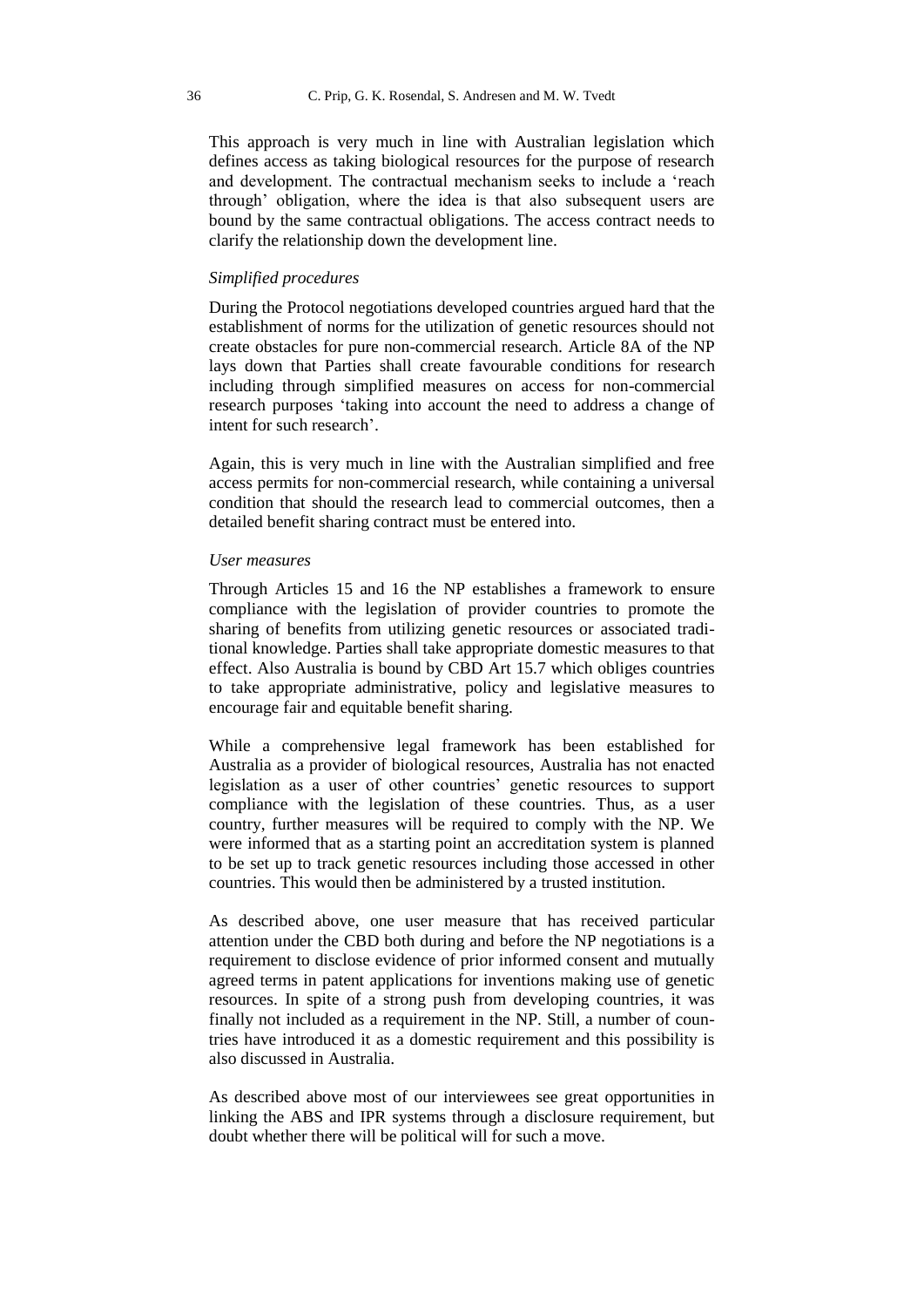This approach is very much in line with Australian legislation which defines access as taking biological resources for the purpose of research and development. The contractual mechanism seeks to include a 'reach through' obligation, where the idea is that also subsequent users are bound by the same contractual obligations. The access contract needs to clarify the relationship down the development line.

*Simplified procedures*

During the Protocol negotiations developed countries argued hard that the establishment of norms for the utilization of genetic resources should not create obstacles for pure non-commercial research. Article 8A of the NP lays down that Parties shall create favourable conditions for research including through simplified measures on access for non-commercial research purposes 'taking into account the need to address a change of intent for such research'.

Again, this is very much in line with the Australian simplified and free access permits for non-commercial research, while containing a universal condition that should the research lead to commercial outcomes, then a detailed benefit sharing contract must be entered into.

*User measures*

Through Articles 15 and 16 the NP establishes a framework to ensure compliance with the legislation of provider countries to promote the sharing of benefits from utilizing genetic resources or associated traditional knowledge. Parties shall take appropriate domestic measures to that effect. Also Australia is bound by CBD Art 15.7 which obliges countries to take appropriate administrative, policy and legislative measures to encourage fair and equitable benefit sharing.

While a comprehensive legal framework has been established for Australia as a provider of biological resources, Australia has not enacted legislation as a user of other countries' genetic resources to support compliance with the legislation of these countries. Thus, as a user country, further measures will be required to comply with the NP. We were informed that as a starting point an accreditation system is planned to be set up to track genetic resources including those accessed in other countries. This would then be administered by a trusted institution.

As described above, one user measure that has received particular attention under the CBD both during and before the NP negotiations is a requirement to disclose evidence of prior informed consent and mutually agreed terms in patent applications for inventions making use of genetic resources. In spite of a strong push from developing countries, it was finally not included as a requirement in the NP. Still, a number of countries have introduced it as a domestic requirement and this possibility is also discussed in Australia.

As described above most of our interviewees see great opportunities in linking the ABS and IPR systems through a disclosure requirement, but doubt whether there will be political will for such a move.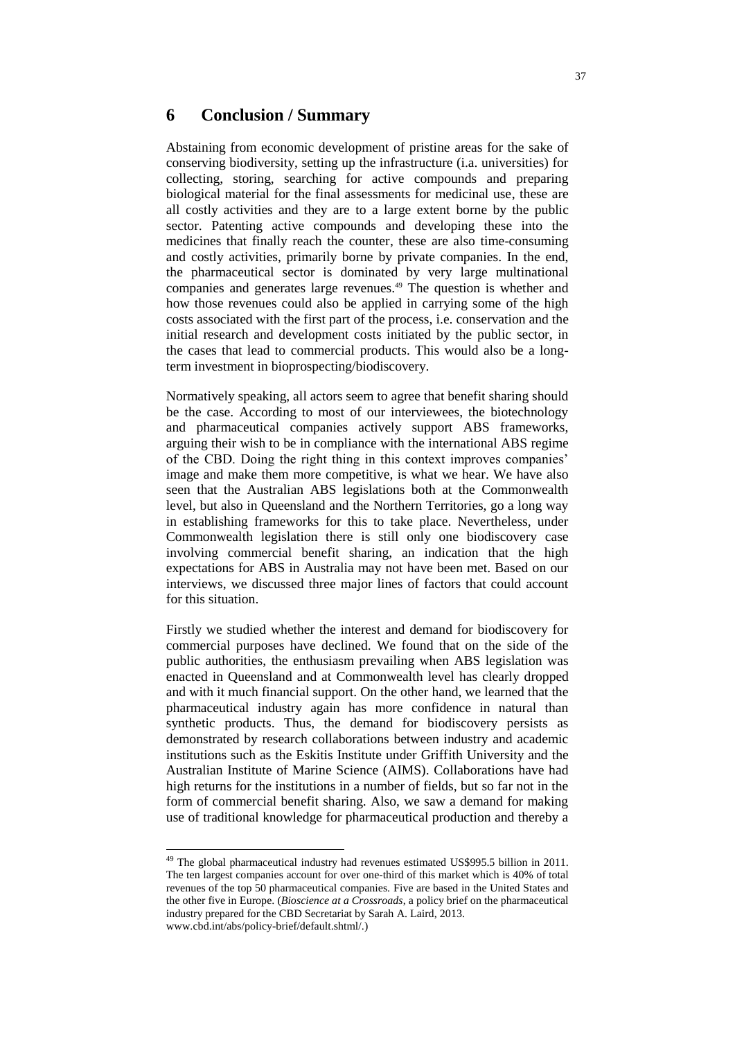# 6 Conclusion / Summary

Abstaining from economic development of pristine areas for the sake of conserving biodiversity, setting up the infrastructure (i.a. universities) for collecting, storing, searching for active compounds and preparing biological material for the final assessments for medicinal use, these are all costly activities and they are to a large extent borne by the public sector. Patenting active compounds and developing these into the medicines that finally reach the counter, these are also time-consuming and costly activities, primarily borne by private companies. In the end, the pharmaceutical sector is dominated by very large multinational companies and generates large revenues.[49] The question is whether and how those revenues could also be applied in carrying some of the high costs associated with the first part of the process, i.e. conservation and the initial research and development costs initiated by the public sector, in the cases that lead to commercial products. This would also be a long-term investment in bioprospecting/biodiscovery.

Normatively speaking, all actors seem to agree that benefit sharing should be the case. According to most of our interviewees, the biotechnology and pharmaceutical companies actively support ABS frameworks, arguing their wish to be in compliance with the international ABS regime of the CBD. Doing the right thing in this context improves companies' image and make them more competitive, is what we hear. We have also seen that the Australian ABS legislations both at the Commonwealth level, but also in Queensland and the Northern Territories, go a long way in establishing frameworks for this to take place. Nevertheless, under Commonwealth legislation there is still only one biodiscovery case involving commercial benefit sharing, an indication that the high expectations for ABS in Australia may not have been met. Based on our interviews, we discussed three major lines of factors that could account for this situation.

Firstly we studied whether the interest and demand for biodiscovery for commercial purposes have declined. We found that on the side of the public authorities, the enthusiasm prevailing when ABS legislation was enacted in Queensland and at Commonwealth level has clearly dropped and with it much financial support. On the other hand, we learned that the pharmaceutical industry again has more confidence in natural than synthetic products. Thus, the demand for biodiscovery persists as demonstrated by research collaborations between industry and academic institutions such as the Eskitis Institute under Griffith University and the Australian Institute of Marine Science (AIMS). Collaborations have had high returns for the institutions in a number of fields, but so far not in the form of commercial benefit sharing. Also, we saw a demand for making use of traditional knowledge for pharmaceutical production and thereby a

---

[49] The global pharmaceutical industry had revenues estimated US$995.5 billion in 2011. The ten largest companies account for over one-third of this market which is 40% of total revenues of the top 50 pharmaceutical companies. Five are based in the United States and the other five in Europe. (*Bioscience at a Crossroads*, a policy brief on the pharmaceutical industry prepared for the CBD Secretariat by Sarah A. Laird, 2013. www.cbd.int/abs/policy-brief/default.shtml/.)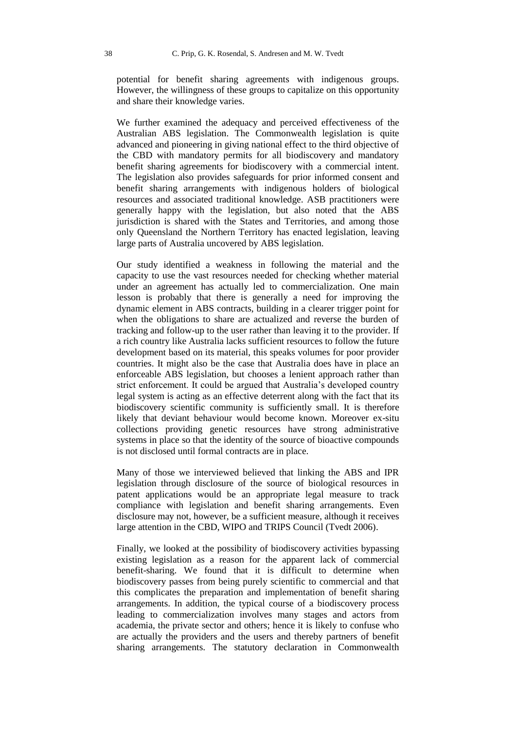potential for benefit sharing agreements with indigenous groups. However, the willingness of these groups to capitalize on this opportunity and share their knowledge varies.

We further examined the adequacy and perceived effectiveness of the Australian ABS legislation. The Commonwealth legislation is quite advanced and pioneering in giving national effect to the third objective of the CBD with mandatory permits for all biodiscovery and mandatory benefit sharing agreements for biodiscovery with a commercial intent. The legislation also provides safeguards for prior informed consent and benefit sharing arrangements with indigenous holders of biological resources and associated traditional knowledge. ASB practitioners were generally happy with the legislation, but also noted that the ABS jurisdiction is shared with the States and Territories, and among those only Queensland the Northern Territory has enacted legislation, leaving large parts of Australia uncovered by ABS legislation.

Our study identified a weakness in following the material and the capacity to use the vast resources needed for checking whether material under an agreement has actually led to commercialization. One main lesson is probably that there is generally a need for improving the dynamic element in ABS contracts, building in a clearer trigger point for when the obligations to share are actualized and reverse the burden of tracking and follow-up to the user rather than leaving it to the provider. If a rich country like Australia lacks sufficient resources to follow the future development based on its material, this speaks volumes for poor provider countries. It might also be the case that Australia does have in place an enforceable ABS legislation, but chooses a lenient approach rather than strict enforcement. It could be argued that Australia's developed country legal system is acting as an effective deterrent along with the fact that its biodiscovery scientific community is sufficiently small. It is therefore likely that deviant behaviour would become known. Moreover ex-situ collections providing genetic resources have strong administrative systems in place so that the identity of the source of bioactive compounds is not disclosed until formal contracts are in place.

Many of those we interviewed believed that linking the ABS and IPR legislation through disclosure of the source of biological resources in patent applications would be an appropriate legal measure to track compliance with legislation and benefit sharing arrangements. Even disclosure may not, however, be a sufficient measure, although it receives large attention in the CBD, WIPO and TRIPS Council (Tvedt 2006).

Finally, we looked at the possibility of biodiscovery activities bypassing existing legislation as a reason for the apparent lack of commercial benefit-sharing. We found that it is difficult to determine when biodiscovery passes from being purely scientific to commercial and that this complicates the preparation and implementation of benefit sharing arrangements. In addition, the typical course of a biodiscovery process leading to commercialization involves many stages and actors from academia, the private sector and others; hence it is likely to confuse who are actually the providers and the users and thereby partners of benefit sharing arrangements. The statutory declaration in Commonwealth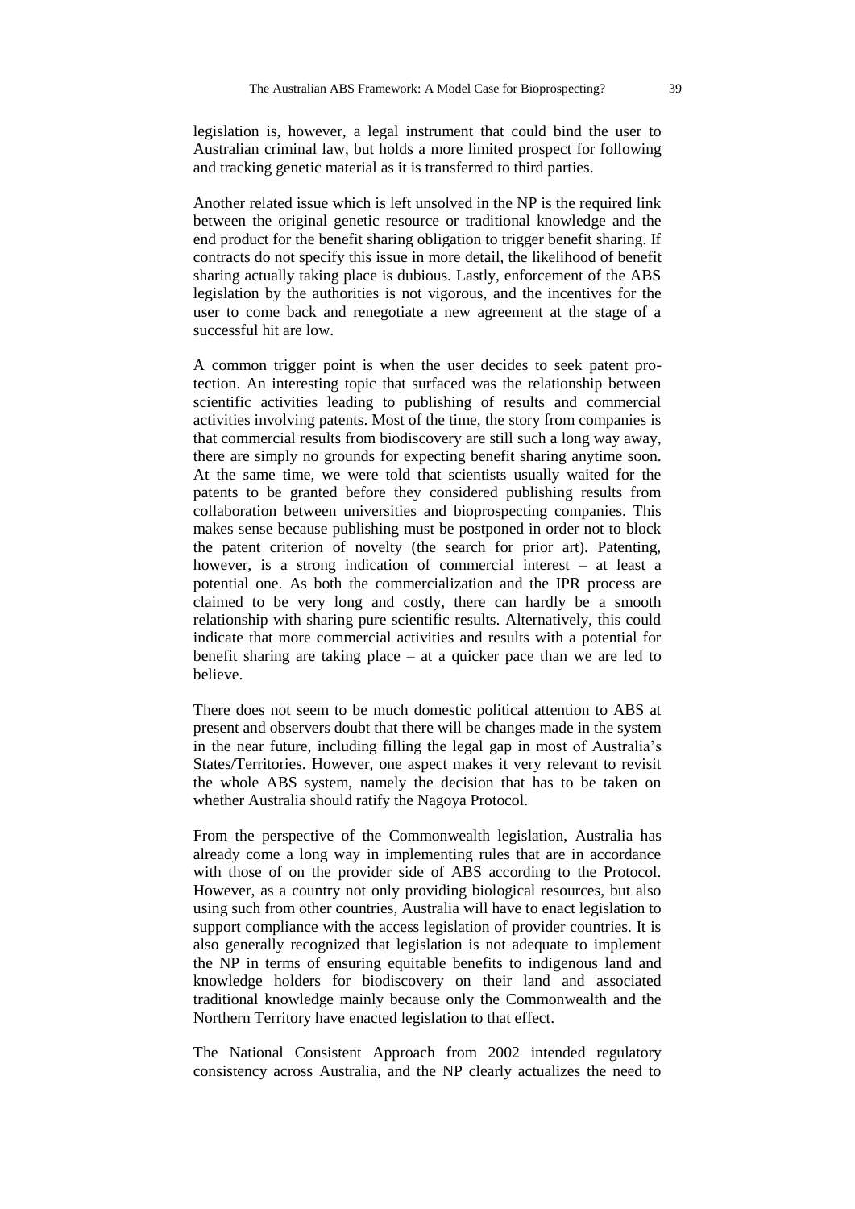legislation is, however, a legal instrument that could bind the user to Australian criminal law, but holds a more limited prospect for following and tracking genetic material as it is transferred to third parties.

Another related issue which is left unsolved in the NP is the required link between the original genetic resource or traditional knowledge and the end product for the benefit sharing obligation to trigger benefit sharing. If contracts do not specify this issue in more detail, the likelihood of benefit sharing actually taking place is dubious. Lastly, enforcement of the ABS legislation by the authorities is not vigorous, and the incentives for the user to come back and renegotiate a new agreement at the stage of a successful hit are low.

A common trigger point is when the user decides to seek patent protection. An interesting topic that surfaced was the relationship between scientific activities leading to publishing of results and commercial activities involving patents. Most of the time, the story from companies is that commercial results from biodiscovery are still such a long way away, there are simply no grounds for expecting benefit sharing anytime soon. At the same time, we were told that scientists usually waited for the patents to be granted before they considered publishing results from collaboration between universities and bioprospecting companies. This makes sense because publishing must be postponed in order not to block the patent criterion of novelty (the search for prior art). Patenting, however, is a strong indication of commercial interest – at least a potential one. As both the commercialization and the IPR process are claimed to be very long and costly, there can hardly be a smooth relationship with sharing pure scientific results. Alternatively, this could indicate that more commercial activities and results with a potential for benefit sharing are taking place – at a quicker pace than we are led to believe.

There does not seem to be much domestic political attention to ABS at present and observers doubt that there will be changes made in the system in the near future, including filling the legal gap in most of Australia's States/Territories. However, one aspect makes it very relevant to revisit the whole ABS system, namely the decision that has to be taken on whether Australia should ratify the Nagoya Protocol.

From the perspective of the Commonwealth legislation, Australia has already come a long way in implementing rules that are in accordance with those of on the provider side of ABS according to the Protocol. However, as a country not only providing biological resources, but also using such from other countries, Australia will have to enact legislation to support compliance with the access legislation of provider countries. It is also generally recognized that legislation is not adequate to implement the NP in terms of ensuring equitable benefits to indigenous land and knowledge holders for biodiscovery on their land and associated traditional knowledge mainly because only the Commonwealth and the Northern Territory have enacted legislation to that effect.

The National Consistent Approach from 2002 intended regulatory consistency across Australia, and the NP clearly actualizes the need to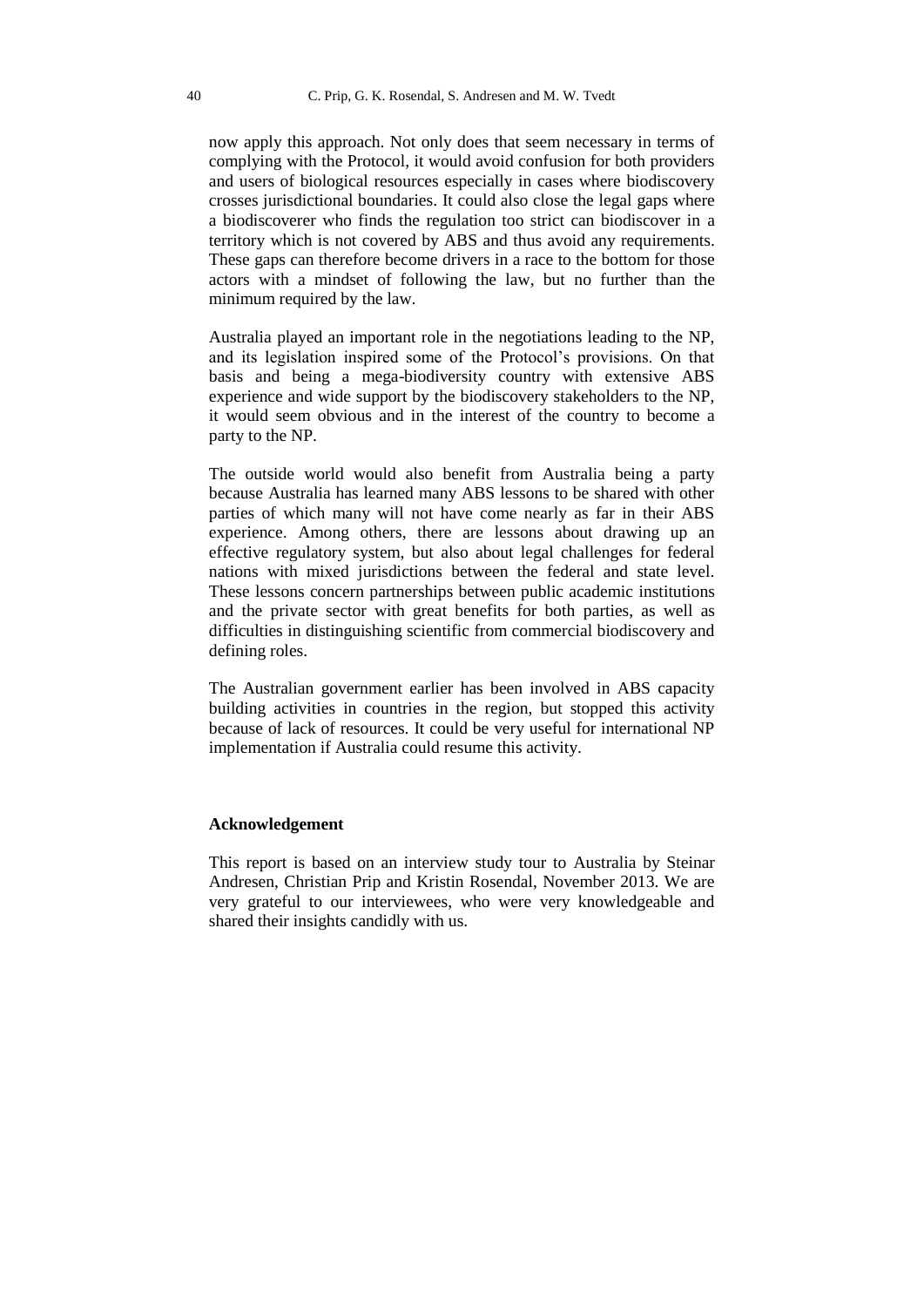now apply this approach. Not only does that seem necessary in terms of complying with the Protocol, it would avoid confusion for both providers and users of biological resources especially in cases where biodiscovery crosses jurisdictional boundaries. It could also close the legal gaps where a biodiscoverer who finds the regulation too strict can biodiscover in a territory which is not covered by ABS and thus avoid any requirements. These gaps can therefore become drivers in a race to the bottom for those actors with a mindset of following the law, but no further than the minimum required by the law.

Australia played an important role in the negotiations leading to the NP, and its legislation inspired some of the Protocol's provisions. On that basis and being a mega-biodiversity country with extensive ABS experience and wide support by the biodiscovery stakeholders to the NP, it would seem obvious and in the interest of the country to become a party to the NP.

The outside world would also benefit from Australia being a party because Australia has learned many ABS lessons to be shared with other parties of which many will not have come nearly as far in their ABS experience. Among others, there are lessons about drawing up an effective regulatory system, but also about legal challenges for federal nations with mixed jurisdictions between the federal and state level. These lessons concern partnerships between public academic institutions and the private sector with great benefits for both parties, as well as difficulties in distinguishing scientific from commercial biodiscovery and defining roles.

The Australian government earlier has been involved in ABS capacity building activities in countries in the region, but stopped this activity because of lack of resources. It could be very useful for international NP implementation if Australia could resume this activity.

**Acknowledgement**

This report is based on an interview study tour to Australia by Steinar Andresen, Christian Prip and Kristin Rosendal, November 2013. We are very grateful to our interviewees, who were very knowledgeable and shared their insights candidly with us.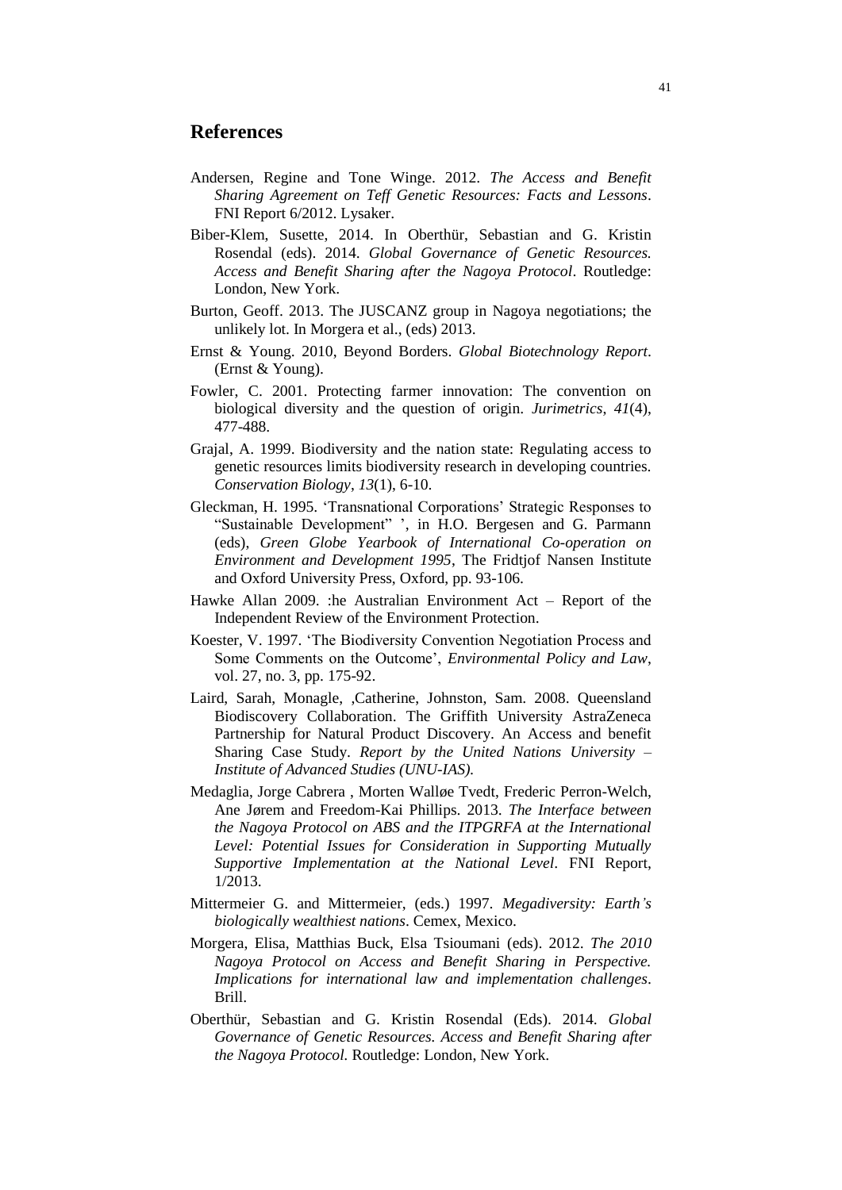## References

Andersen, Regine and Tone Winge. 2012. *The Access and Benefit Sharing Agreement on Teff Genetic Resources: Facts and Lessons*. FNI Report 6/2012. Lysaker.

Biber-Klem, Susette, 2014. In Oberthür, Sebastian and G. Kristin Rosendal (eds). 2014. *Global Governance of Genetic Resources. Access and Benefit Sharing after the Nagoya Protocol*. Routledge: London, New York.

Burton, Geoff. 2013. The JUSCANZ group in Nagoya negotiations; the unlikely lot. In Morgera et al., (eds) 2013.

Ernst & Young. 2010, Beyond Borders. *Global Biotechnology Report*. (Ernst & Young).

Fowler, C. 2001. Protecting farmer innovation: The convention on biological diversity and the question of origin. *Jurimetrics*, *41*(4), 477-488.

Grajal, A. 1999. Biodiversity and the nation state: Regulating access to genetic resources limits biodiversity research in developing countries. *Conservation Biology*, *13*(1), 6-10.

Gleckman, H. 1995. 'Transnational Corporations' Strategic Responses to "Sustainable Development" ', in H.O. Bergesen and G. Parmann (eds), *Green Globe Yearbook of International Co-operation on Environment and Development 1995*, The Fridtjof Nansen Institute and Oxford University Press, Oxford, pp. 93-106.

Hawke Allan 2009. :he Australian Environment Act – Report of the Independent Review of the Environment Protection.

Koester, V. 1997. 'The Biodiversity Convention Negotiation Process and Some Comments on the Outcome', *Environmental Policy and Law*, vol. 27, no. 3, pp. 175-92.

Laird, Sarah, Monagle, ,Catherine, Johnston, Sam. 2008. Queensland Biodiscovery Collaboration. The Griffith University AstraZeneca Partnership for Natural Product Discovery. An Access and benefit Sharing Case Study. *Report by the United Nations University – Institute of Advanced Studies (UNU-IAS).*

Medaglia, Jorge Cabrera , Morten Walløe Tvedt, Frederic Perron-Welch, Ane Jørem and Freedom-Kai Phillips. 2013. *The Interface between the Nagoya Protocol on ABS and the ITPGRFA at the International Level: Potential Issues for Consideration in Supporting Mutually Supportive Implementation at the National Level*. FNI Report, 1/2013.

Mittermeier G. and Mittermeier, (eds.) 1997. *Megadiversity: Earth's biologically wealthiest nations*. Cemex, Mexico.

Morgera, Elisa, Matthias Buck, Elsa Tsioumani (eds). 2012. *The 2010 Nagoya Protocol on Access and Benefit Sharing in Perspective. Implications for international law and implementation challenges*. Brill.

Oberthür, Sebastian and G. Kristin Rosendal (Eds). 2014. *Global Governance of Genetic Resources. Access and Benefit Sharing after the Nagoya Protocol.* Routledge: London, New York.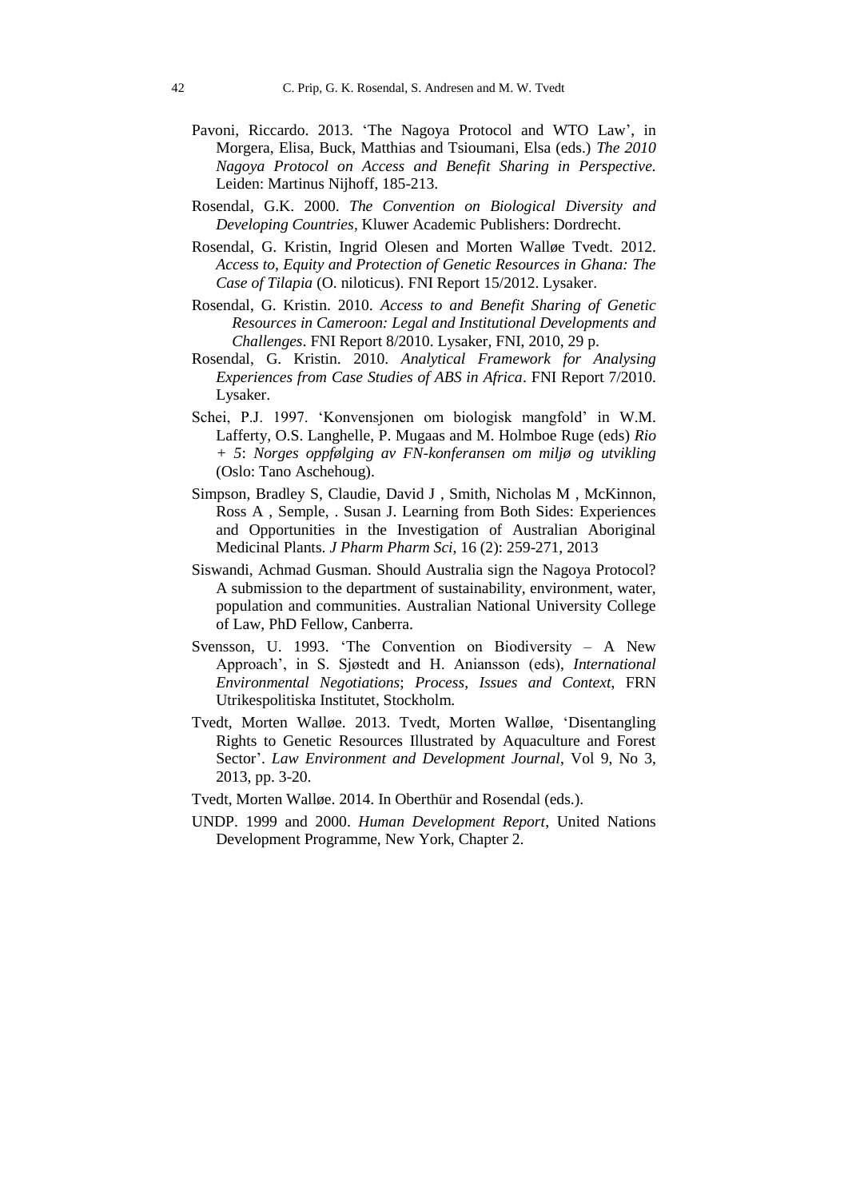Pavoni, Riccardo. 2013. 'The Nagoya Protocol and WTO Law', in Morgera, Elisa, Buck, Matthias and Tsioumani, Elsa (eds.) *The 2010 Nagoya Protocol on Access and Benefit Sharing in Perspective.* Leiden: Martinus Nijhoff, 185-213.

Rosendal, G.K. 2000. *The Convention on Biological Diversity and Developing Countries*, Kluwer Academic Publishers: Dordrecht.

Rosendal, G. Kristin, Ingrid Olesen and Morten Walløe Tvedt. 2012. *Access to, Equity and Protection of Genetic Resources in Ghana: The Case of Tilapia* (O. niloticus). FNI Report 15/2012. Lysaker.

Rosendal, G. Kristin. 2010. *Access to and Benefit Sharing of Genetic Resources in Cameroon: Legal and Institutional Developments and Challenges*. FNI Report 8/2010. Lysaker, FNI, 2010, 29 p.

Rosendal, G. Kristin. 2010. *Analytical Framework for Analysing Experiences from Case Studies of ABS in Africa*. FNI Report 7/2010. Lysaker.

Schei, P.J. 1997. 'Konvensjonen om biologisk mangfold' in W.M. Lafferty, O.S. Langhelle, P. Mugaas and M. Holmboe Ruge (eds) *Rio + 5*: *Norges oppfølging av FN-konferansen om miljø og utvikling* (Oslo: Tano Aschehoug).

Simpson, Bradley S, Claudie, David J , Smith, Nicholas M , McKinnon, Ross A , Semple, . Susan J. Learning from Both Sides: Experiences and Opportunities in the Investigation of Australian Aboriginal Medicinal Plants. *J Pharm Pharm Sci*, 16 (2): 259-271, 2013

Siswandi, Achmad Gusman. Should Australia sign the Nagoya Protocol? A submission to the department of sustainability, environment, water, population and communities. Australian National University College of Law, PhD Fellow, Canberra.

Svensson, U. 1993. 'The Convention on Biodiversity – A New Approach', in S. Sjøstedt and H. Aniansson (eds), *International Environmental Negotiations*; *Process*, *Issues and Context*, FRN Utrikespolitiska Institutet, Stockholm.

Tvedt, Morten Walløe. 2013. Tvedt, Morten Walløe, 'Disentangling Rights to Genetic Resources Illustrated by Aquaculture and Forest Sector'. *Law Environment and Development Journal*, Vol 9, No 3, 2013, pp. 3-20.

Tvedt, Morten Walløe. 2014. In Oberthür and Rosendal (eds.).

UNDP. 1999 and 2000. *Human Development Report*, United Nations Development Programme, New York, Chapter 2.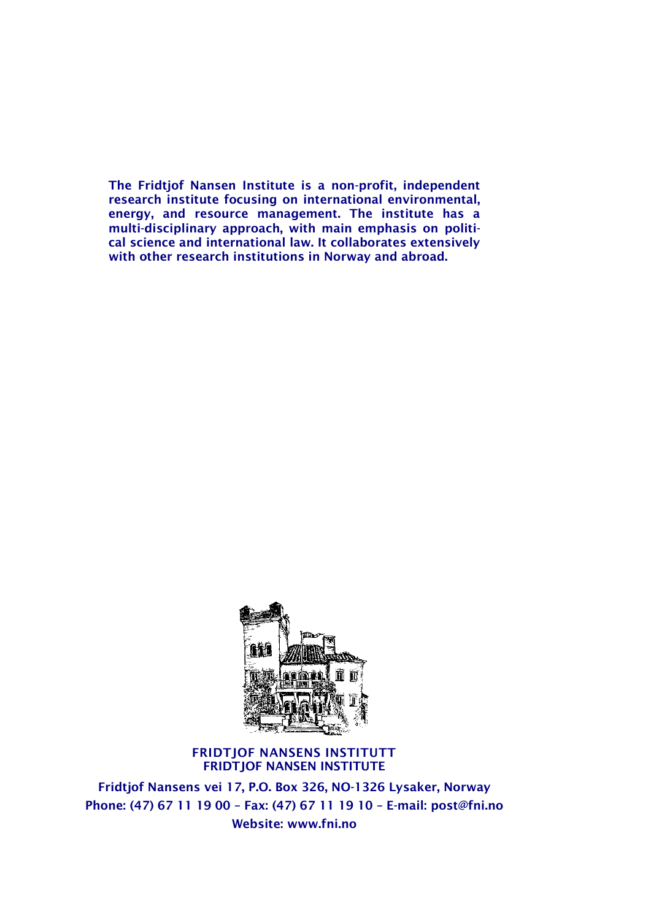**The Fridtjof Nansen Institute is a non-profit, independent research institute focusing on international environmental, energy, and resource management. The institute has a multi-disciplinary approach, with main emphasis on political science and international law. It collaborates extensively with other research institutions in Norway and abroad.**

**FRIDTJOF NANSENS INSTITUTT**
**FRIDTJOF NANSEN INSTITUTE**

**Fridtjof Nansens vei 17, P.O. Box 326, NO-1326 Lysaker, Norway**
**Phone: (47) 67 11 19 00 – Fax: (47) 67 11 19 10 – E-mail: post@fni.no**
**Website: www.fni.no**